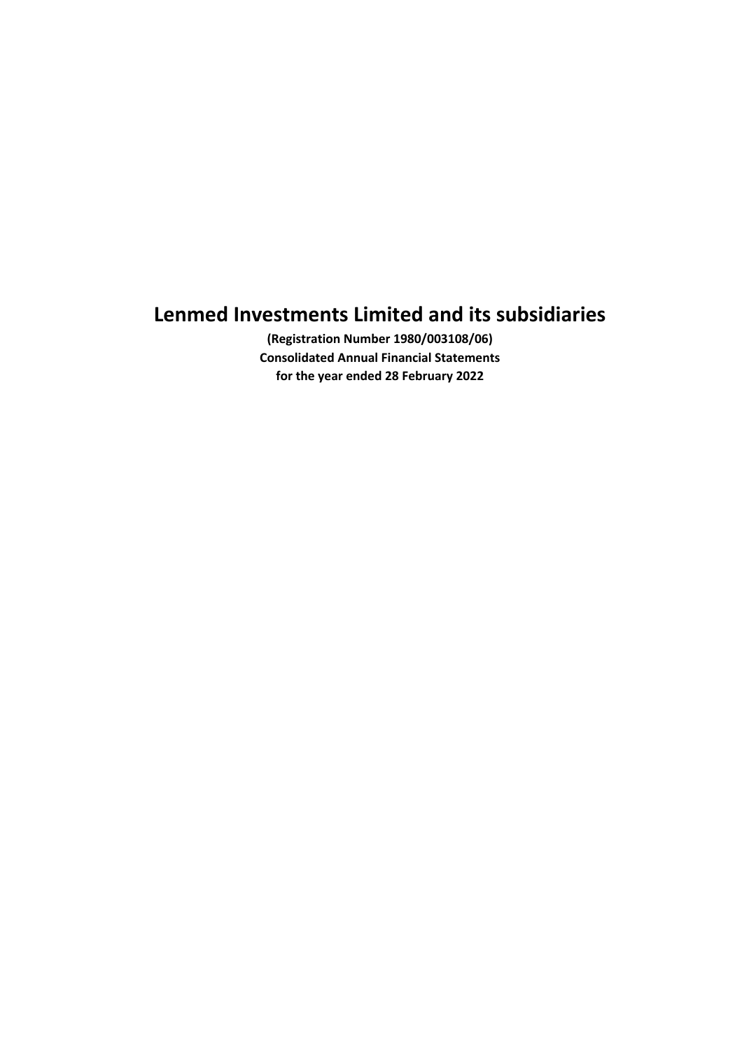# Lenmed Investments Limited and its subsidiaries

**(Registration Number 1980/003108/06)**
**Consolidated Annual Financial Statements**
**for the year ended 28 February 2022**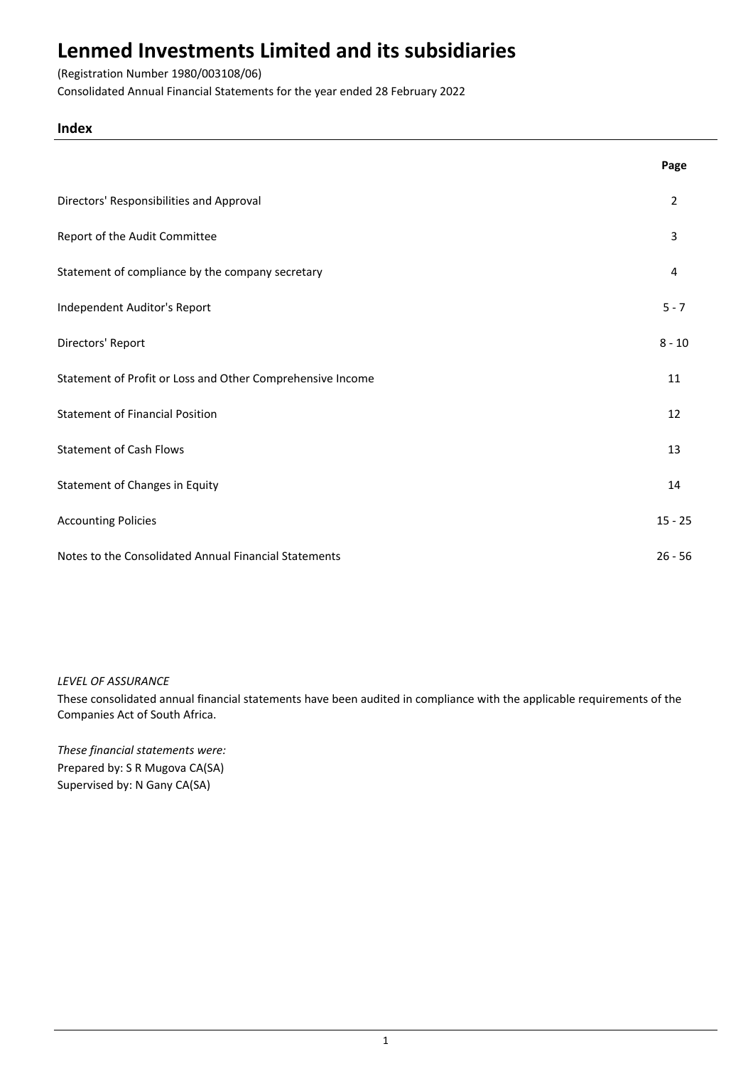# Lenmed Investments Limited and its subsidiaries

(Registration Number 1980/003108/06)

Consolidated Annual Financial Statements for the year ended 28 February 2022

## Index

| | Page |
|---|---|
| Directors' Responsibilities and Approval | 2 |
| Report of the Audit Committee | 3 |
| Statement of compliance by the company secretary | 4 |
| Independent Auditor's Report | 5 - 7 |
| Directors' Report | 8 - 10 |
| Statement of Profit or Loss and Other Comprehensive Income | 11 |
| Statement of Financial Position | 12 |
| Statement of Cash Flows | 13 |
| Statement of Changes in Equity | 14 |
| Accounting Policies | 15 - 25 |
| Notes to the Consolidated Annual Financial Statements | 26 - 56 |

*LEVEL OF ASSURANCE*

These consolidated annual financial statements have been audited in compliance with the applicable requirements of the Companies Act of South Africa.

*These financial statements were:*

Prepared by: S R Mugova CA(SA)

Supervised by: N Gany CA(SA)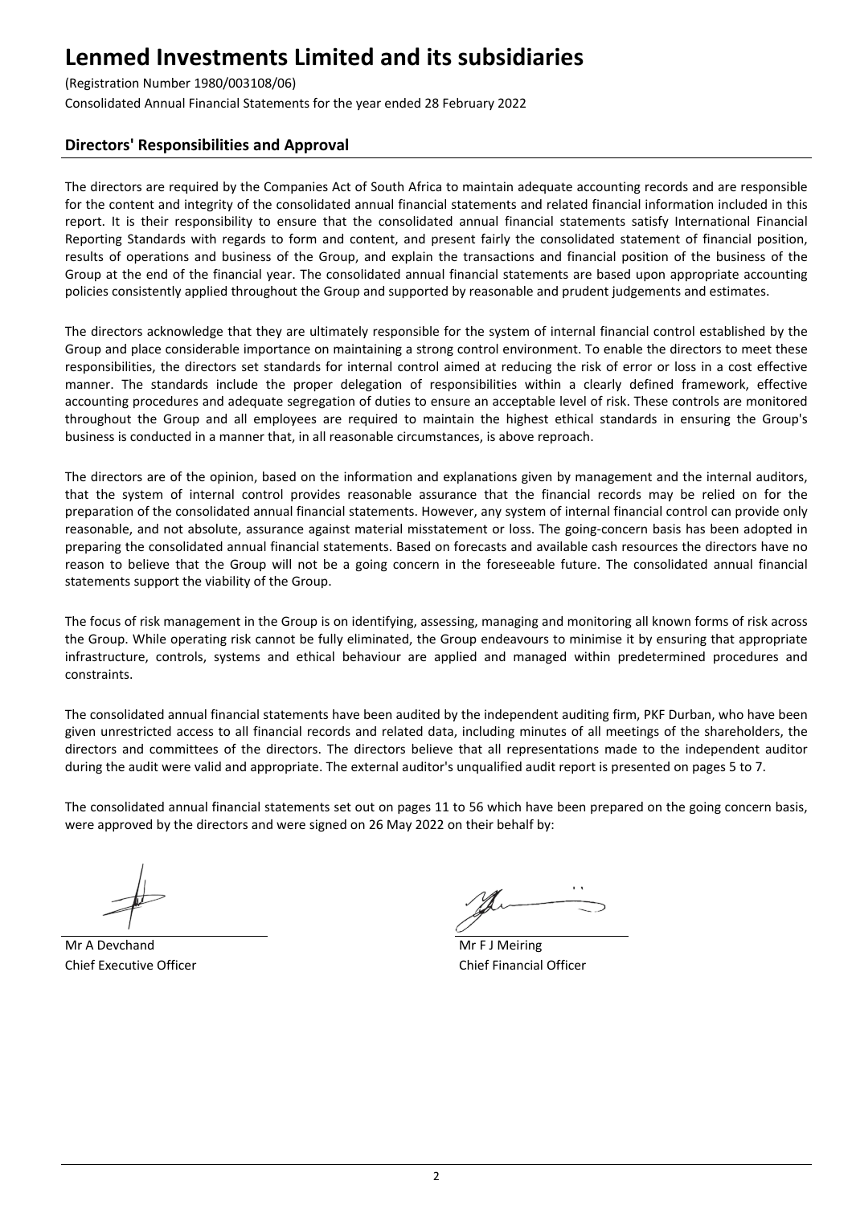# Lenmed Investments Limited and its subsidiaries

(Registration Number 1980/003108/06)

Consolidated Annual Financial Statements for the year ended 28 February 2022

## Directors' Responsibilities and Approval

The directors are required by the Companies Act of South Africa to maintain adequate accounting records and are responsible for the content and integrity of the consolidated annual financial statements and related financial information included in this report. It is their responsibility to ensure that the consolidated annual financial statements satisfy International Financial Reporting Standards with regards to form and content, and present fairly the consolidated statement of financial position, results of operations and business of the Group, and explain the transactions and financial position of the business of the Group at the end of the financial year. The consolidated annual financial statements are based upon appropriate accounting policies consistently applied throughout the Group and supported by reasonable and prudent judgements and estimates.

The directors acknowledge that they are ultimately responsible for the system of internal financial control established by the Group and place considerable importance on maintaining a strong control environment. To enable the directors to meet these responsibilities, the directors set standards for internal control aimed at reducing the risk of error or loss in a cost effective manner. The standards include the proper delegation of responsibilities within a clearly defined framework, effective accounting procedures and adequate segregation of duties to ensure an acceptable level of risk. These controls are monitored throughout the Group and all employees are required to maintain the highest ethical standards in ensuring the Group's business is conducted in a manner that, in all reasonable circumstances, is above reproach.

The directors are of the opinion, based on the information and explanations given by management and the internal auditors, that the system of internal control provides reasonable assurance that the financial records may be relied on for the preparation of the consolidated annual financial statements. However, any system of internal financial control can provide only reasonable, and not absolute, assurance against material misstatement or loss. The going-concern basis has been adopted in preparing the consolidated annual financial statements. Based on forecasts and available cash resources the directors have no reason to believe that the Group will not be a going concern in the foreseeable future. The consolidated annual financial statements support the viability of the Group.

The focus of risk management in the Group is on identifying, assessing, managing and monitoring all known forms of risk across the Group. While operating risk cannot be fully eliminated, the Group endeavours to minimise it by ensuring that appropriate infrastructure, controls, systems and ethical behaviour are applied and managed within predetermined procedures and constraints.

The consolidated annual financial statements have been audited by the independent auditing firm, PKF Durban, who have been given unrestricted access to all financial records and related data, including minutes of all meetings of the shareholders, the directors and committees of the directors. The directors believe that all representations made to the independent auditor during the audit were valid and appropriate. The external auditor's unqualified audit report is presented on pages 5 to 7.

The consolidated annual financial statements set out on pages 11 to 56 which have been prepared on the going concern basis, were approved by the directors and were signed on 26 May 2022 on their behalf by:

Mr A Devchand
Chief Executive Officer

Mr F J Meiring
Chief Financial Officer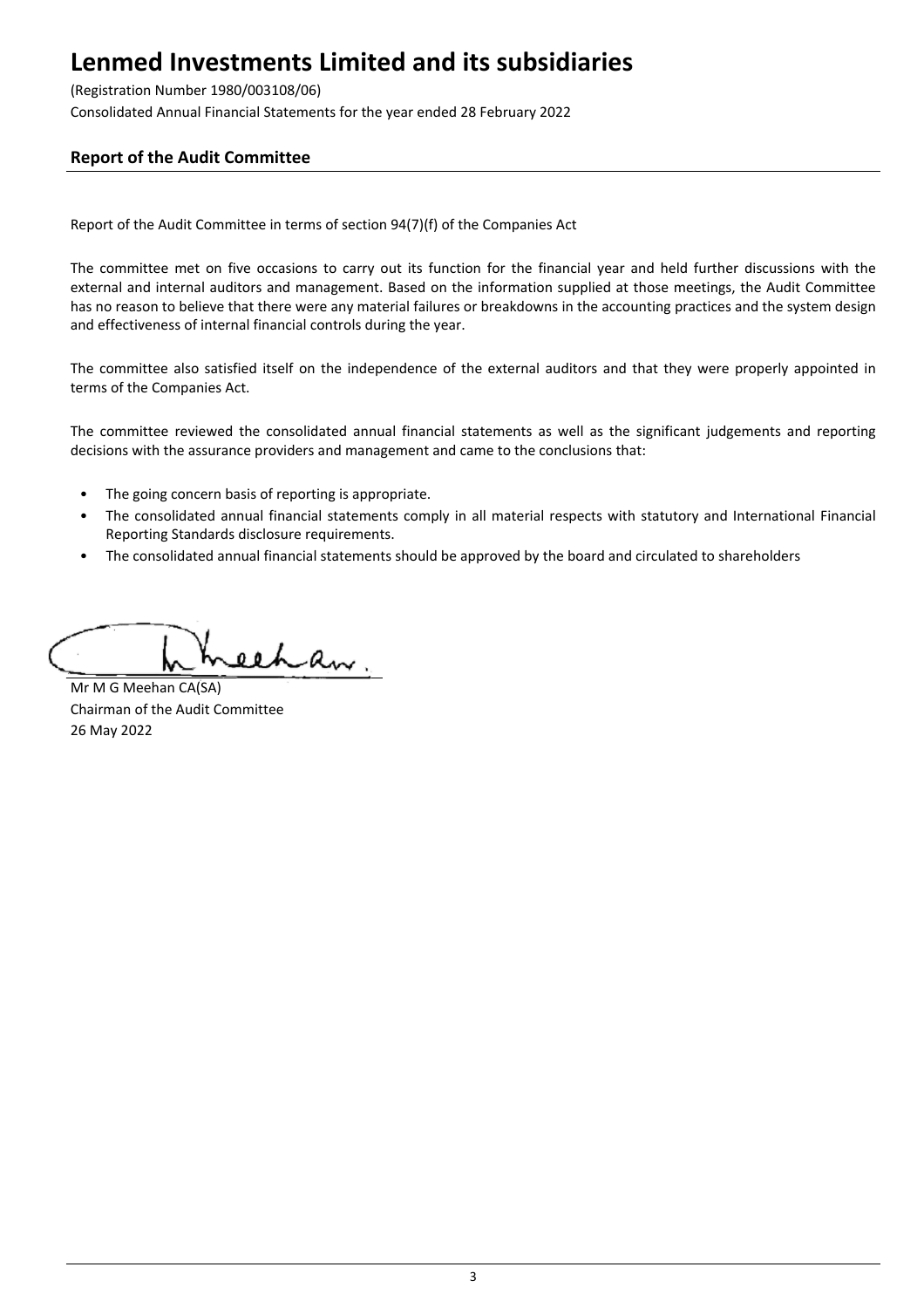# Lenmed Investments Limited and its subsidiaries

(Registration Number 1980/003108/06)

Consolidated Annual Financial Statements for the year ended 28 February 2022

## Report of the Audit Committee

Report of the Audit Committee in terms of section 94(7)(f) of the Companies Act

The committee met on five occasions to carry out its function for the financial year and held further discussions with the external and internal auditors and management. Based on the information supplied at those meetings, the Audit Committee has no reason to believe that there were any material failures or breakdowns in the accounting practices and the system design and effectiveness of internal financial controls during the year.

The committee also satisfied itself on the independence of the external auditors and that they were properly appointed in terms of the Companies Act.

The committee reviewed the consolidated annual financial statements as well as the significant judgements and reporting decisions with the assurance providers and management and came to the conclusions that:

- The going concern basis of reporting is appropriate.
- The consolidated annual financial statements comply in all material respects with statutory and International Financial Reporting Standards disclosure requirements.
- The consolidated annual financial statements should be approved by the board and circulated to shareholders

Mr M G Meehan CA(SA)
Chairman of the Audit Committee
26 May 2022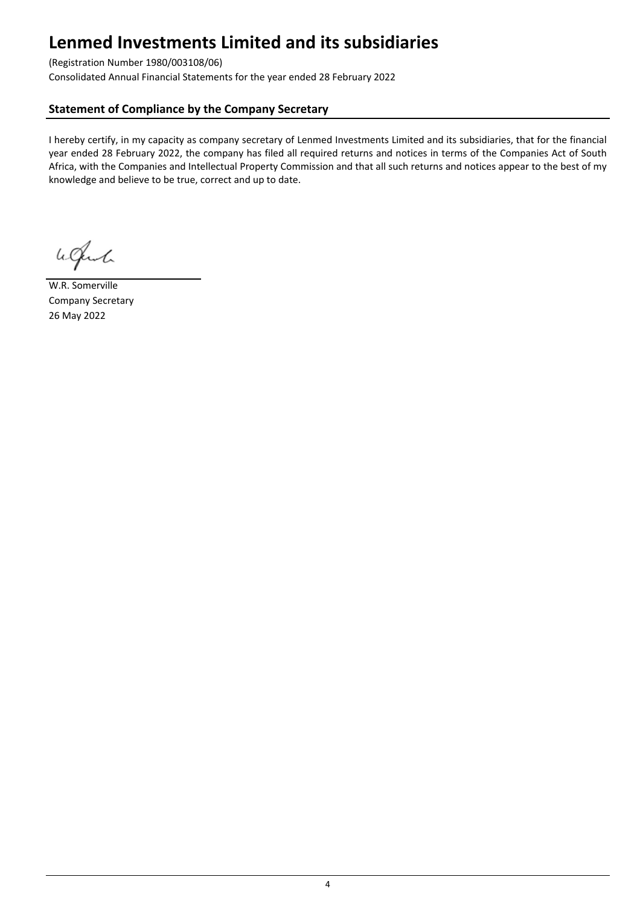# Lenmed Investments Limited and its subsidiaries

(Registration Number 1980/003108/06)

Consolidated Annual Financial Statements for the year ended 28 February 2022

## Statement of Compliance by the Company Secretary

I hereby certify, in my capacity as company secretary of Lenmed Investments Limited and its subsidiaries, that for the financial year ended 28 February 2022, the company has filed all required returns and notices in terms of the Companies Act of South Africa, with the Companies and Intellectual Property Commission and that all such returns and notices appear to the best of my knowledge and believe to be true, correct and up to date.

W.R. Somerville
Company Secretary
26 May 2022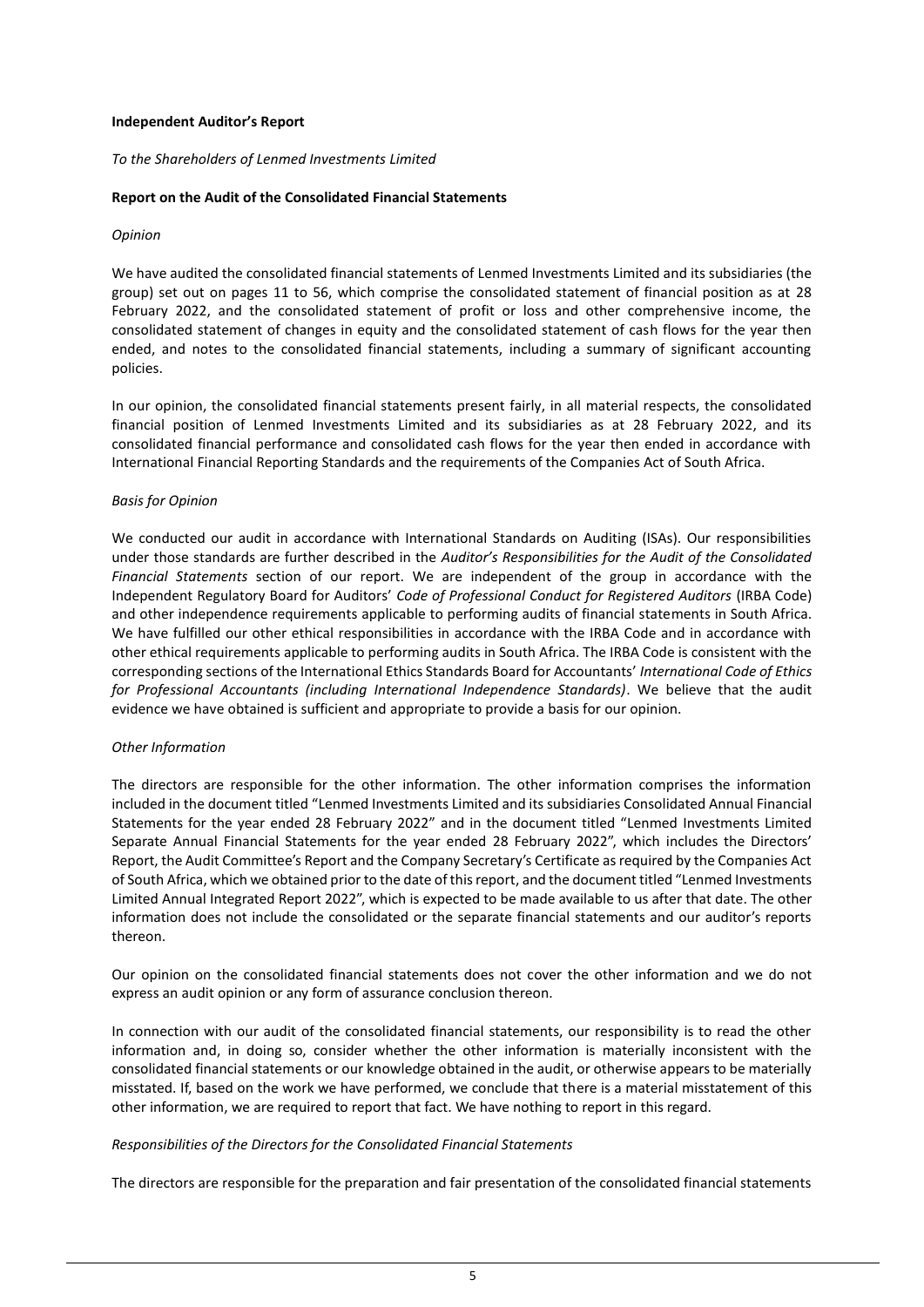**Independent Auditor's Report**

*To the Shareholders of Lenmed Investments Limited*

**Report on the Audit of the Consolidated Financial Statements**

*Opinion*

We have audited the consolidated financial statements of Lenmed Investments Limited and its subsidiaries (the group) set out on pages 11 to 56, which comprise the consolidated statement of financial position as at 28 February 2022, and the consolidated statement of profit or loss and other comprehensive income, the consolidated statement of changes in equity and the consolidated statement of cash flows for the year then ended, and notes to the consolidated financial statements, including a summary of significant accounting policies.

In our opinion, the consolidated financial statements present fairly, in all material respects, the consolidated financial position of Lenmed Investments Limited and its subsidiaries as at 28 February 2022, and its consolidated financial performance and consolidated cash flows for the year then ended in accordance with International Financial Reporting Standards and the requirements of the Companies Act of South Africa.

*Basis for Opinion*

We conducted our audit in accordance with International Standards on Auditing (ISAs). Our responsibilities under those standards are further described in the *Auditor's Responsibilities for the Audit of the Consolidated Financial Statements* section of our report. We are independent of the group in accordance with the Independent Regulatory Board for Auditors' *Code of Professional Conduct for Registered Auditors* (IRBA Code) and other independence requirements applicable to performing audits of financial statements in South Africa. We have fulfilled our other ethical responsibilities in accordance with the IRBA Code and in accordance with other ethical requirements applicable to performing audits in South Africa. The IRBA Code is consistent with the corresponding sections of the International Ethics Standards Board for Accountants' *International Code of Ethics for Professional Accountants (including International Independence Standards)*. We believe that the audit evidence we have obtained is sufficient and appropriate to provide a basis for our opinion.

*Other Information*

The directors are responsible for the other information. The other information comprises the information included in the document titled "Lenmed Investments Limited and its subsidiaries Consolidated Annual Financial Statements for the year ended 28 February 2022" and in the document titled "Lenmed Investments Limited Separate Annual Financial Statements for the year ended 28 February 2022", which includes the Directors' Report, the Audit Committee's Report and the Company Secretary's Certificate as required by the Companies Act of South Africa, which we obtained prior to the date of this report, and the document titled "Lenmed Investments Limited Annual Integrated Report 2022", which is expected to be made available to us after that date. The other information does not include the consolidated or the separate financial statements and our auditor's reports thereon.

Our opinion on the consolidated financial statements does not cover the other information and we do not express an audit opinion or any form of assurance conclusion thereon.

In connection with our audit of the consolidated financial statements, our responsibility is to read the other information and, in doing so, consider whether the other information is materially inconsistent with the consolidated financial statements or our knowledge obtained in the audit, or otherwise appears to be materially misstated. If, based on the work we have performed, we conclude that there is a material misstatement of this other information, we are required to report that fact. We have nothing to report in this regard.

*Responsibilities of the Directors for the Consolidated Financial Statements*

The directors are responsible for the preparation and fair presentation of the consolidated financial statements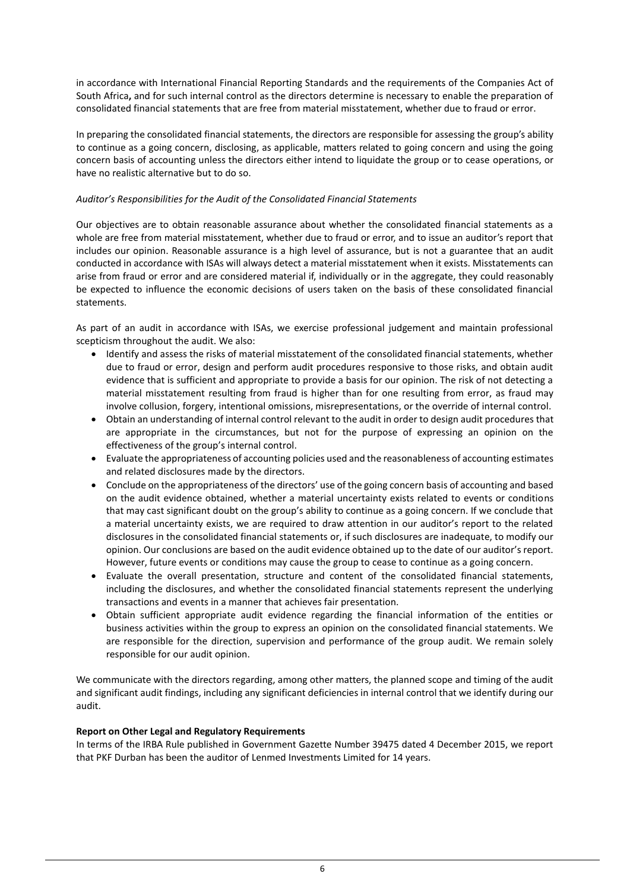in accordance with International Financial Reporting Standards and the requirements of the Companies Act of South Africa**,** and for such internal control as the directors determine is necessary to enable the preparation of consolidated financial statements that are free from material misstatement, whether due to fraud or error.

In preparing the consolidated financial statements, the directors are responsible for assessing the group's ability to continue as a going concern, disclosing, as applicable, matters related to going concern and using the going concern basis of accounting unless the directors either intend to liquidate the group or to cease operations, or have no realistic alternative but to do so.

*Auditor's Responsibilities for the Audit of the Consolidated Financial Statements*

Our objectives are to obtain reasonable assurance about whether the consolidated financial statements as a whole are free from material misstatement, whether due to fraud or error, and to issue an auditor's report that includes our opinion. Reasonable assurance is a high level of assurance, but is not a guarantee that an audit conducted in accordance with ISAs will always detect a material misstatement when it exists. Misstatements can arise from fraud or error and are considered material if, individually or in the aggregate, they could reasonably be expected to influence the economic decisions of users taken on the basis of these consolidated financial statements.

As part of an audit in accordance with ISAs, we exercise professional judgement and maintain professional scepticism throughout the audit. We also:

- Identify and assess the risks of material misstatement of the consolidated financial statements, whether due to fraud or error, design and perform audit procedures responsive to those risks, and obtain audit evidence that is sufficient and appropriate to provide a basis for our opinion. The risk of not detecting a material misstatement resulting from fraud is higher than for one resulting from error, as fraud may involve collusion, forgery, intentional omissions, misrepresentations, or the override of internal control.
- Obtain an understanding of internal control relevant to the audit in order to design audit procedures that are appropriate in the circumstances, but not for the purpose of expressing an opinion on the effectiveness of the group's internal control.
- Evaluate the appropriateness of accounting policies used and the reasonableness of accounting estimates and related disclosures made by the directors.
- Conclude on the appropriateness of the directors' use of the going concern basis of accounting and based on the audit evidence obtained, whether a material uncertainty exists related to events or conditions that may cast significant doubt on the group's ability to continue as a going concern. If we conclude that a material uncertainty exists, we are required to draw attention in our auditor's report to the related disclosures in the consolidated financial statements or, if such disclosures are inadequate, to modify our opinion. Our conclusions are based on the audit evidence obtained up to the date of our auditor's report. However, future events or conditions may cause the group to cease to continue as a going concern.
- Evaluate the overall presentation, structure and content of the consolidated financial statements, including the disclosures, and whether the consolidated financial statements represent the underlying transactions and events in a manner that achieves fair presentation.
- Obtain sufficient appropriate audit evidence regarding the financial information of the entities or business activities within the group to express an opinion on the consolidated financial statements. We are responsible for the direction, supervision and performance of the group audit. We remain solely responsible for our audit opinion.

We communicate with the directors regarding, among other matters, the planned scope and timing of the audit and significant audit findings, including any significant deficiencies in internal control that we identify during our audit.

**Report on Other Legal and Regulatory Requirements**

In terms of the IRBA Rule published in Government Gazette Number 39475 dated 4 December 2015, we report that PKF Durban has been the auditor of Lenmed Investments Limited for 14 years.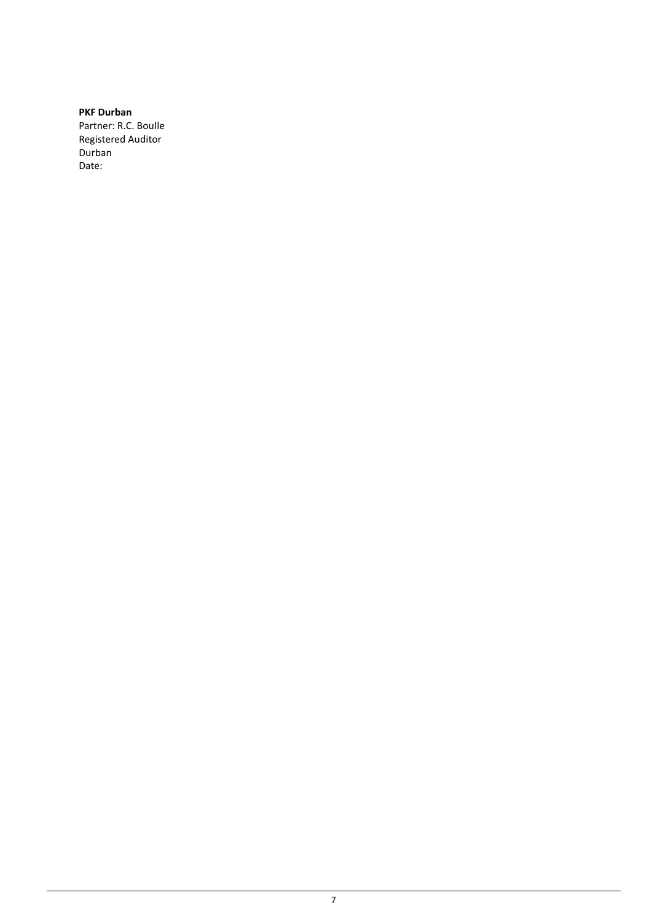**PKF Durban**
Partner: R.C. Boulle
Registered Auditor
Durban
Date: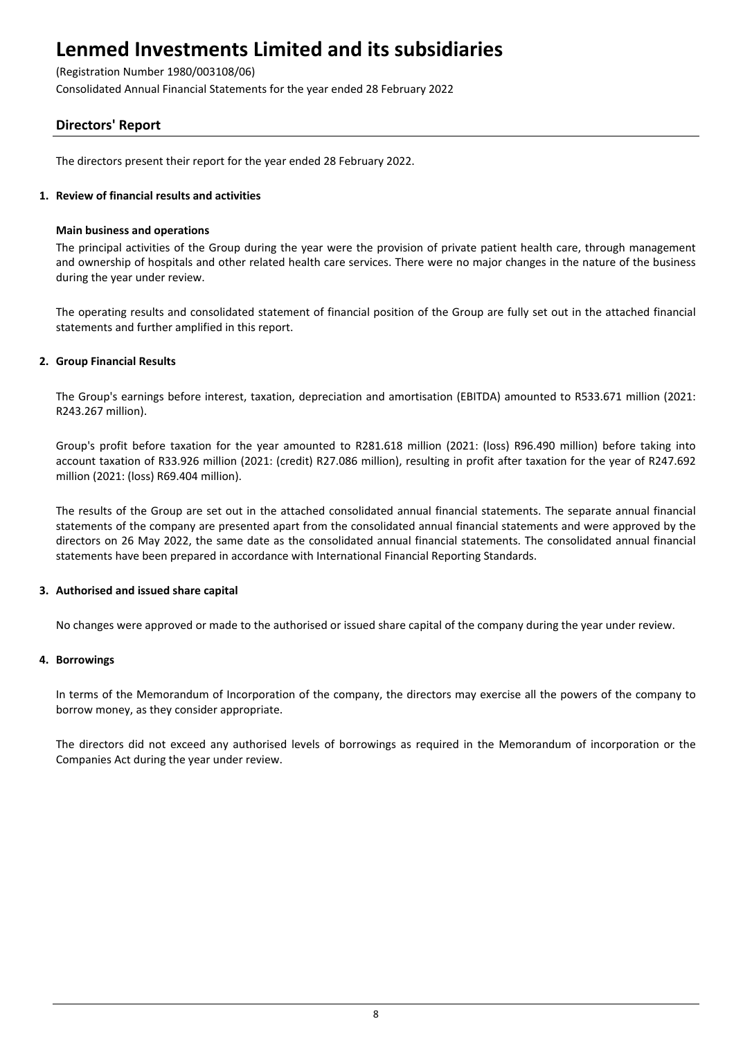# Lenmed Investments Limited and its subsidiaries

(Registration Number 1980/003108/06)

Consolidated Annual Financial Statements for the year ended 28 February 2022

## Directors' Report

The directors present their report for the year ended 28 February 2022.

### 1. Review of financial results and activities

**Main business and operations**

The principal activities of the Group during the year were the provision of private patient health care, through management and ownership of hospitals and other related health care services. There were no major changes in the nature of the business during the year under review.

The operating results and consolidated statement of financial position of the Group are fully set out in the attached financial statements and further amplified in this report.

### 2. Group Financial Results

The Group's earnings before interest, taxation, depreciation and amortisation (EBITDA) amounted to R533.671 million (2021: R243.267 million).

Group's profit before taxation for the year amounted to R281.618 million (2021: (loss) R96.490 million) before taking into account taxation of R33.926 million (2021: (credit) R27.086 million), resulting in profit after taxation for the year of R247.692 million (2021: (loss) R69.404 million).

The results of the Group are set out in the attached consolidated annual financial statements. The separate annual financial statements of the company are presented apart from the consolidated annual financial statements and were approved by the directors on 26 May 2022, the same date as the consolidated annual financial statements. The consolidated annual financial statements have been prepared in accordance with International Financial Reporting Standards.

### 3. Authorised and issued share capital

No changes were approved or made to the authorised or issued share capital of the company during the year under review.

### 4. Borrowings

In terms of the Memorandum of Incorporation of the company, the directors may exercise all the powers of the company to borrow money, as they consider appropriate.

The directors did not exceed any authorised levels of borrowings as required in the Memorandum of incorporation or the Companies Act during the year under review.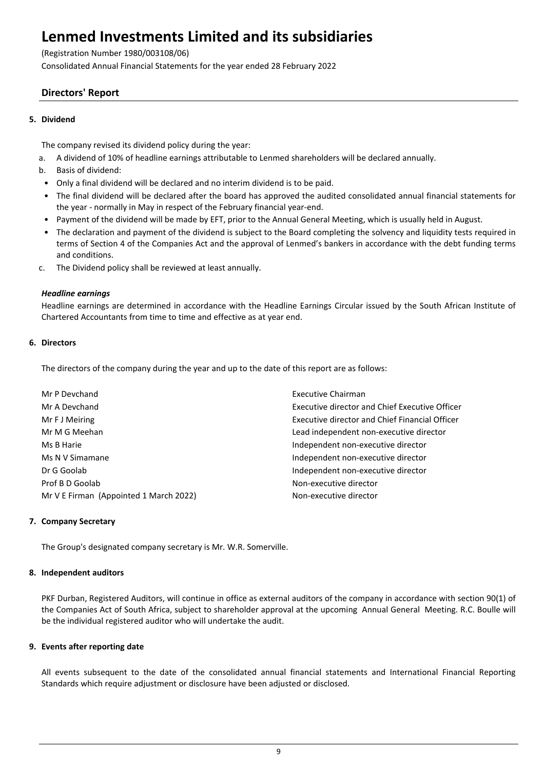# Lenmed Investments Limited and its subsidiaries

(Registration Number 1980/003108/06)

Consolidated Annual Financial Statements for the year ended 28 February 2022

## Directors' Report

### 5. Dividend

The company revised its dividend policy during the year:

a. A dividend of 10% of headline earnings attributable to Lenmed shareholders will be declared annually.

b. Basis of dividend:

- Only a final dividend will be declared and no interim dividend is to be paid.
- The final dividend will be declared after the board has approved the audited consolidated annual financial statements for the year - normally in May in respect of the February financial year-end.
- Payment of the dividend will be made by EFT, prior to the Annual General Meeting, which is usually held in August.
- The declaration and payment of the dividend is subject to the Board completing the solvency and liquidity tests required in terms of Section 4 of the Companies Act and the approval of Lenmed's bankers in accordance with the debt funding terms and conditions.

c. The Dividend policy shall be reviewed at least annually.

***Headline earnings***

Headline earnings are determined in accordance with the Headline Earnings Circular issued by the South African Institute of Chartered Accountants from time to time and effective as at year end.

### 6. Directors

The directors of the company during the year and up to the date of this report are as follows:

| | |
|---|---|
| Mr P Devchand | Executive Chairman |
| Mr A Devchand | Executive director and Chief Executive Officer |
| Mr F J Meiring | Executive director and Chief Financial Officer |
| Mr M G Meehan | Lead independent non-executive director |
| Ms B Harie | Independent non-executive director |
| Ms N V Simamane | Independent non-executive director |
| Dr G Goolab | Independent non-executive director |
| Prof B D Goolab | Non-executive director |
| Mr V E Firman (Appointed 1 March 2022) | Non-executive director |

### 7. Company Secretary

The Group's designated company secretary is Mr. W.R. Somerville.

### 8. Independent auditors

PKF Durban, Registered Auditors, will continue in office as external auditors of the company in accordance with section 90(1) of the Companies Act of South Africa, subject to shareholder approval at the upcoming Annual General Meeting. R.C. Boulle will be the individual registered auditor who will undertake the audit.

### 9. Events after reporting date

All events subsequent to the date of the consolidated annual financial statements and International Financial Reporting Standards which require adjustment or disclosure have been adjusted or disclosed.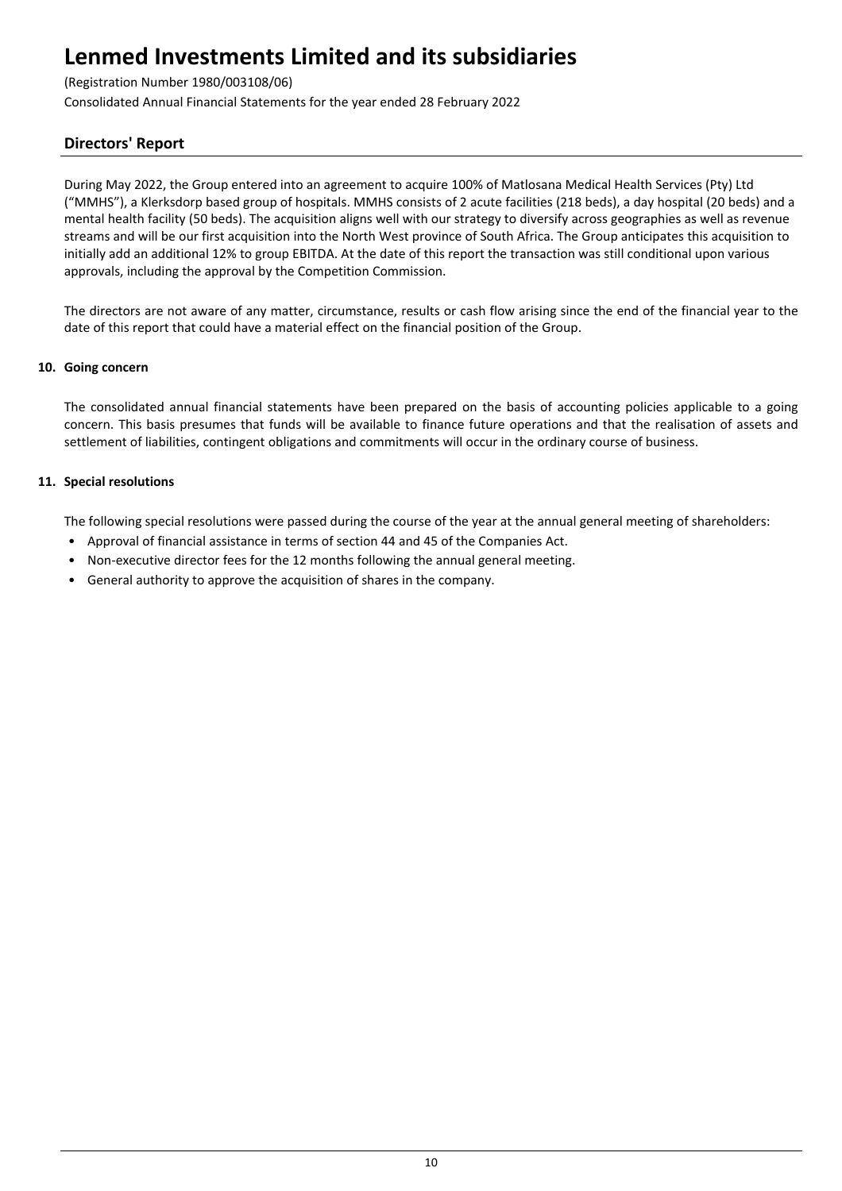# Lenmed Investments Limited and its subsidiaries

(Registration Number 1980/003108/06)

Consolidated Annual Financial Statements for the year ended 28 February 2022

## Directors' Report

During May 2022, the Group entered into an agreement to acquire 100% of Matlosana Medical Health Services (Pty) Ltd ("MMHS"), a Klerksdorp based group of hospitals. MMHS consists of 2 acute facilities (218 beds), a day hospital (20 beds) and a mental health facility (50 beds). The acquisition aligns well with our strategy to diversify across geographies as well as revenue streams and will be our first acquisition into the North West province of South Africa. The Group anticipates this acquisition to initially add an additional 12% to group EBITDA. At the date of this report the transaction was still conditional upon various approvals, including the approval by the Competition Commission.

The directors are not aware of any matter, circumstance, results or cash flow arising since the end of the financial year to the date of this report that could have a material effect on the financial position of the Group.

### 10. Going concern

The consolidated annual financial statements have been prepared on the basis of accounting policies applicable to a going concern. This basis presumes that funds will be available to finance future operations and that the realisation of assets and settlement of liabilities, contingent obligations and commitments will occur in the ordinary course of business.

### 11. Special resolutions

The following special resolutions were passed during the course of the year at the annual general meeting of shareholders:

- Approval of financial assistance in terms of section 44 and 45 of the Companies Act.
- Non-executive director fees for the 12 months following the annual general meeting.
- General authority to approve the acquisition of shares in the company.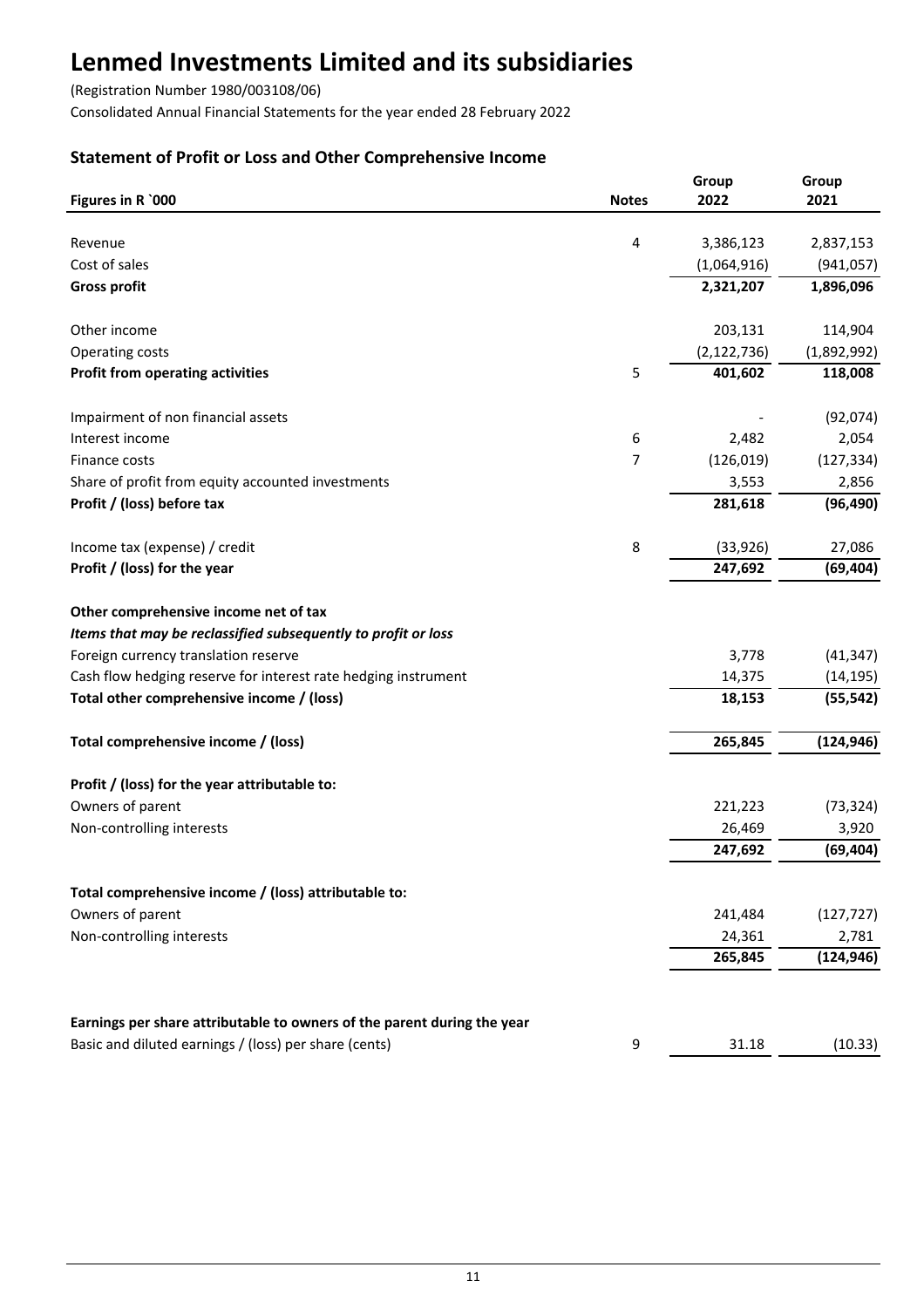# Lenmed Investments Limited and its subsidiaries

(Registration Number 1980/003108/06)

Consolidated Annual Financial Statements for the year ended 28 February 2022

## Statement of Profit or Loss and Other Comprehensive Income

| Figures in R `000 | Notes | Group 2022 | Group 2021 |
|---|---|---|---|
| Revenue | 4 | 3,386,123 | 2,837,153 |
| Cost of sales | | (1,064,916) | (941,057) |
| **Gross profit** | | **2,321,207** | **1,896,096** |
| Other income | | 203,131 | 114,904 |
| Operating costs | | (2,122,736) | (1,892,992) |
| **Profit from operating activities** | 5 | **401,602** | **118,008** |
| Impairment of non financial assets | | - | (92,074) |
| Interest income | 6 | 2,482 | 2,054 |
| Finance costs | 7 | (126,019) | (127,334) |
| Share of profit from equity accounted investments | | 3,553 | 2,856 |
| **Profit / (loss) before tax** | | **281,618** | **(96,490)** |
| Income tax (expense) / credit | 8 | (33,926) | 27,086 |
| **Profit / (loss) for the year** | | **247,692** | **(69,404)** |
| **Other comprehensive income net of tax** | | | |
| ***Items that may be reclassified subsequently to profit or loss*** | | | |
| Foreign currency translation reserve | | 3,778 | (41,347) |
| Cash flow hedging reserve for interest rate hedging instrument | | 14,375 | (14,195) |
| **Total other comprehensive income / (loss)** | | **18,153** | **(55,542)** |
| **Total comprehensive income / (loss)** | | **265,845** | **(124,946)** |
| **Profit / (loss) for the year attributable to:** | | | |
| Owners of parent | | 221,223 | (73,324) |
| Non-controlling interests | | 26,469 | 3,920 |
| | | **247,692** | **(69,404)** |
| **Total comprehensive income / (loss) attributable to:** | | | |
| Owners of parent | | 241,484 | (127,727) |
| Non-controlling interests | | 24,361 | 2,781 |
| | | **265,845** | **(124,946)** |
| **Earnings per share attributable to owners of the parent during the year** | | | |
| Basic and diluted earnings / (loss) per share (cents) | 9 | 31.18 | (10.33) |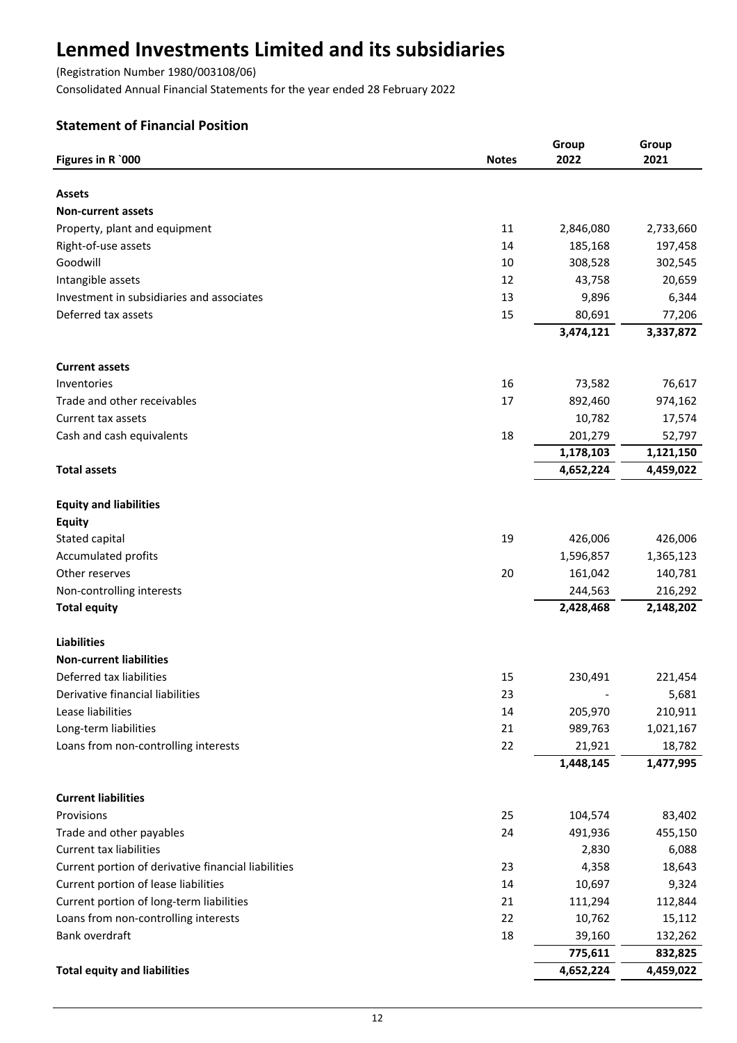# Lenmed Investments Limited and its subsidiaries

(Registration Number 1980/003108/06)

Consolidated Annual Financial Statements for the year ended 28 February 2022

## Statement of Financial Position

| Figures in R `000 | Notes | Group 2022 | Group 2021 |
|---|---|---|---|
| **Assets** | | | |
| **Non-current assets** | | | |
| Property, plant and equipment | 11 | 2,846,080 | 2,733,660 |
| Right-of-use assets | 14 | 185,168 | 197,458 |
| Goodwill | 10 | 308,528 | 302,545 |
| Intangible assets | 12 | 43,758 | 20,659 |
| Investment in subsidiaries and associates | 13 | 9,896 | 6,344 |
| Deferred tax assets | 15 | 80,691 | 77,206 |
| | | **3,474,121** | **3,337,872** |
| **Current assets** | | | |
| Inventories | 16 | 73,582 | 76,617 |
| Trade and other receivables | 17 | 892,460 | 974,162 |
| Current tax assets | | 10,782 | 17,574 |
| Cash and cash equivalents | 18 | 201,279 | 52,797 |
| | | **1,178,103** | **1,121,150** |
| **Total assets** | | **4,652,224** | **4,459,022** |
| **Equity and liabilities** | | | |
| **Equity** | | | |
| Stated capital | 19 | 426,006 | 426,006 |
| Accumulated profits | | 1,596,857 | 1,365,123 |
| Other reserves | 20 | 161,042 | 140,781 |
| Non-controlling interests | | 244,563 | 216,292 |
| **Total equity** | | **2,428,468** | **2,148,202** |
| **Liabilities** | | | |
| **Non-current liabilities** | | | |
| Deferred tax liabilities | 15 | 230,491 | 221,454 |
| Derivative financial liabilities | 23 | - | 5,681 |
| Lease liabilities | 14 | 205,970 | 210,911 |
| Long-term liabilities | 21 | 989,763 | 1,021,167 |
| Loans from non-controlling interests | 22 | 21,921 | 18,782 |
| | | **1,448,145** | **1,477,995** |
| **Current liabilities** | | | |
| Provisions | 25 | 104,574 | 83,402 |
| Trade and other payables | 24 | 491,936 | 455,150 |
| Current tax liabilities | | 2,830 | 6,088 |
| Current portion of derivative financial liabilities | 23 | 4,358 | 18,643 |
| Current portion of lease liabilities | 14 | 10,697 | 9,324 |
| Current portion of long-term liabilities | 21 | 111,294 | 112,844 |
| Loans from non-controlling interests | 22 | 10,762 | 15,112 |
| Bank overdraft | 18 | 39,160 | 132,262 |
| | | **775,611** | **832,825** |
| **Total equity and liabilities** | | **4,652,224** | **4,459,022** |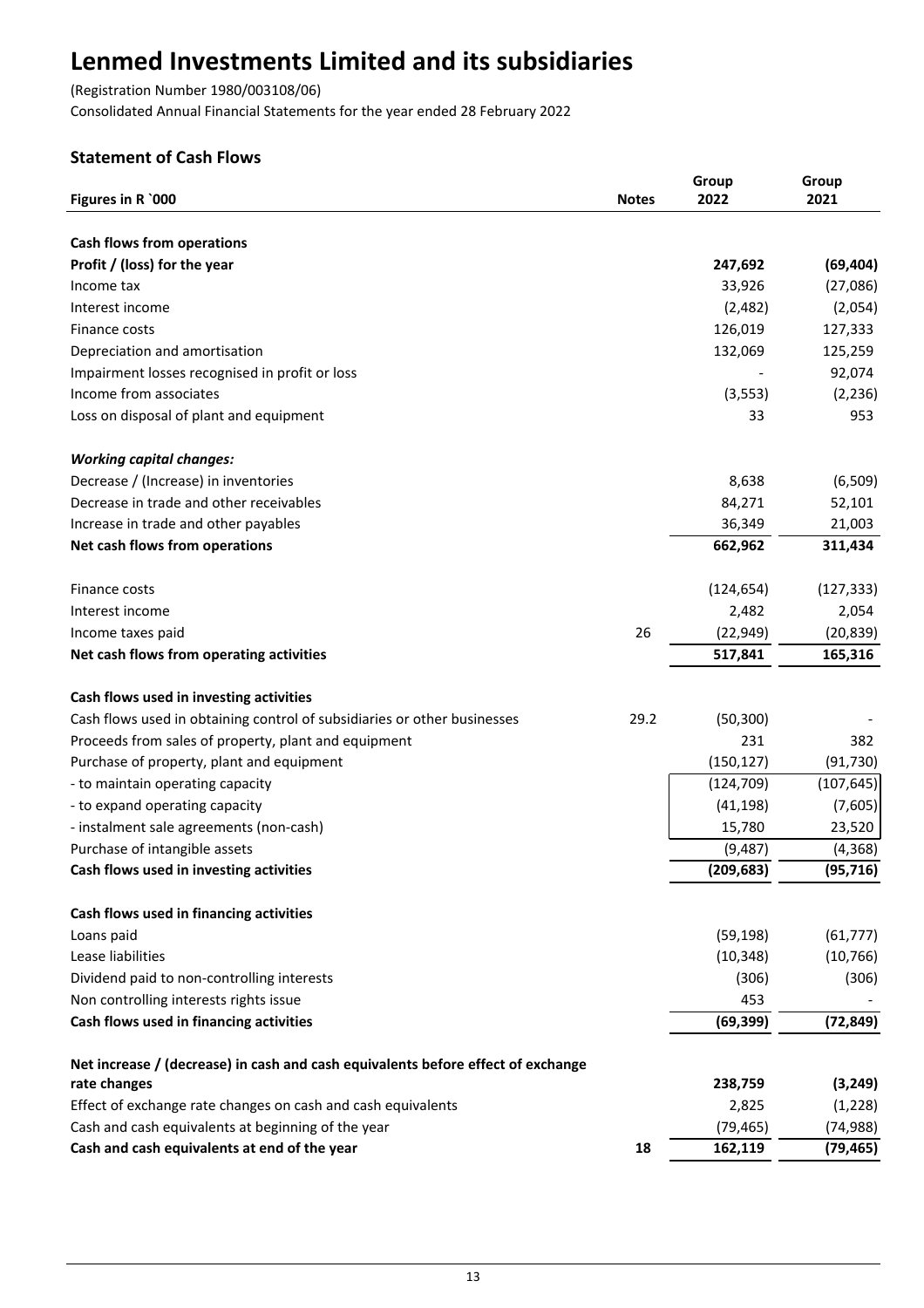# Lenmed Investments Limited and its subsidiaries

(Registration Number 1980/003108/06)
Consolidated Annual Financial Statements for the year ended 28 February 2022

## Statement of Cash Flows

| Figures in R `000 | Notes | Group 2022 | Group 2021 |
|---|---|---|---|
| **Cash flows from operations** | | | |
| **Profit / (loss) for the year** | | **247,692** | **(69,404)** |
| Income tax | | 33,926 | (27,086) |
| Interest income | | (2,482) | (2,054) |
| Finance costs | | 126,019 | 127,333 |
| Depreciation and amortisation | | 132,069 | 125,259 |
| Impairment losses recognised in profit or loss | | - | 92,074 |
| Income from associates | | (3,553) | (2,236) |
| Loss on disposal of plant and equipment | | 33 | 953 |
| ***Working capital changes:*** | | | |
| Decrease / (Increase) in inventories | | 8,638 | (6,509) |
| Decrease in trade and other receivables | | 84,271 | 52,101 |
| Increase in trade and other payables | | 36,349 | 21,003 |
| **Net cash flows from operations** | | **662,962** | **311,434** |
| Finance costs | | (124,654) | (127,333) |
| Interest income | | 2,482 | 2,054 |
| Income taxes paid | 26 | (22,949) | (20,839) |
| **Net cash flows from operating activities** | | **517,841** | **165,316** |
| **Cash flows used in investing activities** | | | |
| Cash flows used in obtaining control of subsidiaries or other businesses | 29.2 | (50,300) | - |
| Proceeds from sales of property, plant and equipment | | 231 | 382 |
| Purchase of property, plant and equipment | | (150,127) | (91,730) |
| - to maintain operating capacity | | (124,709) | (107,645) |
| - to expand operating capacity | | (41,198) | (7,605) |
| - instalment sale agreements (non-cash) | | 15,780 | 23,520 |
| Purchase of intangible assets | | (9,487) | (4,368) |
| **Cash flows used in investing activities** | | **(209,683)** | **(95,716)** |
| **Cash flows used in financing activities** | | | |
| Loans paid | | (59,198) | (61,777) |
| Lease liabilities | | (10,348) | (10,766) |
| Dividend paid to non-controlling interests | | (306) | (306) |
| Non controlling interests rights issue | | 453 | - |
| **Cash flows used in financing activities** | | **(69,399)** | **(72,849)** |
| **Net increase / (decrease) in cash and cash equivalents before effect of exchange rate changes** | | **238,759** | **(3,249)** |
| Effect of exchange rate changes on cash and cash equivalents | | 2,825 | (1,228) |
| Cash and cash equivalents at beginning of the year | | (79,465) | (74,988) |
| **Cash and cash equivalents at end of the year** | **18** | **162,119** | **(79,465)** |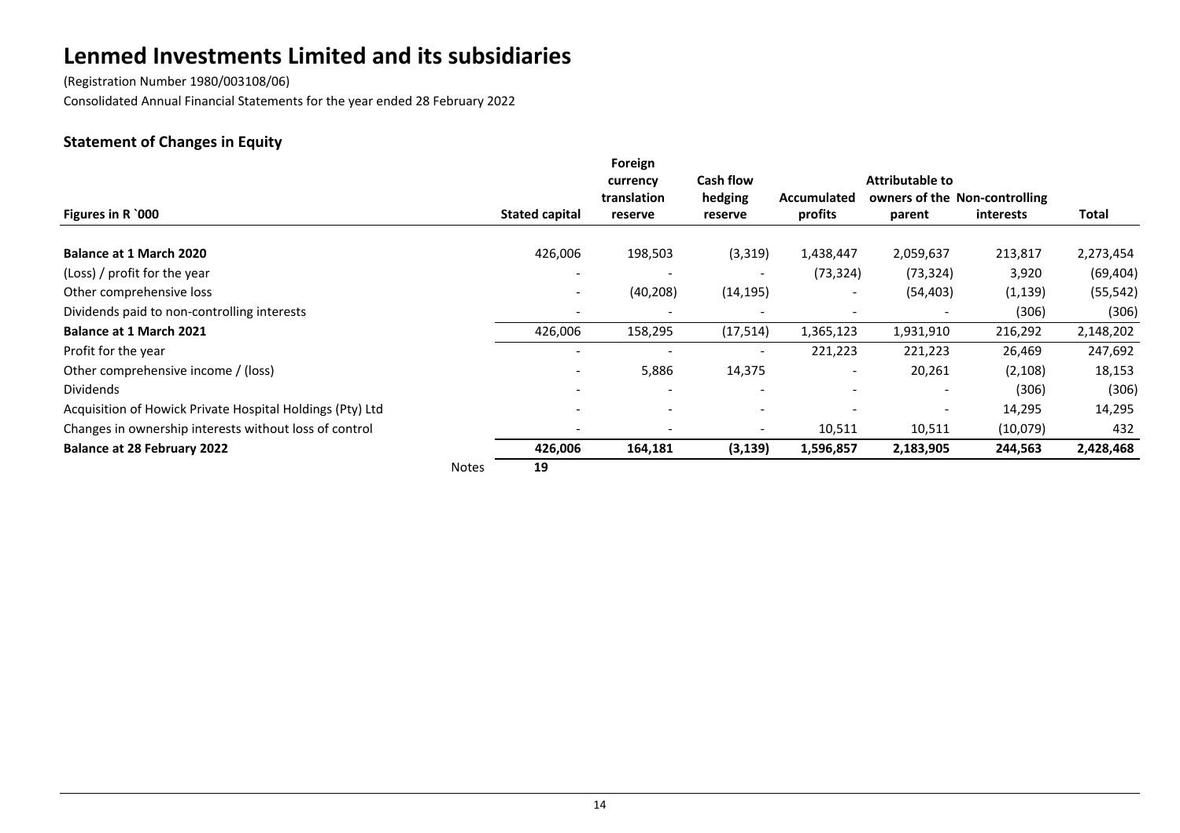# Lenmed Investments Limited and its subsidiaries

(Registration Number 1980/003108/06)

Consolidated Annual Financial Statements for the year ended 28 February 2022

## Statement of Changes in Equity

| Figures in R `000 | Stated capital | Foreign currency translation reserve | Cash flow hedging reserve | Accumulated profits | Attributable to owners of the parent | Non-controlling interests | Total |
|---|---|---|---|---|---|---|---|
| **Balance at 1 March 2020** | 426,006 | 198,503 | (3,319) | 1,438,447 | 2,059,637 | 213,817 | 2,273,454 |
| (Loss) / profit for the year | - | - | - | (73,324) | (73,324) | 3,920 | (69,404) |
| Other comprehensive loss | - | (40,208) | (14,195) | - | (54,403) | (1,139) | (55,542) |
| Dividends paid to non-controlling interests | - | - | - | - | - | (306) | (306) |
| **Balance at 1 March 2021** | 426,006 | 158,295 | (17,514) | 1,365,123 | 1,931,910 | 216,292 | 2,148,202 |
| Profit for the year | - | - | - | 221,223 | 221,223 | 26,469 | 247,692 |
| Other comprehensive income / (loss) | - | 5,886 | 14,375 | - | 20,261 | (2,108) | 18,153 |
| Dividends | - | - | - | - | - | (306) | (306) |
| Acquisition of Howick Private Hospital Holdings (Pty) Ltd | - | - | - | - | - | 14,295 | 14,295 |
| Changes in ownership interests without loss of control | - | - | - | 10,511 | 10,511 | (10,079) | 432 |
| **Balance at 28 February 2022** | **426,006** | **164,181** | **(3,139)** | **1,596,857** | **2,183,905** | **244,563** | **2,428,468** |
| Notes | **19** | | | | | | |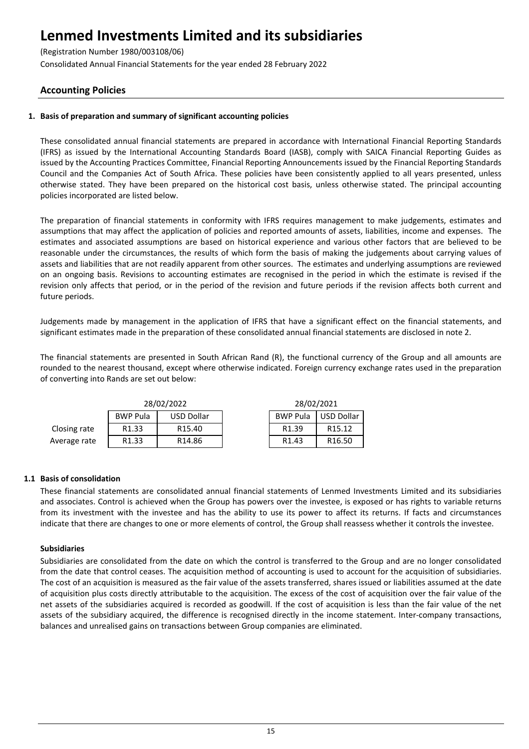# Lenmed Investments Limited and its subsidiaries

(Registration Number 1980/003108/06)

Consolidated Annual Financial Statements for the year ended 28 February 2022

## Accounting Policies

### 1. Basis of preparation and summary of significant accounting policies

These consolidated annual financial statements are prepared in accordance with International Financial Reporting Standards (IFRS) as issued by the International Accounting Standards Board (IASB), comply with SAICA Financial Reporting Guides as issued by the Accounting Practices Committee, Financial Reporting Announcements issued by the Financial Reporting Standards Council and the Companies Act of South Africa. These policies have been consistently applied to all years presented, unless otherwise stated. They have been prepared on the historical cost basis, unless otherwise stated. The principal accounting policies incorporated are listed below.

The preparation of financial statements in conformity with IFRS requires management to make judgements, estimates and assumptions that may affect the application of policies and reported amounts of assets, liabilities, income and expenses. The estimates and associated assumptions are based on historical experience and various other factors that are believed to be reasonable under the circumstances, the results of which form the basis of making the judgements about carrying values of assets and liabilities that are not readily apparent from other sources. The estimates and underlying assumptions are reviewed on an ongoing basis. Revisions to accounting estimates are recognised in the period in which the estimate is revised if the revision only affects that period, or in the period of the revision and future periods if the revision affects both current and future periods.

Judgements made by management in the application of IFRS that have a significant effect on the financial statements, and significant estimates made in the preparation of these consolidated annual financial statements are disclosed in note 2.

The financial statements are presented in South African Rand (R), the functional currency of the Group and all amounts are rounded to the nearest thousand, except where otherwise indicated. Foreign currency exchange rates used in the preparation of converting into Rands are set out below:

| | 28/02/2022 | | 28/02/2021 | |
|---|---|---|---|---|
| | BWP Pula | USD Dollar | BWP Pula | USD Dollar |
| Closing rate | R1.33 | R15.40 | R1.39 | R15.12 |
| Average rate | R1.33 | R14.86 | R1.43 | R16.50 |

### 1.1 Basis of consolidation

These financial statements are consolidated annual financial statements of Lenmed Investments Limited and its subsidiaries and associates. Control is achieved when the Group has powers over the investee, is exposed or has rights to variable returns from its investment with the investee and has the ability to use its power to affect its returns. If facts and circumstances indicate that there are changes to one or more elements of control, the Group shall reassess whether it controls the investee.

**Subsidiaries**

Subsidiaries are consolidated from the date on which the control is transferred to the Group and are no longer consolidated from the date that control ceases. The acquisition method of accounting is used to account for the acquisition of subsidiaries. The cost of an acquisition is measured as the fair value of the assets transferred, shares issued or liabilities assumed at the date of acquisition plus costs directly attributable to the acquisition. The excess of the cost of acquisition over the fair value of the net assets of the subsidiaries acquired is recorded as goodwill. If the cost of acquisition is less than the fair value of the net assets of the subsidiary acquired, the difference is recognised directly in the income statement. Inter-company transactions, balances and unrealised gains on transactions between Group companies are eliminated.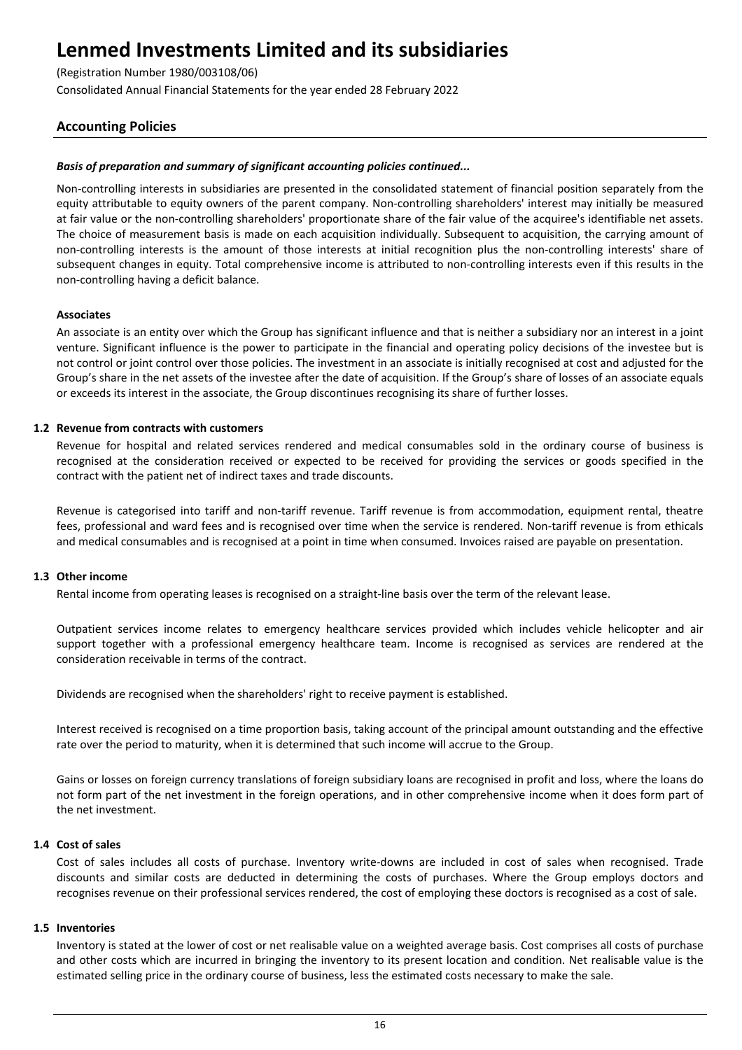## Accounting Policies

***Basis of preparation and summary of significant accounting policies continued...***

Non-controlling interests in subsidiaries are presented in the consolidated statement of financial position separately from the equity attributable to equity owners of the parent company. Non-controlling shareholders' interest may initially be measured at fair value or the non-controlling shareholders' proportionate share of the fair value of the acquiree's identifiable net assets. The choice of measurement basis is made on each acquisition individually. Subsequent to acquisition, the carrying amount of non-controlling interests is the amount of those interests at initial recognition plus the non-controlling interests' share of subsequent changes in equity. Total comprehensive income is attributed to non-controlling interests even if this results in the non-controlling having a deficit balance.

**Associates**

An associate is an entity over which the Group has significant influence and that is neither a subsidiary nor an interest in a joint venture. Significant influence is the power to participate in the financial and operating policy decisions of the investee but is not control or joint control over those policies. The investment in an associate is initially recognised at cost and adjusted for the Group's share in the net assets of the investee after the date of acquisition. If the Group's share of losses of an associate equals or exceeds its interest in the associate, the Group discontinues recognising its share of further losses.

### 1.2 Revenue from contracts with customers

Revenue for hospital and related services rendered and medical consumables sold in the ordinary course of business is recognised at the consideration received or expected to be received for providing the services or goods specified in the contract with the patient net of indirect taxes and trade discounts.

Revenue is categorised into tariff and non-tariff revenue. Tariff revenue is from accommodation, equipment rental, theatre fees, professional and ward fees and is recognised over time when the service is rendered. Non-tariff revenue is from ethicals and medical consumables and is recognised at a point in time when consumed. Invoices raised are payable on presentation.

### 1.3 Other income

Rental income from operating leases is recognised on a straight-line basis over the term of the relevant lease.

Outpatient services income relates to emergency healthcare services provided which includes vehicle helicopter and air support together with a professional emergency healthcare team. Income is recognised as services are rendered at the consideration receivable in terms of the contract.

Dividends are recognised when the shareholders' right to receive payment is established.

Interest received is recognised on a time proportion basis, taking account of the principal amount outstanding and the effective rate over the period to maturity, when it is determined that such income will accrue to the Group.

Gains or losses on foreign currency translations of foreign subsidiary loans are recognised in profit and loss, where the loans do not form part of the net investment in the foreign operations, and in other comprehensive income when it does form part of the net investment.

### 1.4 Cost of sales

Cost of sales includes all costs of purchase. Inventory write-downs are included in cost of sales when recognised. Trade discounts and similar costs are deducted in determining the costs of purchases. Where the Group employs doctors and recognises revenue on their professional services rendered, the cost of employing these doctors is recognised as a cost of sale.

### 1.5 Inventories

Inventory is stated at the lower of cost or net realisable value on a weighted average basis. Cost comprises all costs of purchase and other costs which are incurred in bringing the inventory to its present location and condition. Net realisable value is the estimated selling price in the ordinary course of business, less the estimated costs necessary to make the sale.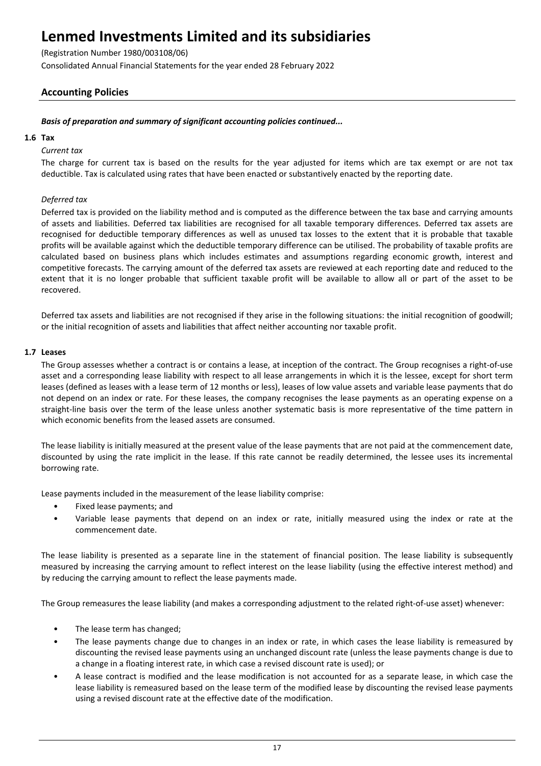## Accounting Policies

***Basis of preparation and summary of significant accounting policies continued...***

### 1.6 Tax

*Current tax*

The charge for current tax is based on the results for the year adjusted for items which are tax exempt or are not tax deductible. Tax is calculated using rates that have been enacted or substantively enacted by the reporting date.

*Deferred tax*

Deferred tax is provided on the liability method and is computed as the difference between the tax base and carrying amounts of assets and liabilities. Deferred tax liabilities are recognised for all taxable temporary differences. Deferred tax assets are recognised for deductible temporary differences as well as unused tax losses to the extent that it is probable that taxable profits will be available against which the deductible temporary difference can be utilised. The probability of taxable profits are calculated based on business plans which includes estimates and assumptions regarding economic growth, interest and competitive forecasts. The carrying amount of the deferred tax assets are reviewed at each reporting date and reduced to the extent that it is no longer probable that sufficient taxable profit will be available to allow all or part of the asset to be recovered.

Deferred tax assets and liabilities are not recognised if they arise in the following situations: the initial recognition of goodwill; or the initial recognition of assets and liabilities that affect neither accounting nor taxable profit.

### 1.7 Leases

The Group assesses whether a contract is or contains a lease, at inception of the contract. The Group recognises a right-of-use asset and a corresponding lease liability with respect to all lease arrangements in which it is the lessee, except for short term leases (defined as leases with a lease term of 12 months or less), leases of low value assets and variable lease payments that do not depend on an index or rate. For these leases, the company recognises the lease payments as an operating expense on a straight-line basis over the term of the lease unless another systematic basis is more representative of the time pattern in which economic benefits from the leased assets are consumed.

The lease liability is initially measured at the present value of the lease payments that are not paid at the commencement date, discounted by using the rate implicit in the lease. If this rate cannot be readily determined, the lessee uses its incremental borrowing rate.

Lease payments included in the measurement of the lease liability comprise:

- Fixed lease payments; and
- Variable lease payments that depend on an index or rate, initially measured using the index or rate at the commencement date.

The lease liability is presented as a separate line in the statement of financial position. The lease liability is subsequently measured by increasing the carrying amount to reflect interest on the lease liability (using the effective interest method) and by reducing the carrying amount to reflect the lease payments made.

The Group remeasures the lease liability (and makes a corresponding adjustment to the related right-of-use asset) whenever:

- The lease term has changed;
- The lease payments change due to changes in an index or rate, in which cases the lease liability is remeasured by discounting the revised lease payments using an unchanged discount rate (unless the lease payments change is due to a change in a floating interest rate, in which case a revised discount rate is used); or
- A lease contract is modified and the lease modification is not accounted for as a separate lease, in which case the lease liability is remeasured based on the lease term of the modified lease by discounting the revised lease payments using a revised discount rate at the effective date of the modification.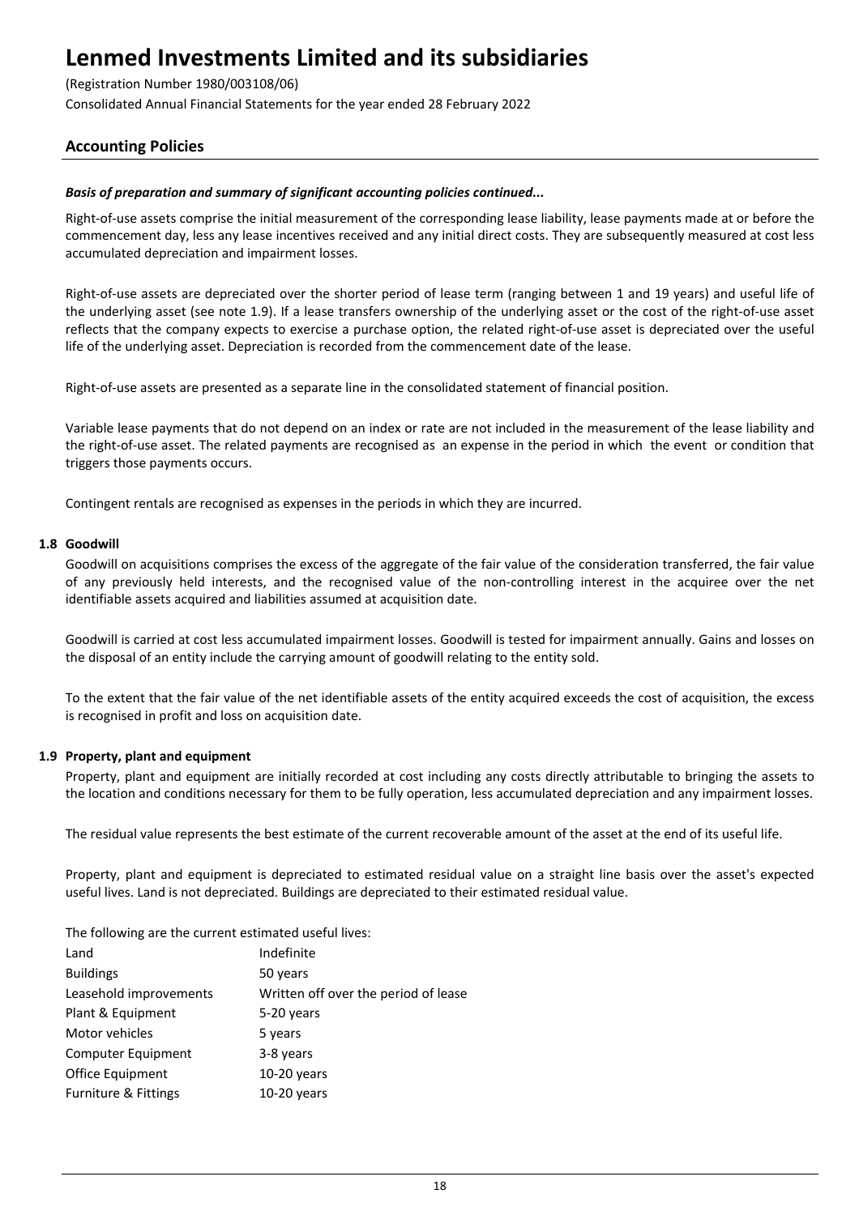## Accounting Policies

***Basis of preparation and summary of significant accounting policies continued...***

Right-of-use assets comprise the initial measurement of the corresponding lease liability, lease payments made at or before the commencement day, less any lease incentives received and any initial direct costs. They are subsequently measured at cost less accumulated depreciation and impairment losses.

Right-of-use assets are depreciated over the shorter period of lease term (ranging between 1 and 19 years) and useful life of the underlying asset (see note 1.9). If a lease transfers ownership of the underlying asset or the cost of the right-of-use asset reflects that the company expects to exercise a purchase option, the related right-of-use asset is depreciated over the useful life of the underlying asset. Depreciation is recorded from the commencement date of the lease.

Right-of-use assets are presented as a separate line in the consolidated statement of financial position.

Variable lease payments that do not depend on an index or rate are not included in the measurement of the lease liability and the right-of-use asset. The related payments are recognised as an expense in the period in which the event or condition that triggers those payments occurs.

Contingent rentals are recognised as expenses in the periods in which they are incurred.

### 1.8 Goodwill

Goodwill on acquisitions comprises the excess of the aggregate of the fair value of the consideration transferred, the fair value of any previously held interests, and the recognised value of the non-controlling interest in the acquiree over the net identifiable assets acquired and liabilities assumed at acquisition date.

Goodwill is carried at cost less accumulated impairment losses. Goodwill is tested for impairment annually. Gains and losses on the disposal of an entity include the carrying amount of goodwill relating to the entity sold.

To the extent that the fair value of the net identifiable assets of the entity acquired exceeds the cost of acquisition, the excess is recognised in profit and loss on acquisition date.

### 1.9 Property, plant and equipment

Property, plant and equipment are initially recorded at cost including any costs directly attributable to bringing the assets to the location and conditions necessary for them to be fully operation, less accumulated depreciation and any impairment losses.

The residual value represents the best estimate of the current recoverable amount of the asset at the end of its useful life.

Property, plant and equipment is depreciated to estimated residual value on a straight line basis over the asset's expected useful lives. Land is not depreciated. Buildings are depreciated to their estimated residual value.

The following are the current estimated useful lives:

| | |
|---|---|
| Land | Indefinite |
| Buildings | 50 years |
| Leasehold improvements | Written off over the period of lease |
| Plant & Equipment | 5-20 years |
| Motor vehicles | 5 years |
| Computer Equipment | 3-8 years |
| Office Equipment | 10-20 years |
| Furniture & Fittings | 10-20 years |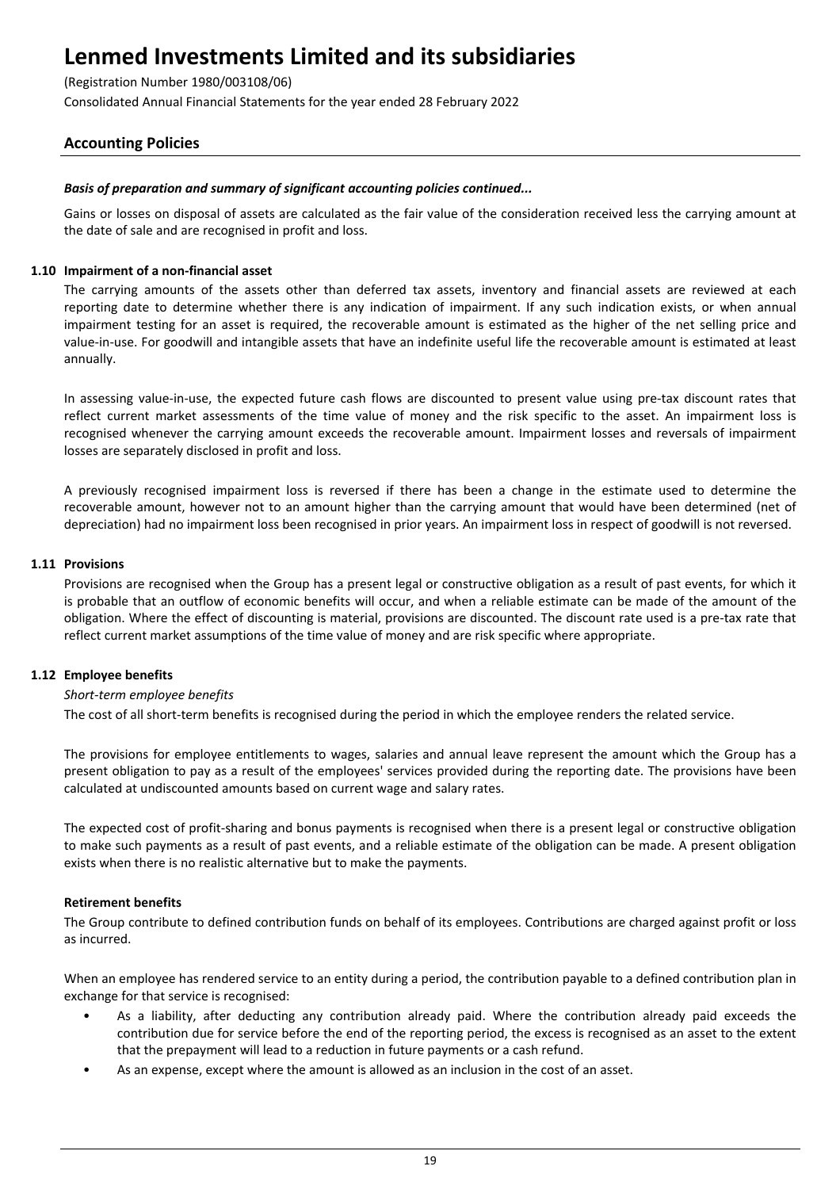*Basis of preparation and summary of significant accounting policies continued...*

Gains or losses on disposal of assets are calculated as the fair value of the consideration received less the carrying amount at the date of sale and are recognised in profit and loss.

### 1.10 Impairment of a non-financial asset

The carrying amounts of the assets other than deferred tax assets, inventory and financial assets are reviewed at each reporting date to determine whether there is any indication of impairment. If any such indication exists, or when annual impairment testing for an asset is required, the recoverable amount is estimated as the higher of the net selling price and value-in-use. For goodwill and intangible assets that have an indefinite useful life the recoverable amount is estimated at least annually.

In assessing value-in-use, the expected future cash flows are discounted to present value using pre-tax discount rates that reflect current market assessments of the time value of money and the risk specific to the asset. An impairment loss is recognised whenever the carrying amount exceeds the recoverable amount. Impairment losses and reversals of impairment losses are separately disclosed in profit and loss.

A previously recognised impairment loss is reversed if there has been a change in the estimate used to determine the recoverable amount, however not to an amount higher than the carrying amount that would have been determined (net of depreciation) had no impairment loss been recognised in prior years. An impairment loss in respect of goodwill is not reversed.

### 1.11 Provisions

Provisions are recognised when the Group has a present legal or constructive obligation as a result of past events, for which it is probable that an outflow of economic benefits will occur, and when a reliable estimate can be made of the amount of the obligation. Where the effect of discounting is material, provisions are discounted. The discount rate used is a pre-tax rate that reflect current market assumptions of the time value of money and are risk specific where appropriate.

### 1.12 Employee benefits

*Short-term employee benefits*

The cost of all short-term benefits is recognised during the period in which the employee renders the related service.

The provisions for employee entitlements to wages, salaries and annual leave represent the amount which the Group has a present obligation to pay as a result of the employees' services provided during the reporting date. The provisions have been calculated at undiscounted amounts based on current wage and salary rates.

The expected cost of profit-sharing and bonus payments is recognised when there is a present legal or constructive obligation to make such payments as a result of past events, and a reliable estimate of the obligation can be made. A present obligation exists when there is no realistic alternative but to make the payments.

**Retirement benefits**

The Group contribute to defined contribution funds on behalf of its employees. Contributions are charged against profit or loss as incurred.

When an employee has rendered service to an entity during a period, the contribution payable to a defined contribution plan in exchange for that service is recognised:

- As a liability, after deducting any contribution already paid. Where the contribution already paid exceeds the contribution due for service before the end of the reporting period, the excess is recognised as an asset to the extent that the prepayment will lead to a reduction in future payments or a cash refund.
- As an expense, except where the amount is allowed as an inclusion in the cost of an asset.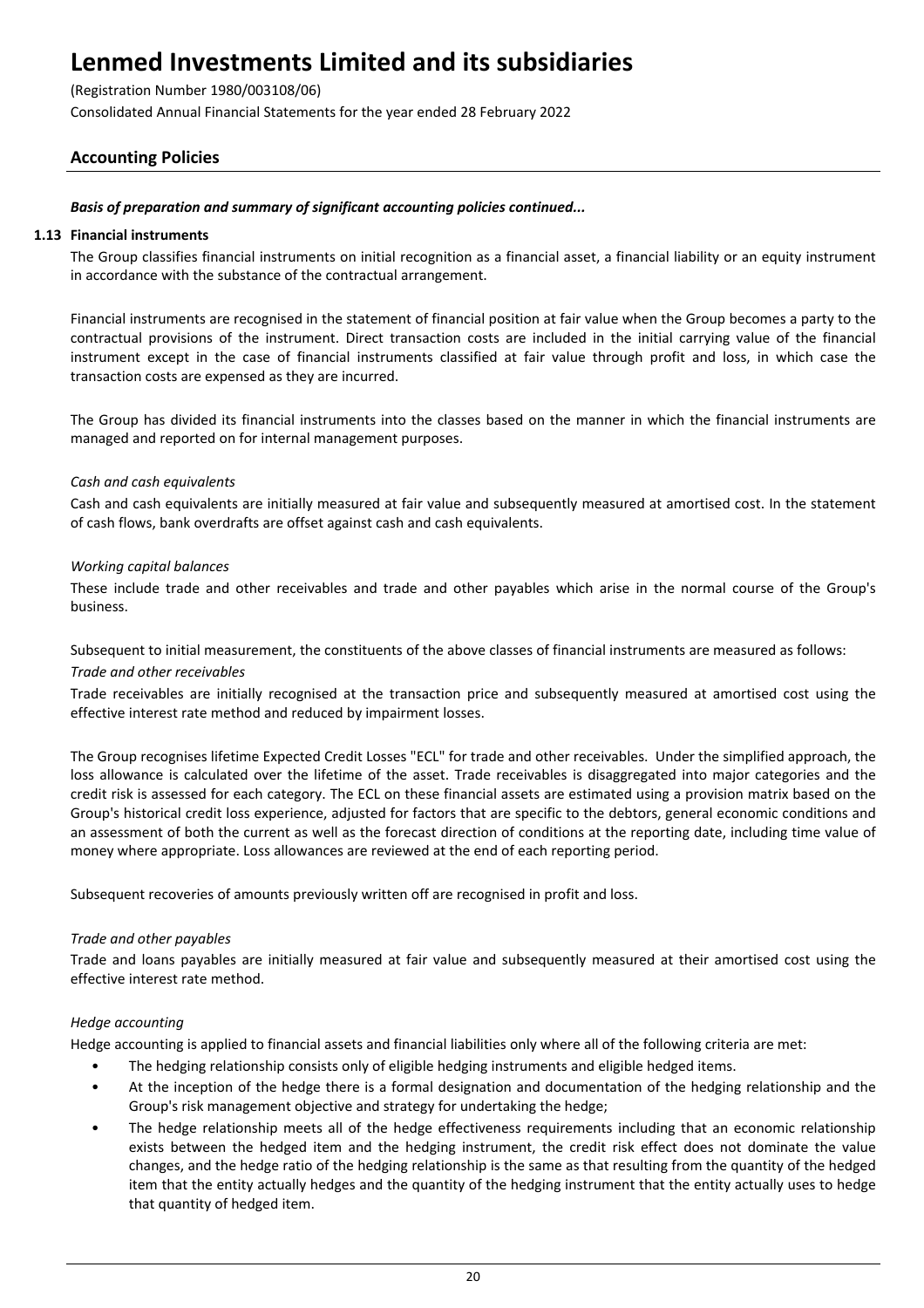# Lenmed Investments Limited and its subsidiaries

(Registration Number 1980/003108/06)

Consolidated Annual Financial Statements for the year ended 28 February 2022

## Accounting Policies

***Basis of preparation and summary of significant accounting policies continued...***

### 1.13 Financial instruments

The Group classifies financial instruments on initial recognition as a financial asset, a financial liability or an equity instrument in accordance with the substance of the contractual arrangement.

Financial instruments are recognised in the statement of financial position at fair value when the Group becomes a party to the contractual provisions of the instrument. Direct transaction costs are included in the initial carrying value of the financial instrument except in the case of financial instruments classified at fair value through profit and loss, in which case the transaction costs are expensed as they are incurred.

The Group has divided its financial instruments into the classes based on the manner in which the financial instruments are managed and reported on for internal management purposes.

*Cash and cash equivalents*

Cash and cash equivalents are initially measured at fair value and subsequently measured at amortised cost. In the statement of cash flows, bank overdrafts are offset against cash and cash equivalents.

*Working capital balances*

These include trade and other receivables and trade and other payables which arise in the normal course of the Group's business.

Subsequent to initial measurement, the constituents of the above classes of financial instruments are measured as follows:

*Trade and other receivables*

Trade receivables are initially recognised at the transaction price and subsequently measured at amortised cost using the effective interest rate method and reduced by impairment losses.

The Group recognises lifetime Expected Credit Losses "ECL" for trade and other receivables. Under the simplified approach, the loss allowance is calculated over the lifetime of the asset. Trade receivables is disaggregated into major categories and the credit risk is assessed for each category. The ECL on these financial assets are estimated using a provision matrix based on the Group's historical credit loss experience, adjusted for factors that are specific to the debtors, general economic conditions and an assessment of both the current as well as the forecast direction of conditions at the reporting date, including time value of money where appropriate. Loss allowances are reviewed at the end of each reporting period.

Subsequent recoveries of amounts previously written off are recognised in profit and loss.

*Trade and other payables*

Trade and loans payables are initially measured at fair value and subsequently measured at their amortised cost using the effective interest rate method.

*Hedge accounting*

Hedge accounting is applied to financial assets and financial liabilities only where all of the following criteria are met:

- The hedging relationship consists only of eligible hedging instruments and eligible hedged items.
- At the inception of the hedge there is a formal designation and documentation of the hedging relationship and the Group's risk management objective and strategy for undertaking the hedge;
- The hedge relationship meets all of the hedge effectiveness requirements including that an economic relationship exists between the hedged item and the hedging instrument, the credit risk effect does not dominate the value changes, and the hedge ratio of the hedging relationship is the same as that resulting from the quantity of the hedged item that the entity actually hedges and the quantity of the hedging instrument that the entity actually uses to hedge that quantity of hedged item.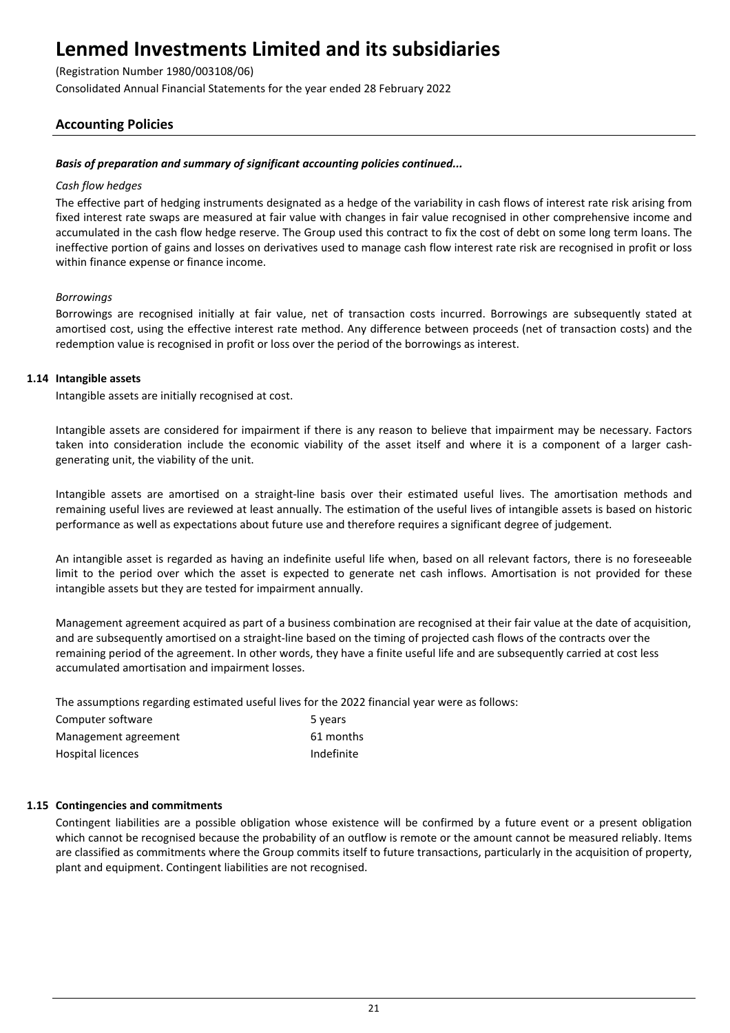## Accounting Policies

***Basis of preparation and summary of significant accounting policies continued...***

*Cash flow hedges*

The effective part of hedging instruments designated as a hedge of the variability in cash flows of interest rate risk arising from fixed interest rate swaps are measured at fair value with changes in fair value recognised in other comprehensive income and accumulated in the cash flow hedge reserve. The Group used this contract to fix the cost of debt on some long term loans. The ineffective portion of gains and losses on derivatives used to manage cash flow interest rate risk are recognised in profit or loss within finance expense or finance income.

*Borrowings*

Borrowings are recognised initially at fair value, net of transaction costs incurred. Borrowings are subsequently stated at amortised cost, using the effective interest rate method. Any difference between proceeds (net of transaction costs) and the redemption value is recognised in profit or loss over the period of the borrowings as interest.

### 1.14 Intangible assets

Intangible assets are initially recognised at cost.

Intangible assets are considered for impairment if there is any reason to believe that impairment may be necessary. Factors taken into consideration include the economic viability of the asset itself and where it is a component of a larger cash-generating unit, the viability of the unit.

Intangible assets are amortised on a straight-line basis over their estimated useful lives. The amortisation methods and remaining useful lives are reviewed at least annually. The estimation of the useful lives of intangible assets is based on historic performance as well as expectations about future use and therefore requires a significant degree of judgement.

An intangible asset is regarded as having an indefinite useful life when, based on all relevant factors, there is no foreseeable limit to the period over which the asset is expected to generate net cash inflows. Amortisation is not provided for these intangible assets but they are tested for impairment annually.

Management agreement acquired as part of a business combination are recognised at their fair value at the date of acquisition, and are subsequently amortised on a straight-line based on the timing of projected cash flows of the contracts over the remaining period of the agreement. In other words, they have a finite useful life and are subsequently carried at cost less accumulated amortisation and impairment losses.

The assumptions regarding estimated useful lives for the 2022 financial year were as follows:

| | |
|---|---|
| Computer software | 5 years |
| Management agreement | 61 months |
| Hospital licences | Indefinite |

### 1.15 Contingencies and commitments

Contingent liabilities are a possible obligation whose existence will be confirmed by a future event or a present obligation which cannot be recognised because the probability of an outflow is remote or the amount cannot be measured reliably. Items are classified as commitments where the Group commits itself to future transactions, particularly in the acquisition of property, plant and equipment. Contingent liabilities are not recognised.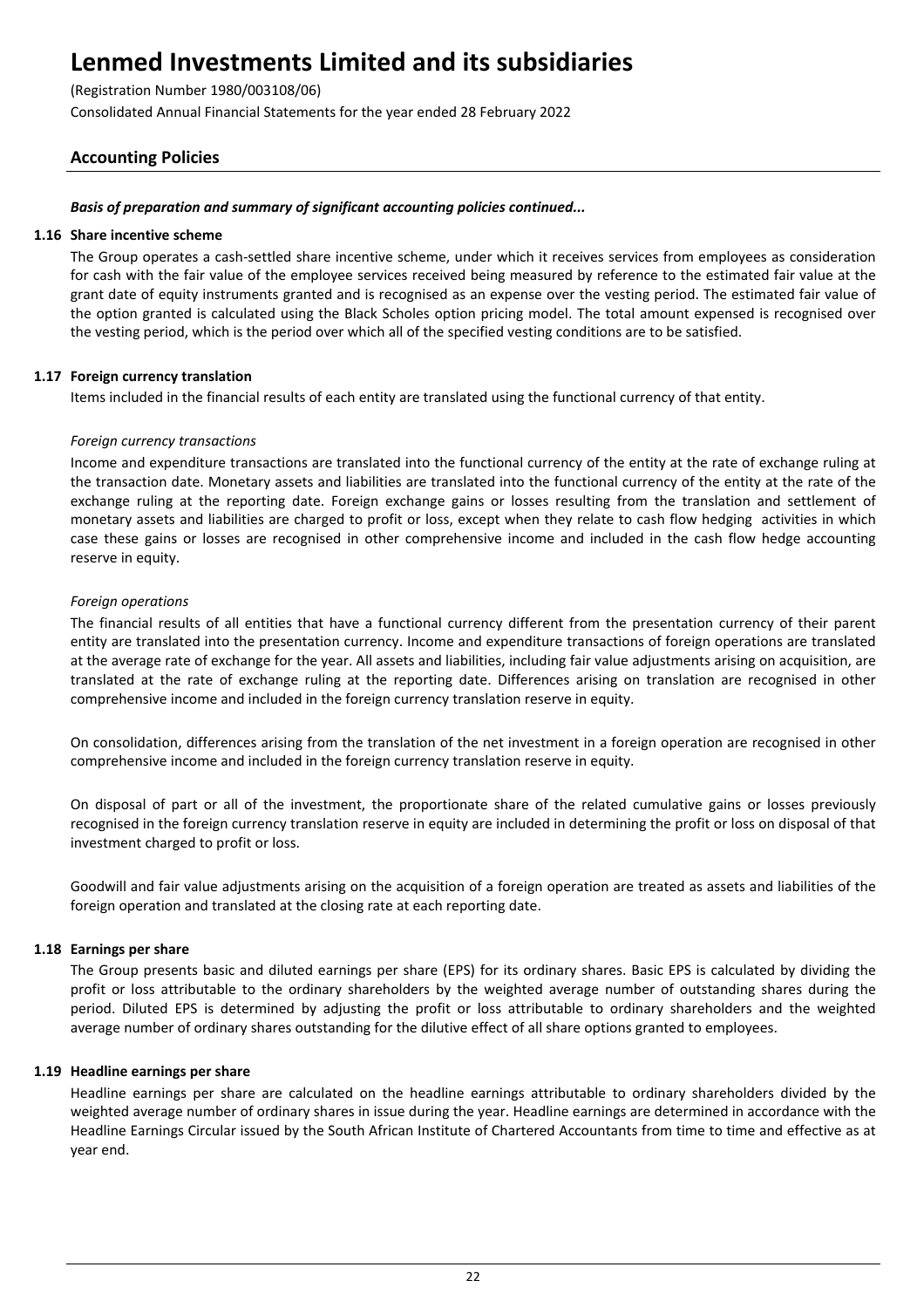# Lenmed Investments Limited and its subsidiaries

(Registration Number 1980/003108/06)

Consolidated Annual Financial Statements for the year ended 28 February 2022

## Accounting Policies

***Basis of preparation and summary of significant accounting policies continued...***

### 1.16 Share incentive scheme

The Group operates a cash-settled share incentive scheme, under which it receives services from employees as consideration for cash with the fair value of the employee services received being measured by reference to the estimated fair value at the grant date of equity instruments granted and is recognised as an expense over the vesting period. The estimated fair value of the option granted is calculated using the Black Scholes option pricing model. The total amount expensed is recognised over the vesting period, which is the period over which all of the specified vesting conditions are to be satisfied.

### 1.17 Foreign currency translation

Items included in the financial results of each entity are translated using the functional currency of that entity.

*Foreign currency transactions*

Income and expenditure transactions are translated into the functional currency of the entity at the rate of exchange ruling at the transaction date. Monetary assets and liabilities are translated into the functional currency of the entity at the rate of the exchange ruling at the reporting date. Foreign exchange gains or losses resulting from the translation and settlement of monetary assets and liabilities are charged to profit or loss, except when they relate to cash flow hedging activities in which case these gains or losses are recognised in other comprehensive income and included in the cash flow hedge accounting reserve in equity.

*Foreign operations*

The financial results of all entities that have a functional currency different from the presentation currency of their parent entity are translated into the presentation currency. Income and expenditure transactions of foreign operations are translated at the average rate of exchange for the year. All assets and liabilities, including fair value adjustments arising on acquisition, are translated at the rate of exchange ruling at the reporting date. Differences arising on translation are recognised in other comprehensive income and included in the foreign currency translation reserve in equity.

On consolidation, differences arising from the translation of the net investment in a foreign operation are recognised in other comprehensive income and included in the foreign currency translation reserve in equity.

On disposal of part or all of the investment, the proportionate share of the related cumulative gains or losses previously recognised in the foreign currency translation reserve in equity are included in determining the profit or loss on disposal of that investment charged to profit or loss.

Goodwill and fair value adjustments arising on the acquisition of a foreign operation are treated as assets and liabilities of the foreign operation and translated at the closing rate at each reporting date.

### 1.18 Earnings per share

The Group presents basic and diluted earnings per share (EPS) for its ordinary shares. Basic EPS is calculated by dividing the profit or loss attributable to the ordinary shareholders by the weighted average number of outstanding shares during the period. Diluted EPS is determined by adjusting the profit or loss attributable to ordinary shareholders and the weighted average number of ordinary shares outstanding for the dilutive effect of all share options granted to employees.

### 1.19 Headline earnings per share

Headline earnings per share are calculated on the headline earnings attributable to ordinary shareholders divided by the weighted average number of ordinary shares in issue during the year. Headline earnings are determined in accordance with the Headline Earnings Circular issued by the South African Institute of Chartered Accountants from time to time and effective as at year end.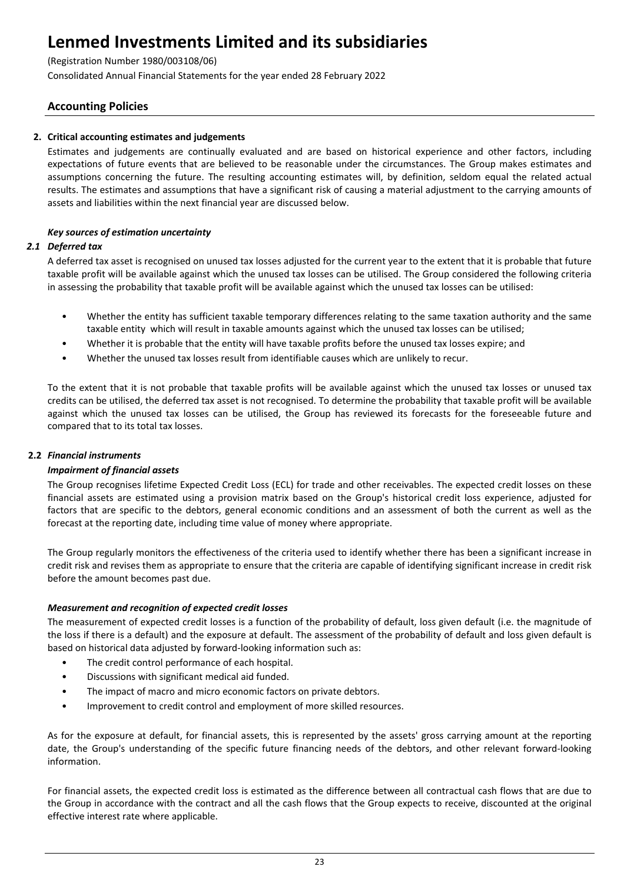## Accounting Policies

### 2. Critical accounting estimates and judgements

Estimates and judgements are continually evaluated and are based on historical experience and other factors, including expectations of future events that are believed to be reasonable under the circumstances. The Group makes estimates and assumptions concerning the future. The resulting accounting estimates will, by definition, seldom equal the related actual results. The estimates and assumptions that have a significant risk of causing a material adjustment to the carrying amounts of assets and liabilities within the next financial year are discussed below.

***Key sources of estimation uncertainty***

#### *2.1 Deferred tax*

A deferred tax asset is recognised on unused tax losses adjusted for the current year to the extent that it is probable that future taxable profit will be available against which the unused tax losses can be utilised. The Group considered the following criteria in assessing the probability that taxable profit will be available against which the unused tax losses can be utilised:

- Whether the entity has sufficient taxable temporary differences relating to the same taxation authority and the same taxable entity which will result in taxable amounts against which the unused tax losses can be utilised;
- Whether it is probable that the entity will have taxable profits before the unused tax losses expire; and
- Whether the unused tax losses result from identifiable causes which are unlikely to recur.

To the extent that it is not probable that taxable profits will be available against which the unused tax losses or unused tax credits can be utilised, the deferred tax asset is not recognised. To determine the probability that taxable profit will be available against which the unused tax losses can be utilised, the Group has reviewed its forecasts for the foreseeable future and compared that to its total tax losses.

#### 2.2 *Financial instruments*

***Impairment of financial assets***

The Group recognises lifetime Expected Credit Loss (ECL) for trade and other receivables. The expected credit losses on these financial assets are estimated using a provision matrix based on the Group's historical credit loss experience, adjusted for factors that are specific to the debtors, general economic conditions and an assessment of both the current as well as the forecast at the reporting date, including time value of money where appropriate.

The Group regularly monitors the effectiveness of the criteria used to identify whether there has been a significant increase in credit risk and revises them as appropriate to ensure that the criteria are capable of identifying significant increase in credit risk before the amount becomes past due.

***Measurement and recognition of expected credit losses***

The measurement of expected credit losses is a function of the probability of default, loss given default (i.e. the magnitude of the loss if there is a default) and the exposure at default. The assessment of the probability of default and loss given default is based on historical data adjusted by forward-looking information such as:

- The credit control performance of each hospital.
- Discussions with significant medical aid funded.
- The impact of macro and micro economic factors on private debtors.
- Improvement to credit control and employment of more skilled resources.

As for the exposure at default, for financial assets, this is represented by the assets' gross carrying amount at the reporting date, the Group's understanding of the specific future financing needs of the debtors, and other relevant forward-looking information.

For financial assets, the expected credit loss is estimated as the difference between all contractual cash flows that are due to the Group in accordance with the contract and all the cash flows that the Group expects to receive, discounted at the original effective interest rate where applicable.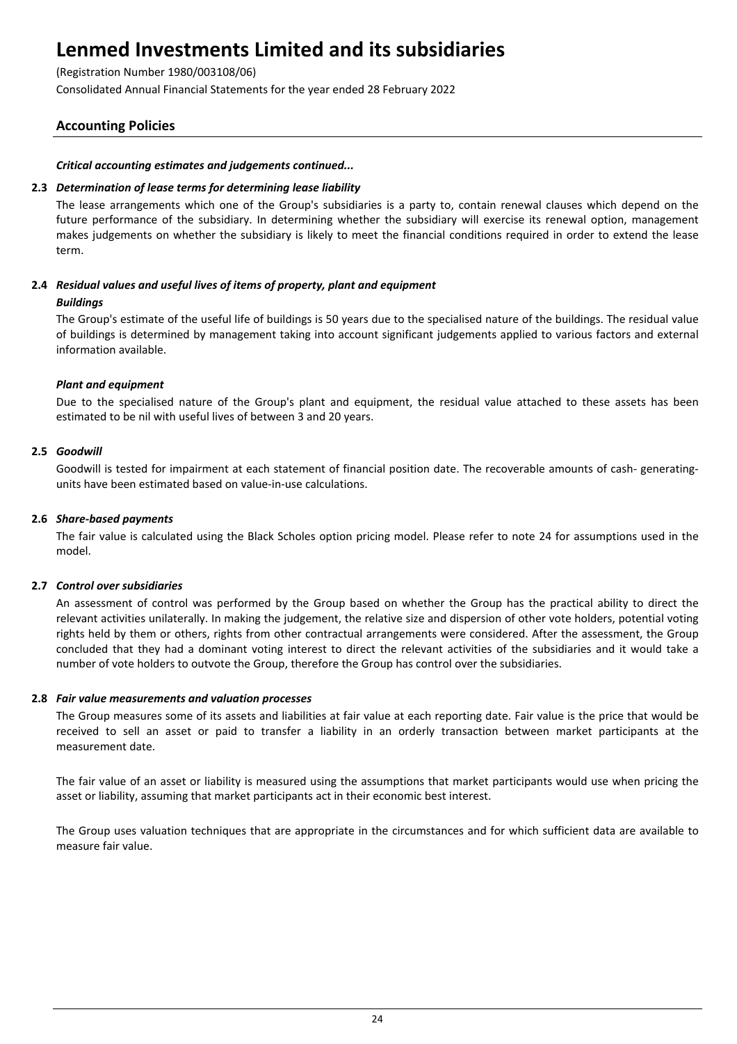# Lenmed Investments Limited and its subsidiaries

(Registration Number 1980/003108/06)

Consolidated Annual Financial Statements for the year ended 28 February 2022

## Accounting Policies

***Critical accounting estimates and judgements continued...***

### 2.3 *Determination of lease terms for determining lease liability*

The lease arrangements which one of the Group's subsidiaries is a party to, contain renewal clauses which depend on the future performance of the subsidiary. In determining whether the subsidiary will exercise its renewal option, management makes judgements on whether the subsidiary is likely to meet the financial conditions required in order to extend the lease term.

### 2.4 *Residual values and useful lives of items of property, plant and equipment*

***Buildings***

The Group's estimate of the useful life of buildings is 50 years due to the specialised nature of the buildings. The residual value of buildings is determined by management taking into account significant judgements applied to various factors and external information available.

***Plant and equipment***

Due to the specialised nature of the Group's plant and equipment, the residual value attached to these assets has been estimated to be nil with useful lives of between 3 and 20 years.

### 2.5 *Goodwill*

Goodwill is tested for impairment at each statement of financial position date. The recoverable amounts of cash- generating-units have been estimated based on value-in-use calculations.

### 2.6 *Share-based payments*

The fair value is calculated using the Black Scholes option pricing model. Please refer to note 24 for assumptions used in the model.

### 2.7 *Control over subsidiaries*

An assessment of control was performed by the Group based on whether the Group has the practical ability to direct the relevant activities unilaterally. In making the judgement, the relative size and dispersion of other vote holders, potential voting rights held by them or others, rights from other contractual arrangements were considered. After the assessment, the Group concluded that they had a dominant voting interest to direct the relevant activities of the subsidiaries and it would take a number of vote holders to outvote the Group, therefore the Group has control over the subsidiaries.

### 2.8 *Fair value measurements and valuation processes*

The Group measures some of its assets and liabilities at fair value at each reporting date. Fair value is the price that would be received to sell an asset or paid to transfer a liability in an orderly transaction between market participants at the measurement date.

The fair value of an asset or liability is measured using the assumptions that market participants would use when pricing the asset or liability, assuming that market participants act in their economic best interest.

The Group uses valuation techniques that are appropriate in the circumstances and for which sufficient data are available to measure fair value.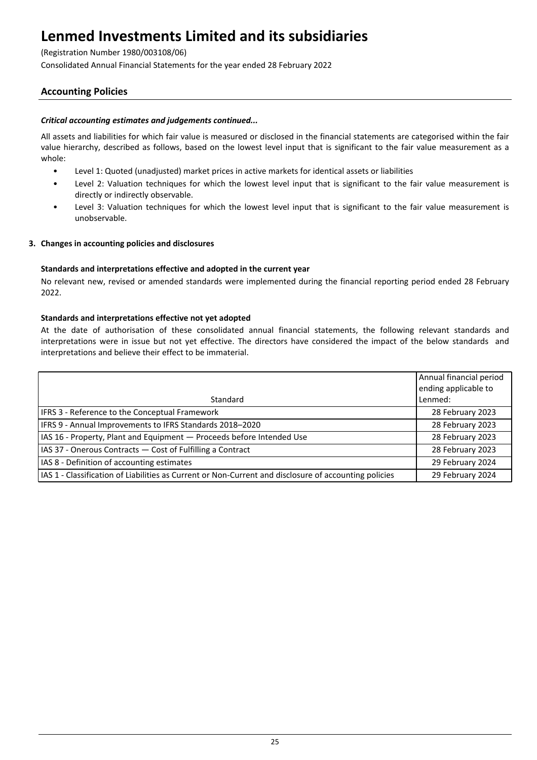## Accounting Policies

***Critical accounting estimates and judgements continued...***

All assets and liabilities for which fair value is measured or disclosed in the financial statements are categorised within the fair value hierarchy, described as follows, based on the lowest level input that is significant to the fair value measurement as a whole:

- Level 1: Quoted (unadjusted) market prices in active markets for identical assets or liabilities
- Level 2: Valuation techniques for which the lowest level input that is significant to the fair value measurement is directly or indirectly observable.
- Level 3: Valuation techniques for which the lowest level input that is significant to the fair value measurement is unobservable.

### 3. Changes in accounting policies and disclosures

**Standards and interpretations effective and adopted in the current year**

No relevant new, revised or amended standards were implemented during the financial reporting period ended 28 February 2022.

**Standards and interpretations effective not yet adopted**

At the date of authorisation of these consolidated annual financial statements, the following relevant standards and interpretations were in issue but not yet effective. The directors have considered the impact of the below standards and interpretations and believe their effect to be immaterial.

| Standard | Annual financial period ending applicable to Lenmed: |
|---|---|
| IFRS 3 - Reference to the Conceptual Framework | 28 February 2023 |
| IFRS 9 - Annual Improvements to IFRS Standards 2018–2020 | 28 February 2023 |
| IAS 16 - Property, Plant and Equipment — Proceeds before Intended Use | 28 February 2023 |
| IAS 37 - Onerous Contracts — Cost of Fulfilling a Contract | 28 February 2023 |
| IAS 8 - Definition of accounting estimates | 29 February 2024 |
| IAS 1 - Classification of Liabilities as Current or Non-Current and disclosure of accounting policies | 29 February 2024 |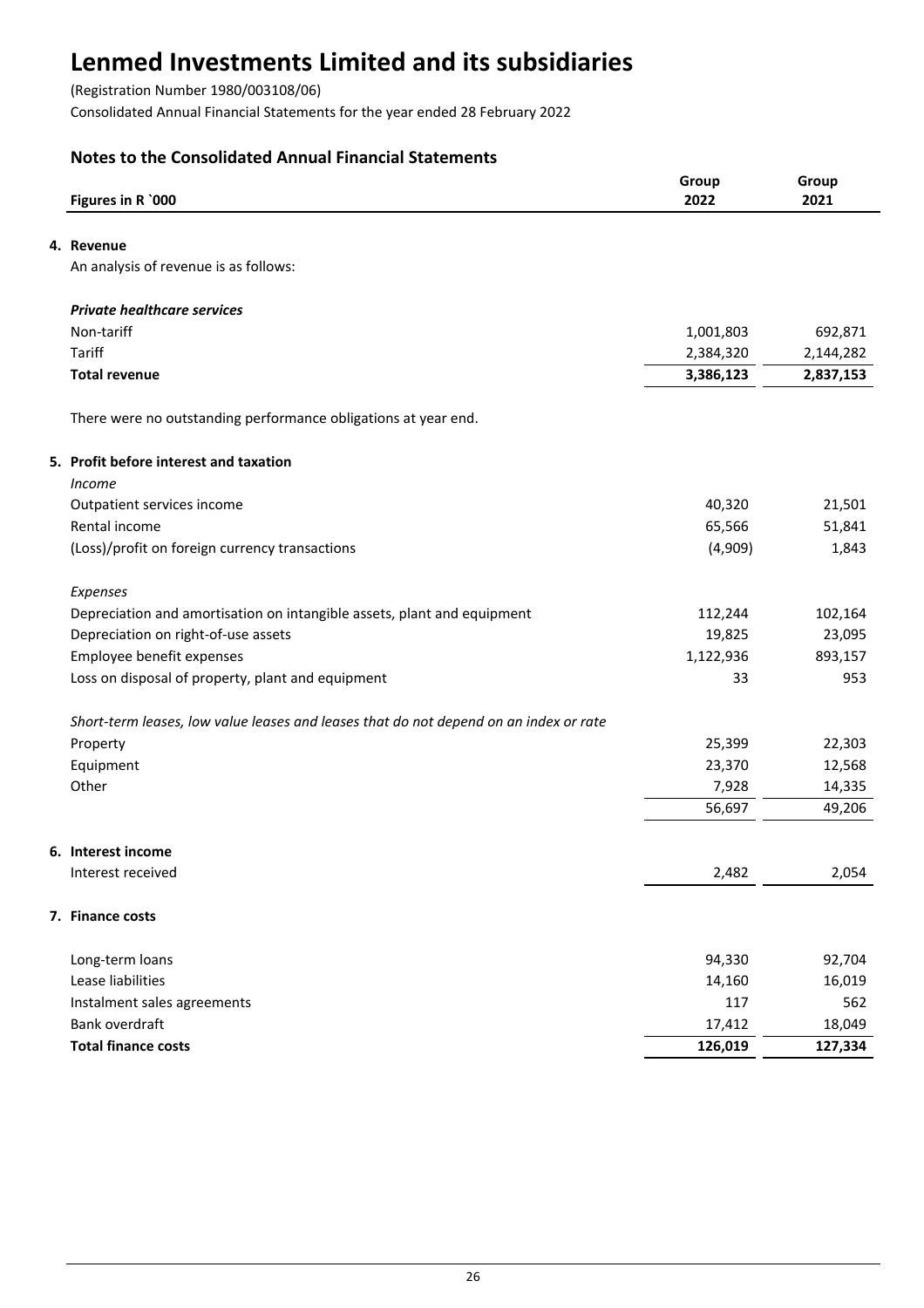# Lenmed Investments Limited and its subsidiaries

(Registration Number 1980/003108/06)

Consolidated Annual Financial Statements for the year ended 28 February 2022

## Notes to the Consolidated Annual Financial Statements

| Figures in R `000 | Group 2022 | Group 2021 |
|---|---|---|
| **4. Revenue** | | |
| An analysis of revenue is as follows: | | |
| ***Private healthcare services*** | | |
| Non-tariff | 1,001,803 | 692,871 |
| Tariff | 2,384,320 | 2,144,282 |
| **Total revenue** | **3,386,123** | **2,837,153** |

There were no outstanding performance obligations at year end.

| Figures in R `000 | Group 2022 | Group 2021 |
|---|---|---|
| **5. Profit before interest and taxation** | | |
| *Income* | | |
| Outpatient services income | 40,320 | 21,501 |
| Rental income | 65,566 | 51,841 |
| (Loss)/profit on foreign currency transactions | (4,909) | 1,843 |
| *Expenses* | | |
| Depreciation and amortisation on intangible assets, plant and equipment | 112,244 | 102,164 |
| Depreciation on right-of-use assets | 19,825 | 23,095 |
| Employee benefit expenses | 1,122,936 | 893,157 |
| Loss on disposal of property, plant and equipment | 33 | 953 |
| *Short-term leases, low value leases and leases that do not depend on an index or rate* | | |
| Property | 25,399 | 22,303 |
| Equipment | 23,370 | 12,568 |
| Other | 7,928 | 14,335 |
| | 56,697 | 49,206 |
| **6. Interest income** | | |
| Interest received | 2,482 | 2,054 |
| **7. Finance costs** | | |
| Long-term loans | 94,330 | 92,704 |
| Lease liabilities | 14,160 | 16,019 |
| Instalment sales agreements | 117 | 562 |
| Bank overdraft | 17,412 | 18,049 |
| **Total finance costs** | **126,019** | **127,334** |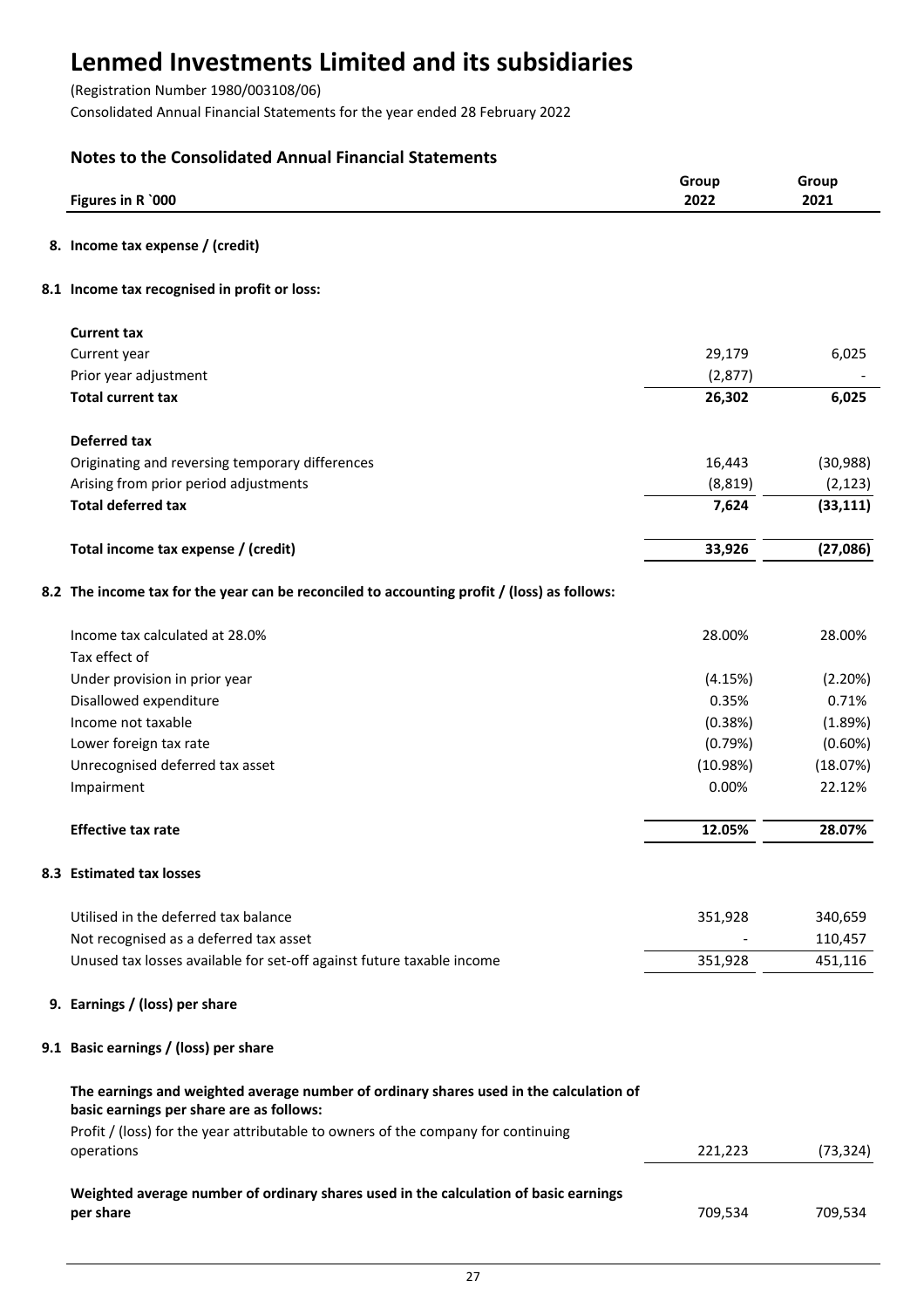# Lenmed Investments Limited and its subsidiaries

(Registration Number 1980/003108/06)

Consolidated Annual Financial Statements for the year ended 28 February 2022

## Notes to the Consolidated Annual Financial Statements

| Figures in R `000 | Group 2022 | Group 2021 |
|---|---|---|
| **8. Income tax expense / (credit)** | | |
| **8.1 Income tax recognised in profit or loss:** | | |
| **Current tax** | | |
| Current year | 29,179 | 6,025 |
| Prior year adjustment | (2,877) | - |
| **Total current tax** | **26,302** | **6,025** |
| **Deferred tax** | | |
| Originating and reversing temporary differences | 16,443 | (30,988) |
| Arising from prior period adjustments | (8,819) | (2,123) |
| **Total deferred tax** | **7,624** | **(33,111)** |
| **Total income tax expense / (credit)** | **33,926** | **(27,086)** |
| **8.2 The income tax for the year can be reconciled to accounting profit / (loss) as follows:** | | |
| Income tax calculated at 28.0% | 28.00% | 28.00% |
| Tax effect of | | |
| Under provision in prior year | (4.15%) | (2.20%) |
| Disallowed expenditure | 0.35% | 0.71% |
| Income not taxable | (0.38%) | (1.89%) |
| Lower foreign tax rate | (0.79%) | (0.60%) |
| Unrecognised deferred tax asset | (10.98%) | (18.07%) |
| Impairment | 0.00% | 22.12% |
| **Effective tax rate** | **12.05%** | **28.07%** |
| **8.3 Estimated tax losses** | | |
| Utilised in the deferred tax balance | 351,928 | 340,659 |
| Not recognised as a deferred tax asset | - | 110,457 |
| Unused tax losses available for set-off against future taxable income | 351,928 | 451,116 |
| **9. Earnings / (loss) per share** | | |
| **9.1 Basic earnings / (loss) per share** | | |
| **The earnings and weighted average number of ordinary shares used in the calculation of basic earnings per share are as follows:** | | |
| Profit / (loss) for the year attributable to owners of the company for continuing operations | 221,223 | (73,324) |
| **Weighted average number of ordinary shares used in the calculation of basic earnings per share** | 709,534 | 709,534 |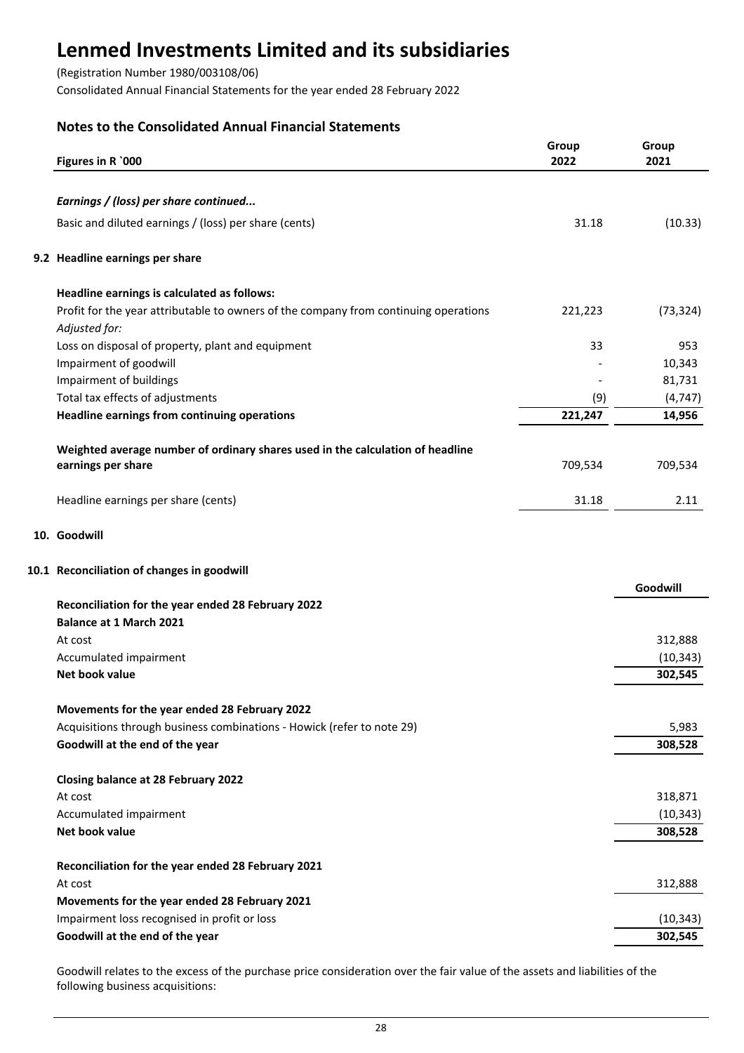# Lenmed Investments Limited and its subsidiaries

(Registration Number 1980/003108/06)
Consolidated Annual Financial Statements for the year ended 28 February 2022

## Notes to the Consolidated Annual Financial Statements

| Figures in R `000 | Group 2022 | Group 2021 |
|---|---|---|
| ***Earnings / (loss) per share continued...*** | | |
| Basic and diluted earnings / (loss) per share (cents) | 31.18 | (10.33) |

### 9.2 Headline earnings per share

| | Group 2022 | Group 2021 |
|---|---|---|
| **Headline earnings is calculated as follows:** | | |
| Profit for the year attributable to owners of the company from continuing operations | 221,223 | (73,324) |
| *Adjusted for:* | | |
| Loss on disposal of property, plant and equipment | 33 | 953 |
| Impairment of goodwill | - | 10,343 |
| Impairment of buildings | - | 81,731 |
| Total tax effects of adjustments | (9) | (4,747) |
| **Headline earnings from continuing operations** | **221,247** | **14,956** |
| **Weighted average number of ordinary shares used in the calculation of headline earnings per share** | 709,534 | 709,534 |
| Headline earnings per share (cents) | 31.18 | 2.11 |

### 10. Goodwill

### 10.1 Reconciliation of changes in goodwill

| | Goodwill |
|---|---|
| **Reconciliation for the year ended 28 February 2022** | |
| **Balance at 1 March 2021** | |
| At cost | 312,888 |
| Accumulated impairment | (10,343) |
| **Net book value** | **302,545** |
| **Movements for the year ended 28 February 2022** | |
| Acquisitions through business combinations - Howick (refer to note 29) | 5,983 |
| **Goodwill at the end of the year** | **308,528** |
| **Closing balance at 28 February 2022** | |
| At cost | 318,871 |
| Accumulated impairment | (10,343) |
| **Net book value** | **308,528** |
| **Reconciliation for the year ended 28 February 2021** | |
| At cost | 312,888 |
| **Movements for the year ended 28 February 2021** | |
| Impairment loss recognised in profit or loss | (10,343) |
| **Goodwill at the end of the year** | **302,545** |

Goodwill relates to the excess of the purchase price consideration over the fair value of the assets and liabilities of the following business acquisitions: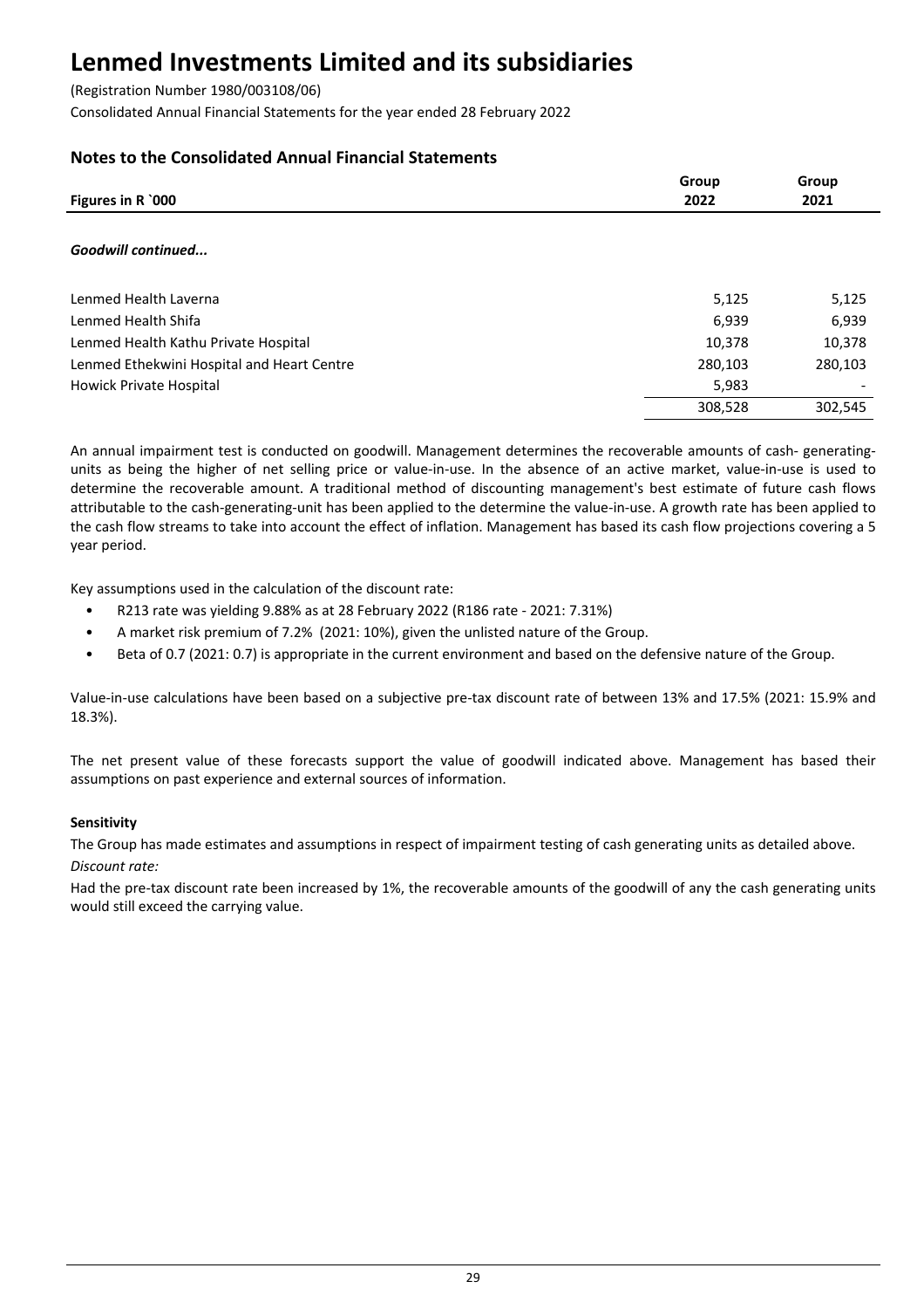# Lenmed Investments Limited and its subsidiaries

(Registration Number 1980/003108/06)

Consolidated Annual Financial Statements for the year ended 28 February 2022

## Notes to the Consolidated Annual Financial Statements

| Figures in R `000 | Group 2022 | Group 2021 |
|---|---|---|
| ***Goodwill continued...*** | | |
| Lenmed Health Laverna | 5,125 | 5,125 |
| Lenmed Health Shifa | 6,939 | 6,939 |
| Lenmed Health Kathu Private Hospital | 10,378 | 10,378 |
| Lenmed Ethekwini Hospital and Heart Centre | 280,103 | 280,103 |
| Howick Private Hospital | 5,983 | - |
| | 308,528 | 302,545 |

An annual impairment test is conducted on goodwill. Management determines the recoverable amounts of cash- generating-units as being the higher of net selling price or value-in-use. In the absence of an active market, value-in-use is used to determine the recoverable amount. A traditional method of discounting management's best estimate of future cash flows attributable to the cash-generating-unit has been applied to the determine the value-in-use. A growth rate has been applied to the cash flow streams to take into account the effect of inflation. Management has based its cash flow projections covering a 5 year period.

Key assumptions used in the calculation of the discount rate:

- R213 rate was yielding 9.88% as at 28 February 2022 (R186 rate - 2021: 7.31%)
- A market risk premium of 7.2% (2021: 10%), given the unlisted nature of the Group.
- Beta of 0.7 (2021: 0.7) is appropriate in the current environment and based on the defensive nature of the Group.

Value-in-use calculations have been based on a subjective pre-tax discount rate of between 13% and 17.5% (2021: 15.9% and 18.3%).

The net present value of these forecasts support the value of goodwill indicated above. Management has based their assumptions on past experience and external sources of information.

**Sensitivity**

The Group has made estimates and assumptions in respect of impairment testing of cash generating units as detailed above.

*Discount rate:*

Had the pre-tax discount rate been increased by 1%, the recoverable amounts of the goodwill of any the cash generating units would still exceed the carrying value.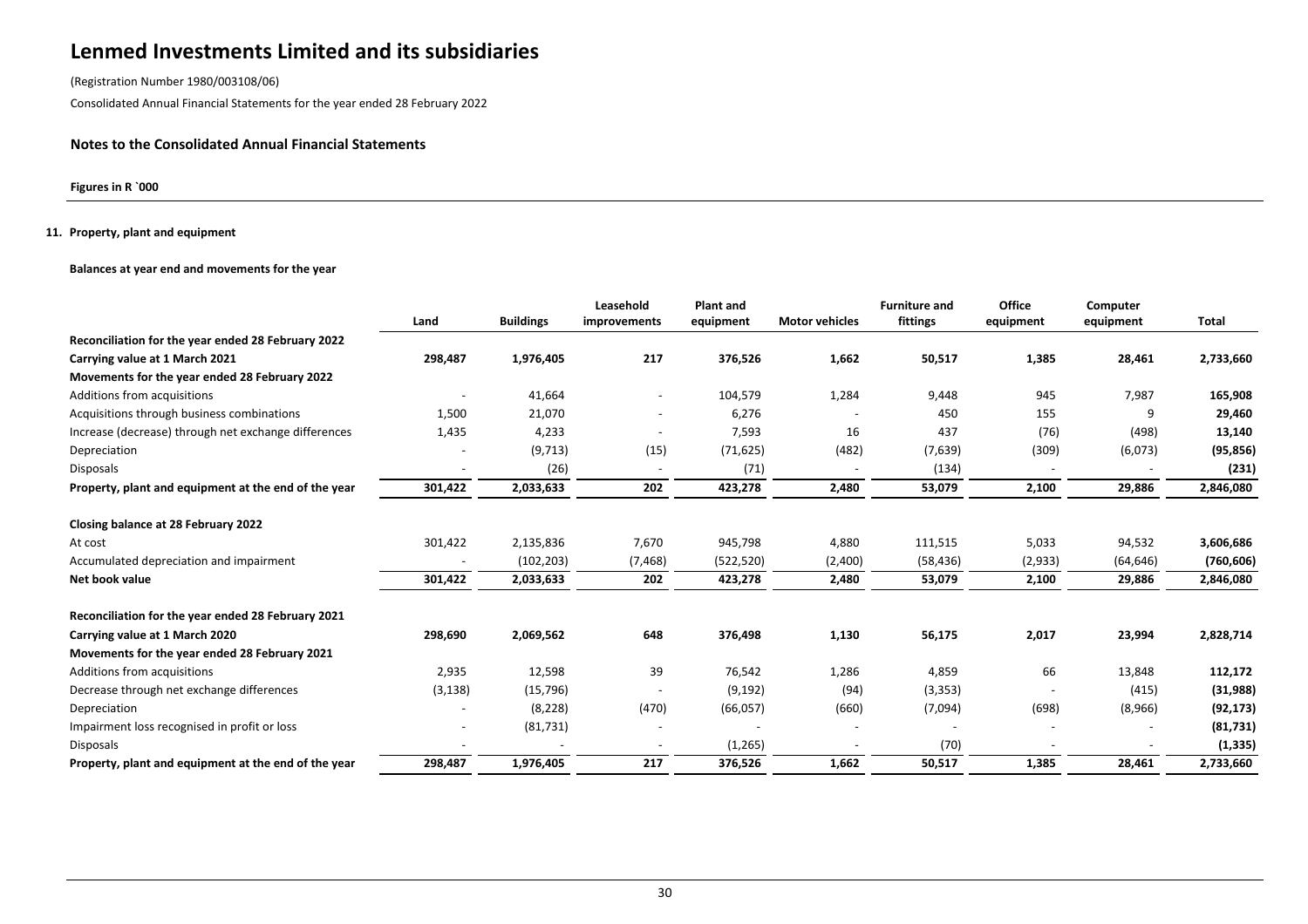# Lenmed Investments Limited and its subsidiaries

(Registration Number 1980/003108/06)

Consolidated Annual Financial Statements for the year ended 28 February 2022

### Notes to the Consolidated Annual Financial Statements

**Figures in R `000**

#### 11. Property, plant and equipment

**Balances at year end and movements for the year**

| | Land | Buildings | Leasehold improvements | Plant and equipment | Motor vehicles | Furniture and fittings | Office equipment | Computer equipment | Total |
|---|---|---|---|---|---|---|---|---|---|
| **Reconciliation for the year ended 28 February 2022** | | | | | | | | | |
| **Carrying value at 1 March 2021** | **298,487** | **1,976,405** | **217** | **376,526** | **1,662** | **50,517** | **1,385** | **28,461** | **2,733,660** |
| **Movements for the year ended 28 February 2022** | | | | | | | | | |
| Additions from acquisitions | - | 41,664 | - | 104,579 | 1,284 | 9,448 | 945 | 7,987 | **165,908** |
| Acquisitions through business combinations | 1,500 | 21,070 | - | 6,276 | - | 450 | 155 | 9 | **29,460** |
| Increase (decrease) through net exchange differences | 1,435 | 4,233 | - | 7,593 | 16 | 437 | (76) | (498) | **13,140** |
| Depreciation | - | (9,713) | (15) | (71,625) | (482) | (7,639) | (309) | (6,073) | **(95,856)** |
| Disposals | - | (26) | - | (71) | - | (134) | - | - | **(231)** |
| **Property, plant and equipment at the end of the year** | **301,422** | **2,033,633** | **202** | **423,278** | **2,480** | **53,079** | **2,100** | **29,886** | **2,846,080** |
| **Closing balance at 28 February 2022** | | | | | | | | | |
| At cost | 301,422 | 2,135,836 | 7,670 | 945,798 | 4,880 | 111,515 | 5,033 | 94,532 | **3,606,686** |
| Accumulated depreciation and impairment | - | (102,203) | (7,468) | (522,520) | (2,400) | (58,436) | (2,933) | (64,646) | **(760,606)** |
| **Net book value** | **301,422** | **2,033,633** | **202** | **423,278** | **2,480** | **53,079** | **2,100** | **29,886** | **2,846,080** |
| **Reconciliation for the year ended 28 February 2021** | | | | | | | | | |
| **Carrying value at 1 March 2020** | **298,690** | **2,069,562** | **648** | **376,498** | **1,130** | **56,175** | **2,017** | **23,994** | **2,828,714** |
| **Movements for the year ended 28 February 2021** | | | | | | | | | |
| Additions from acquisitions | 2,935 | 12,598 | 39 | 76,542 | 1,286 | 4,859 | 66 | 13,848 | **112,172** |
| Decrease through net exchange differences | (3,138) | (15,796) | - | (9,192) | (94) | (3,353) | - | (415) | **(31,988)** |
| Depreciation | - | (8,228) | (470) | (66,057) | (660) | (7,094) | (698) | (8,966) | **(92,173)** |
| Impairment loss recognised in profit or loss | - | (81,731) | - | - | - | - | - | - | **(81,731)** |
| Disposals | - | - | - | (1,265) | - | (70) | - | - | **(1,335)** |
| **Property, plant and equipment at the end of the year** | **298,487** | **1,976,405** | **217** | **376,526** | **1,662** | **50,517** | **1,385** | **28,461** | **2,733,660** |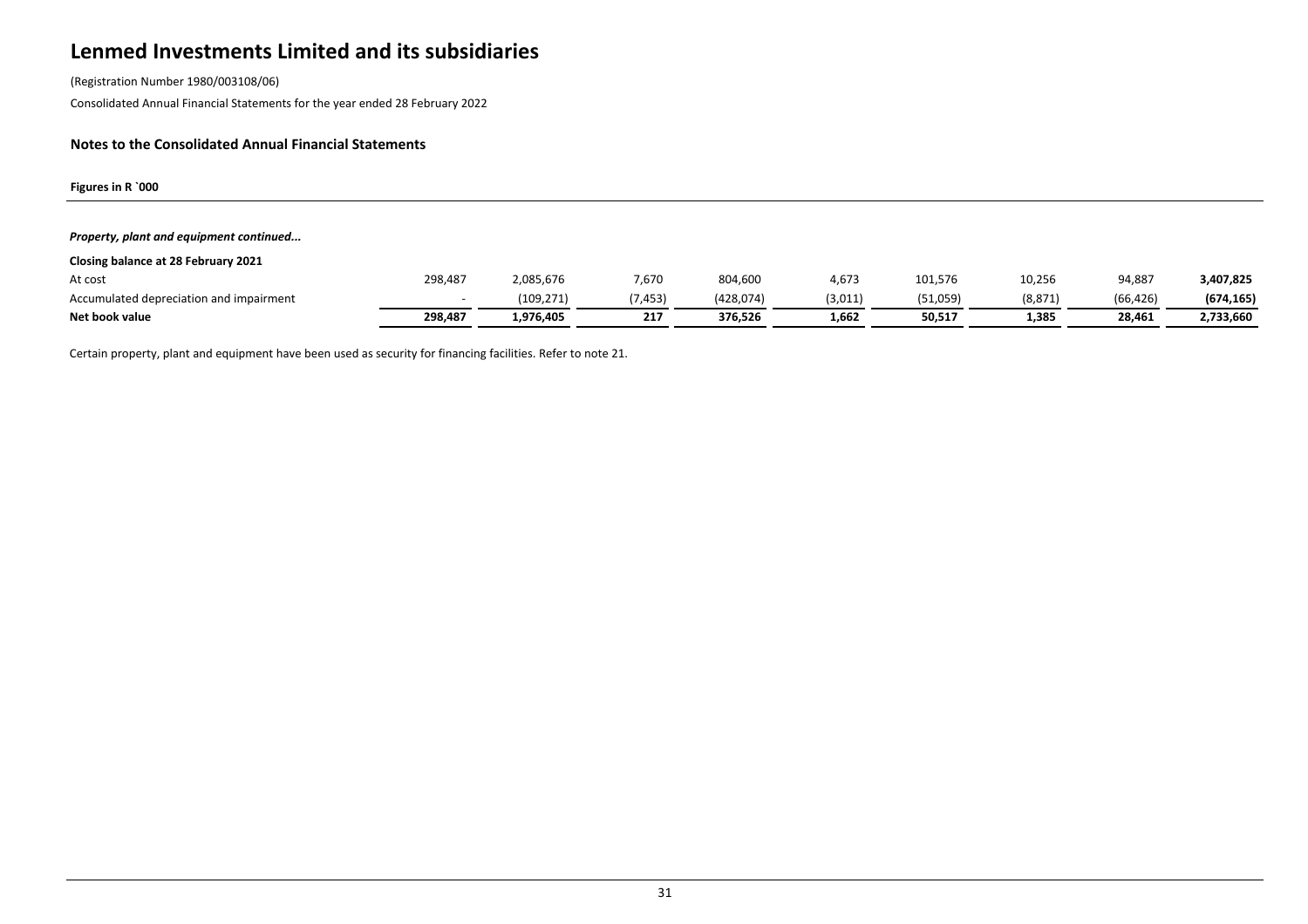# Lenmed Investments Limited and its subsidiaries

(Registration Number 1980/003108/06)

Consolidated Annual Financial Statements for the year ended 28 February 2022

### Notes to the Consolidated Annual Financial Statements

**Figures in R `000**

***Property, plant and equipment continued...***

| Closing balance at 28 February 2021 | | | | | | | | | |
|---|---|---|---|---|---|---|---|---|---|
| At cost | 298,487 | 2,085,676 | 7,670 | 804,600 | 4,673 | 101,576 | 10,256 | 94,887 | **3,407,825** |
| Accumulated depreciation and impairment | - | (109,271) | (7,453) | (428,074) | (3,011) | (51,059) | (8,871) | (66,426) | **(674,165)** |
| **Net book value** | **298,487** | **1,976,405** | **217** | **376,526** | **1,662** | **50,517** | **1,385** | **28,461** | **2,733,660** |

Certain property, plant and equipment have been used as security for financing facilities. Refer to note 21.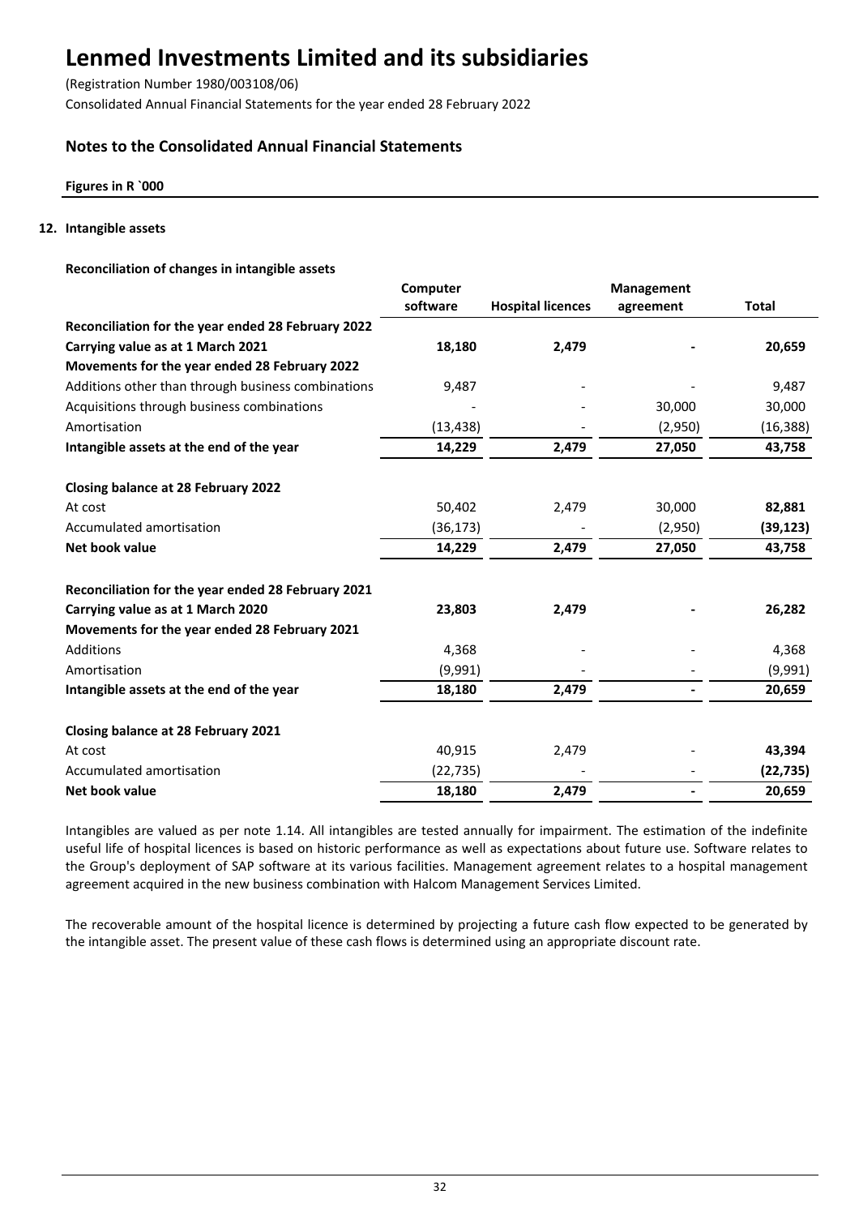# Lenmed Investments Limited and its subsidiaries

(Registration Number 1980/003108/06)

Consolidated Annual Financial Statements for the year ended 28 February 2022

## Notes to the Consolidated Annual Financial Statements

**Figures in R `000**

### 12. Intangible assets

**Reconciliation of changes in intangible assets**

| | Computer software | Hospital licences | Management agreement | Total |
|---|---|---|---|---|
| **Reconciliation for the year ended 28 February 2022** | | | | |
| **Carrying value as at 1 March 2021** | **18,180** | **2,479** | **-** | **20,659** |
| **Movements for the year ended 28 February 2022** | | | | |
| Additions other than through business combinations | 9,487 | - | - | 9,487 |
| Acquisitions through business combinations | - | - | 30,000 | 30,000 |
| Amortisation | (13,438) | - | (2,950) | (16,388) |
| **Intangible assets at the end of the year** | **14,229** | **2,479** | **27,050** | **43,758** |
| | | | | |
| **Closing balance at 28 February 2022** | | | | |
| At cost | 50,402 | 2,479 | 30,000 | **82,881** |
| Accumulated amortisation | (36,173) | - | (2,950) | **(39,123)** |
| **Net book value** | **14,229** | **2,479** | **27,050** | **43,758** |
| | | | | |
| **Reconciliation for the year ended 28 February 2021** | | | | |
| **Carrying value as at 1 March 2020** | **23,803** | **2,479** | **-** | **26,282** |
| **Movements for the year ended 28 February 2021** | | | | |
| Additions | 4,368 | - | - | 4,368 |
| Amortisation | (9,991) | - | - | (9,991) |
| **Intangible assets at the end of the year** | **18,180** | **2,479** | **-** | **20,659** |
| | | | | |
| **Closing balance at 28 February 2021** | | | | |
| At cost | 40,915 | 2,479 | - | **43,394** |
| Accumulated amortisation | (22,735) | - | - | **(22,735)** |
| **Net book value** | **18,180** | **2,479** | **-** | **20,659** |

Intangibles are valued as per note 1.14. All intangibles are tested annually for impairment. The estimation of the indefinite useful life of hospital licences is based on historic performance as well as expectations about future use. Software relates to the Group's deployment of SAP software at its various facilities. Management agreement relates to a hospital management agreement acquired in the new business combination with Halcom Management Services Limited.

The recoverable amount of the hospital licence is determined by projecting a future cash flow expected to be generated by the intangible asset. The present value of these cash flows is determined using an appropriate discount rate.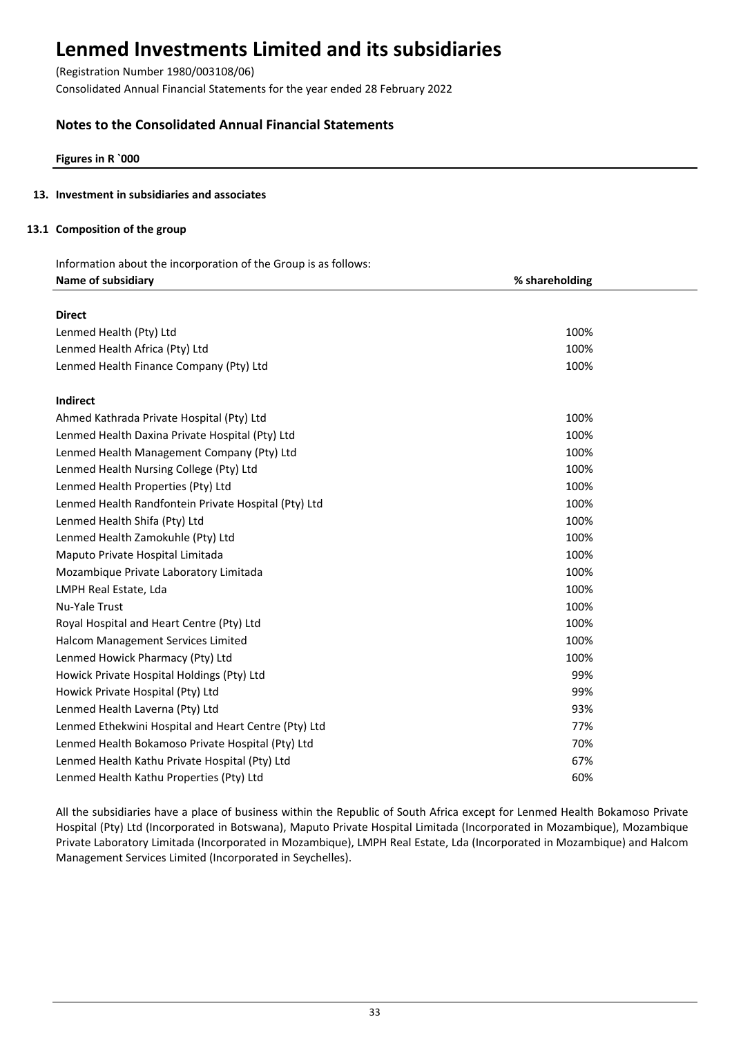# Lenmed Investments Limited and its subsidiaries

(Registration Number 1980/003108/06)

Consolidated Annual Financial Statements for the year ended 28 February 2022

## Notes to the Consolidated Annual Financial Statements

**Figures in R `000**

### 13. Investment in subsidiaries and associates

### 13.1 Composition of the group

Information about the incorporation of the Group is as follows:

| Name of subsidiary | % shareholding |
|---|---|
| **Direct** | |
| Lenmed Health (Pty) Ltd | 100% |
| Lenmed Health Africa (Pty) Ltd | 100% |
| Lenmed Health Finance Company (Pty) Ltd | 100% |
| **Indirect** | |
| Ahmed Kathrada Private Hospital (Pty) Ltd | 100% |
| Lenmed Health Daxina Private Hospital (Pty) Ltd | 100% |
| Lenmed Health Management Company (Pty) Ltd | 100% |
| Lenmed Health Nursing College (Pty) Ltd | 100% |
| Lenmed Health Properties (Pty) Ltd | 100% |
| Lenmed Health Randfontein Private Hospital (Pty) Ltd | 100% |
| Lenmed Health Shifa (Pty) Ltd | 100% |
| Lenmed Health Zamokuhle (Pty) Ltd | 100% |
| Maputo Private Hospital Limitada | 100% |
| Mozambique Private Laboratory Limitada | 100% |
| LMPH Real Estate, Lda | 100% |
| Nu-Yale Trust | 100% |
| Royal Hospital and Heart Centre (Pty) Ltd | 100% |
| Halcom Management Services Limited | 100% |
| Lenmed Howick Pharmacy (Pty) Ltd | 100% |
| Howick Private Hospital Holdings (Pty) Ltd | 99% |
| Howick Private Hospital (Pty) Ltd | 99% |
| Lenmed Health Laverna (Pty) Ltd | 93% |
| Lenmed Ethekwini Hospital and Heart Centre (Pty) Ltd | 77% |
| Lenmed Health Bokamoso Private Hospital (Pty) Ltd | 70% |
| Lenmed Health Kathu Private Hospital (Pty) Ltd | 67% |
| Lenmed Health Kathu Properties (Pty) Ltd | 60% |

All the subsidiaries have a place of business within the Republic of South Africa except for Lenmed Health Bokamoso Private Hospital (Pty) Ltd (Incorporated in Botswana), Maputo Private Hospital Limitada (Incorporated in Mozambique), Mozambique Private Laboratory Limitada (Incorporated in Mozambique), LMPH Real Estate, Lda (Incorporated in Mozambique) and Halcom Management Services Limited (Incorporated in Seychelles).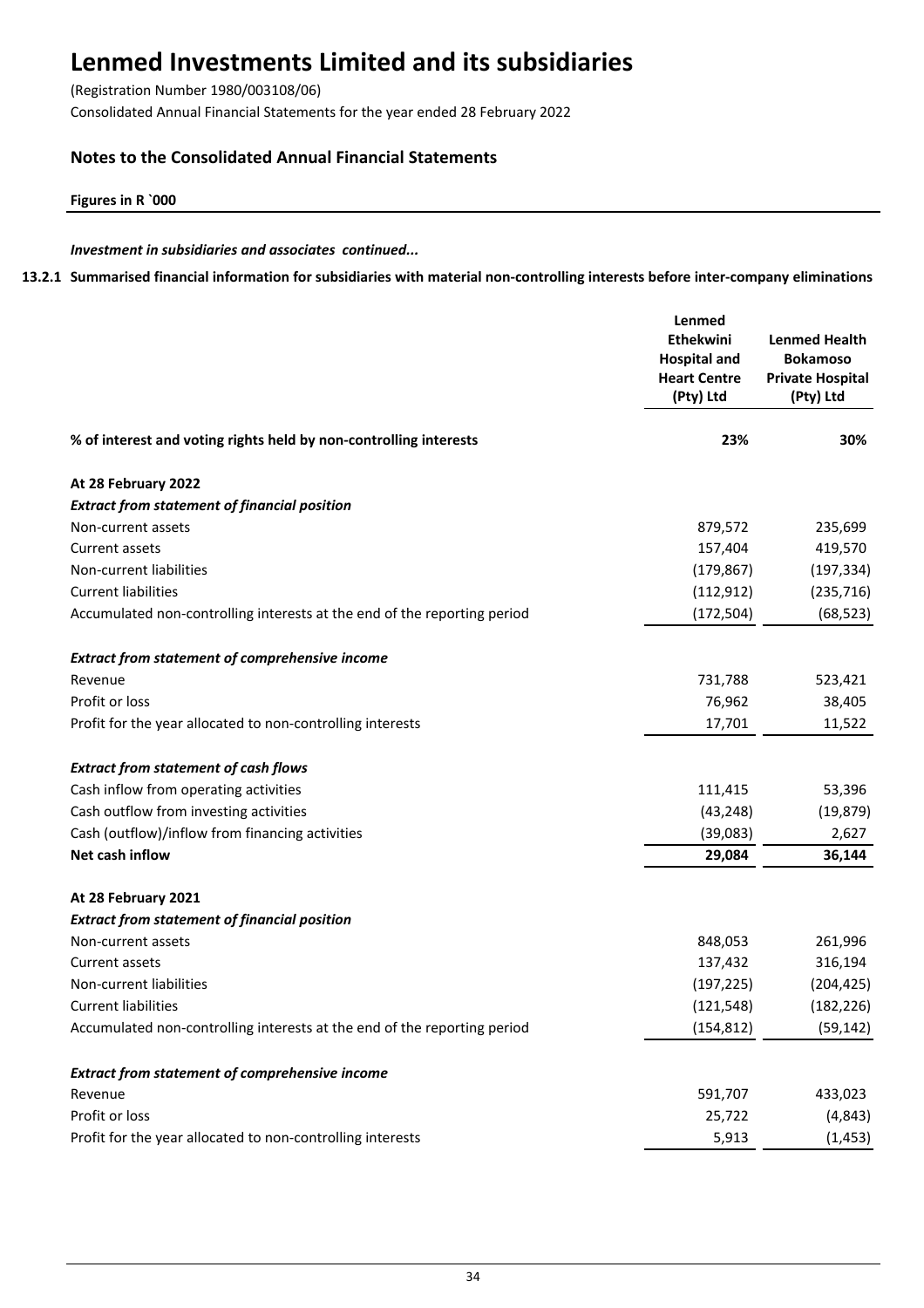# Lenmed Investments Limited and its subsidiaries

(Registration Number 1980/003108/06)

Consolidated Annual Financial Statements for the year ended 28 February 2022

## Notes to the Consolidated Annual Financial Statements

**Figures in R `000**

*Investment in subsidiaries and associates continued...*

### 13.2.1 Summarised financial information for subsidiaries with material non-controlling interests before inter-company eliminations

| | Lenmed Ethekwini Hospital and Heart Centre (Pty) Ltd | Lenmed Health Bokamoso Private Hospital (Pty) Ltd |
|---|---|---|
| **% of interest and voting rights held by non-controlling interests** | **23%** | **30%** |
| **At 28 February 2022** | | |
| ***Extract from statement of financial position*** | | |
| Non-current assets | 879,572 | 235,699 |
| Current assets | 157,404 | 419,570 |
| Non-current liabilities | (179,867) | (197,334) |
| Current liabilities | (112,912) | (235,716) |
| Accumulated non-controlling interests at the end of the reporting period | (172,504) | (68,523) |
| ***Extract from statement of comprehensive income*** | | |
| Revenue | 731,788 | 523,421 |
| Profit or loss | 76,962 | 38,405 |
| Profit for the year allocated to non-controlling interests | 17,701 | 11,522 |
| ***Extract from statement of cash flows*** | | |
| Cash inflow from operating activities | 111,415 | 53,396 |
| Cash outflow from investing activities | (43,248) | (19,879) |
| Cash (outflow)/inflow from financing activities | (39,083) | 2,627 |
| **Net cash inflow** | **29,084** | **36,144** |
| **At 28 February 2021** | | |
| ***Extract from statement of financial position*** | | |
| Non-current assets | 848,053 | 261,996 |
| Current assets | 137,432 | 316,194 |
| Non-current liabilities | (197,225) | (204,425) |
| Current liabilities | (121,548) | (182,226) |
| Accumulated non-controlling interests at the end of the reporting period | (154,812) | (59,142) |
| ***Extract from statement of comprehensive income*** | | |
| Revenue | 591,707 | 433,023 |
| Profit or loss | 25,722 | (4,843) |
| Profit for the year allocated to non-controlling interests | 5,913 | (1,453) |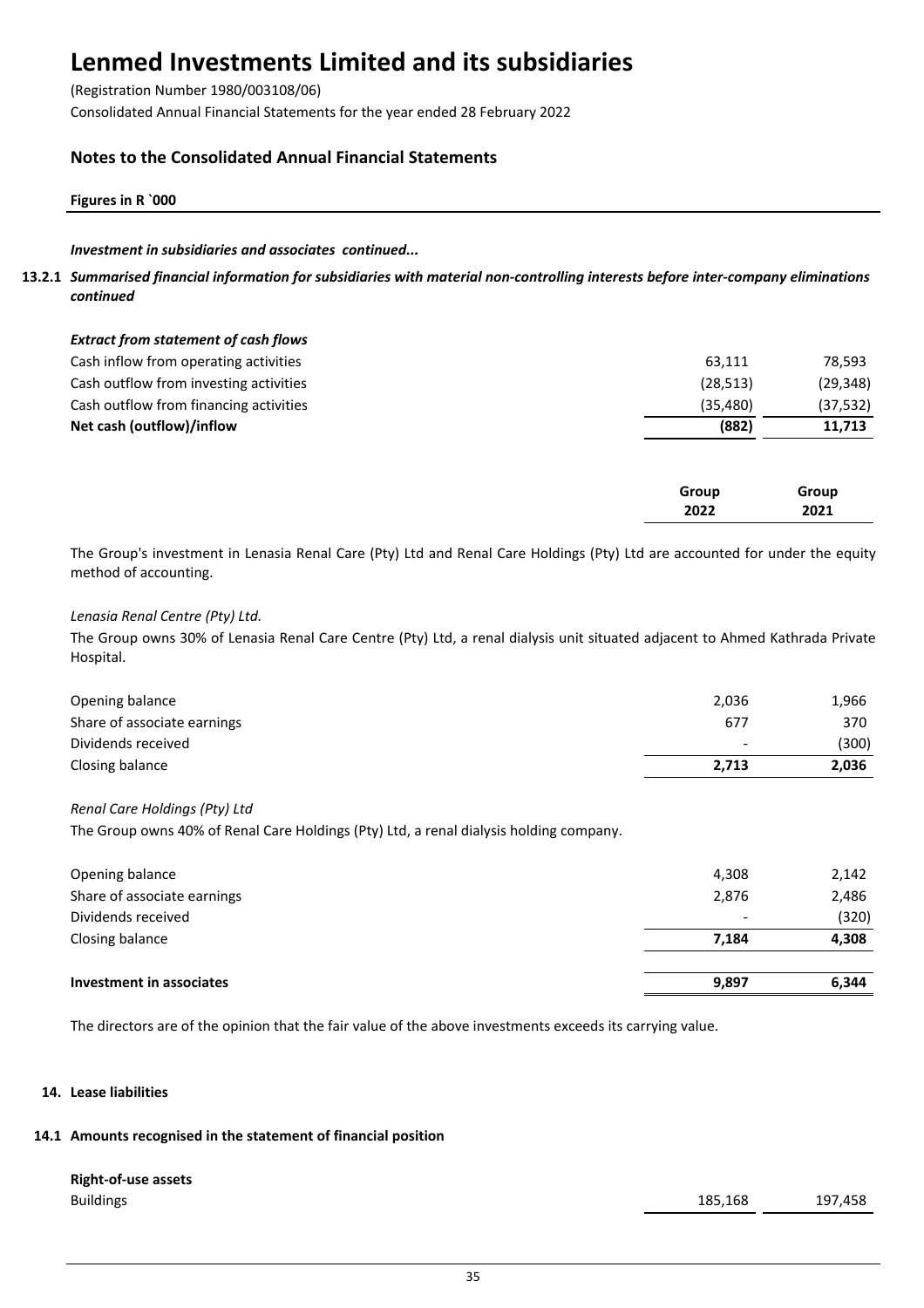# Lenmed Investments Limited and its subsidiaries

(Registration Number 1980/003108/06)

Consolidated Annual Financial Statements for the year ended 28 February 2022

## Notes to the Consolidated Annual Financial Statements

**Figures in R `000**

***Investment in subsidiaries and associates continued...***

**13.2.1** ***Summarised financial information for subsidiaries with material non-controlling interests before inter-company eliminations continued***

| ***Extract from statement of cash flows*** | | |
|---|---|---|
| Cash inflow from operating activities | 63,111 | 78,593 |
| Cash outflow from investing activities | (28,513) | (29,348) |
| Cash outflow from financing activities | (35,480) | (37,532) |
| **Net cash (outflow)/inflow** | **(882)** | **11,713** |

| | **Group 2022** | **Group 2021** |
|---|---|---|

The Group's investment in Lenasia Renal Care (Pty) Ltd and Renal Care Holdings (Pty) Ltd are accounted for under the equity method of accounting.

*Lenasia Renal Centre (Pty) Ltd.*

The Group owns 30% of Lenasia Renal Care Centre (Pty) Ltd, a renal dialysis unit situated adjacent to Ahmed Kathrada Private Hospital.

| | | |
|---|---|---|
| Opening balance | 2,036 | 1,966 |
| Share of associate earnings | 677 | 370 |
| Dividends received | - | (300) |
| Closing balance | **2,713** | **2,036** |

*Renal Care Holdings (Pty) Ltd*

The Group owns 40% of Renal Care Holdings (Pty) Ltd, a renal dialysis holding company.

| | | |
|---|---|---|
| Opening balance | 4,308 | 2,142 |
| Share of associate earnings | 2,876 | 2,486 |
| Dividends received | - | (320) |
| Closing balance | **7,184** | **4,308** |
| **Investment in associates** | **9,897** | **6,344** |

The directors are of the opinion that the fair value of the above investments exceeds its carrying value.

**14. Lease liabilities**

**14.1 Amounts recognised in the statement of financial position**

| **Right-of-use assets** | | |
|---|---|---|
| Buildings | 185,168 | 197,458 |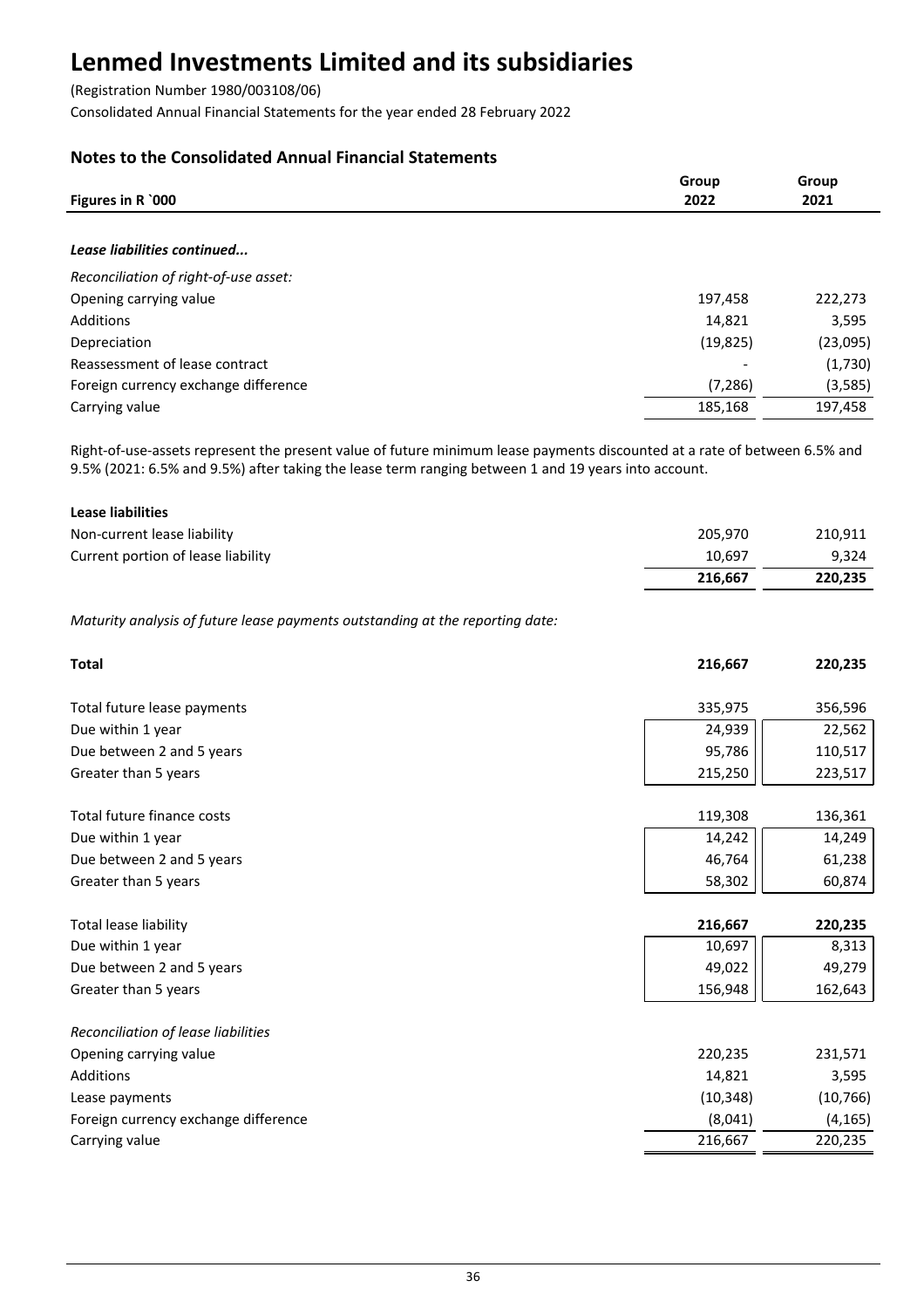# Lenmed Investments Limited and its subsidiaries

(Registration Number 1980/003108/06)

Consolidated Annual Financial Statements for the year ended 28 February 2022

## Notes to the Consolidated Annual Financial Statements

| Figures in R `000 | Group 2022 | Group 2021 |
|---|---|---|
| ***Lease liabilities continued...*** | | |
| *Reconciliation of right-of-use asset:* | | |
| Opening carrying value | 197,458 | 222,273 |
| Additions | 14,821 | 3,595 |
| Depreciation | (19,825) | (23,095) |
| Reassessment of lease contract | - | (1,730) |
| Foreign currency exchange difference | (7,286) | (3,585) |
| Carrying value | 185,168 | 197,458 |

Right-of-use-assets represent the present value of future minimum lease payments discounted at a rate of between 6.5% and 9.5% (2021: 6.5% and 9.5%) after taking the lease term ranging between 1 and 19 years into account.

| | Group 2022 | Group 2021 |
|---|---|---|
| **Lease liabilities** | | |
| Non-current lease liability | 205,970 | 210,911 |
| Current portion of lease liability | 10,697 | 9,324 |
| | **216,667** | **220,235** |

*Maturity analysis of future lease payments outstanding at the reporting date:*

| | Group 2022 | Group 2021 |
|---|---|---|
| **Total** | **216,667** | **220,235** |
| Total future lease payments | 335,975 | 356,596 |
| Due within 1 year | 24,939 | 22,562 |
| Due between 2 and 5 years | 95,786 | 110,517 |
| Greater than 5 years | 215,250 | 223,517 |
| Total future finance costs | 119,308 | 136,361 |
| Due within 1 year | 14,242 | 14,249 |
| Due between 2 and 5 years | 46,764 | 61,238 |
| Greater than 5 years | 58,302 | 60,874 |
| Total lease liability | **216,667** | **220,235** |
| Due within 1 year | 10,697 | 8,313 |
| Due between 2 and 5 years | 49,022 | 49,279 |
| Greater than 5 years | 156,948 | 162,643 |
| *Reconciliation of lease liabilities* | | |
| Opening carrying value | 220,235 | 231,571 |
| Additions | 14,821 | 3,595 |
| Lease payments | (10,348) | (10,766) |
| Foreign currency exchange difference | (8,041) | (4,165) |
| Carrying value | 216,667 | 220,235 |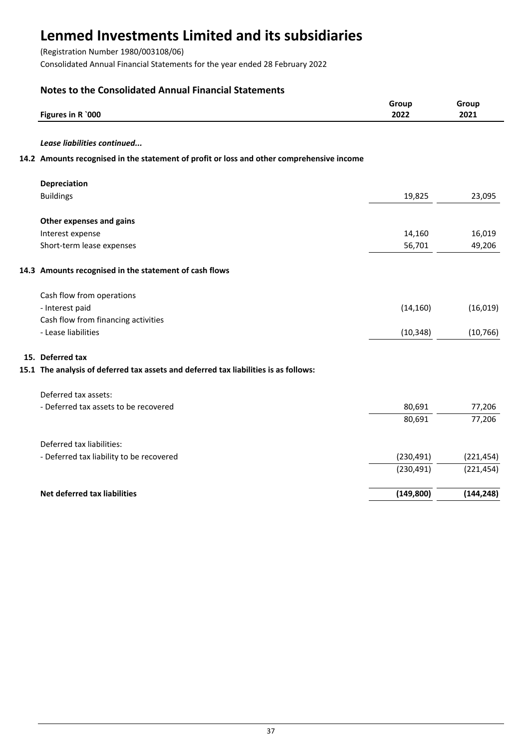# Lenmed Investments Limited and its subsidiaries

(Registration Number 1980/003108/06)

Consolidated Annual Financial Statements for the year ended 28 February 2022

## Notes to the Consolidated Annual Financial Statements

| Figures in R `000 | Group 2022 | Group 2021 |
|---|---|---|
| ***Lease liabilities continued...*** | | |
| **14.2 Amounts recognised in the statement of profit or loss and other comprehensive income** | | |
| **Depreciation** | | |
| Buildings | 19,825 | 23,095 |
| **Other expenses and gains** | | |
| Interest expense | 14,160 | 16,019 |
| Short-term lease expenses | 56,701 | 49,206 |
| **14.3 Amounts recognised in the statement of cash flows** | | |
| Cash flow from operations | | |
| - Interest paid | (14,160) | (16,019) |
| Cash flow from financing activities | | |
| - Lease liabilities | (10,348) | (10,766) |
| **15. Deferred tax** | | |
| **15.1 The analysis of deferred tax assets and deferred tax liabilities is as follows:** | | |
| Deferred tax assets: | | |
| - Deferred tax assets to be recovered | 80,691 | 77,206 |
| | 80,691 | 77,206 |
| Deferred tax liabilities: | | |
| - Deferred tax liability to be recovered | (230,491) | (221,454) |
| | (230,491) | (221,454) |
| **Net deferred tax liabilities** | **(149,800)** | **(144,248)** |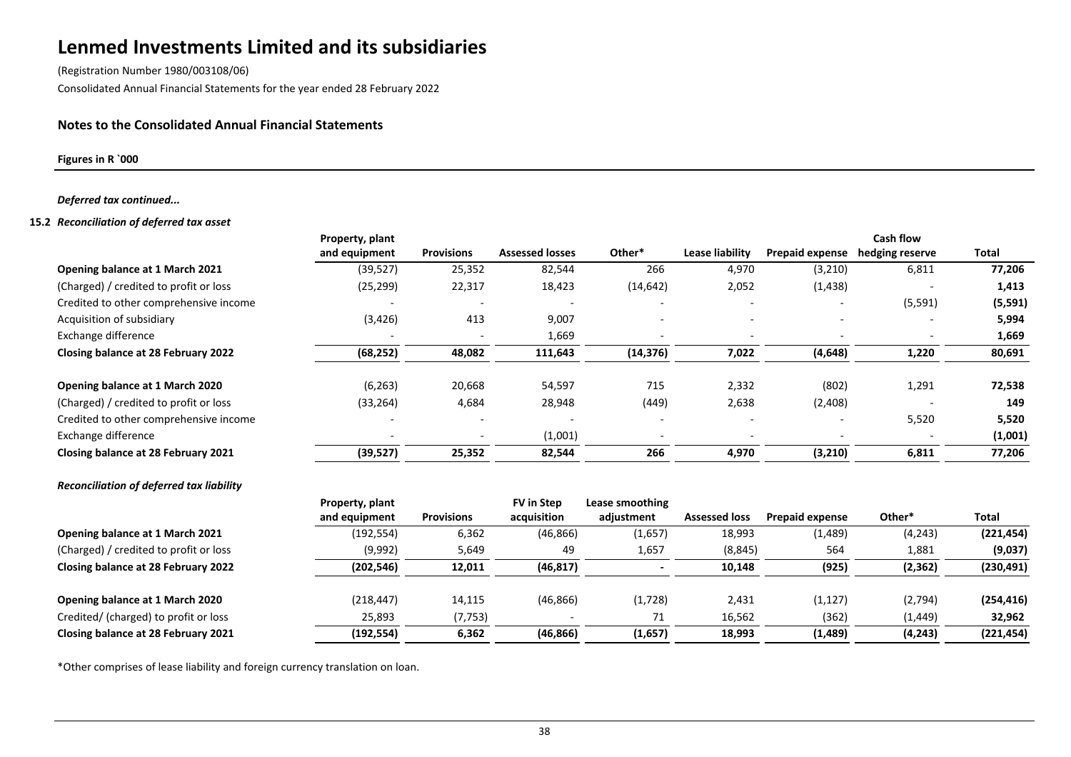# Lenmed Investments Limited and its subsidiaries

(Registration Number 1980/003108/06)

Consolidated Annual Financial Statements for the year ended 28 February 2022

## Notes to the Consolidated Annual Financial Statements

**Figures in R `000**

*Deferred tax continued...*

### 15.2 *Reconciliation of deferred tax asset*

| | Property, plant and equipment | Provisions | Assessed losses | Other* | Lease liability | Prepaid expense | Cash flow hedging reserve | Total |
|---|---|---|---|---|---|---|---|---|
| **Opening balance at 1 March 2021** | (39,527) | 25,352 | 82,544 | 266 | 4,970 | (3,210) | 6,811 | **77,206** |
| (Charged) / credited to profit or loss | (25,299) | 22,317 | 18,423 | (14,642) | 2,052 | (1,438) | - | **1,413** |
| Credited to other comprehensive income | - | - | - | - | - | - | (5,591) | **(5,591)** |
| Acquisition of subsidiary | (3,426) | 413 | 9,007 | - | - | - | - | **5,994** |
| Exchange difference | - | - | 1,669 | - | - | - | - | **1,669** |
| **Closing balance at 28 February 2022** | **(68,252)** | **48,082** | **111,643** | **(14,376)** | **7,022** | **(4,648)** | **1,220** | **80,691** |
| | | | | | | | | |
| **Opening balance at 1 March 2020** | (6,263) | 20,668 | 54,597 | 715 | 2,332 | (802) | 1,291 | **72,538** |
| (Charged) / credited to profit or loss | (33,264) | 4,684 | 28,948 | (449) | 2,638 | (2,408) | - | **149** |
| Credited to other comprehensive income | - | - | - | - | - | - | 5,520 | **5,520** |
| Exchange difference | - | - | (1,001) | - | - | - | - | **(1,001)** |
| **Closing balance at 28 February 2021** | **(39,527)** | **25,352** | **82,544** | **266** | **4,970** | **(3,210)** | **6,811** | **77,206** |

*Reconciliation of deferred tax liability*

| | Property, plant and equipment | Provisions | FV in Step acquisition | Lease smoothing adjustment | Assessed loss | Prepaid expense | Other* | Total |
|---|---|---|---|---|---|---|---|---|
| **Opening balance at 1 March 2021** | (192,554) | 6,362 | (46,866) | (1,657) | 18,993 | (1,489) | (4,243) | **(221,454)** |
| (Charged) / credited to profit or loss | (9,992) | 5,649 | 49 | 1,657 | (8,845) | 564 | 1,881 | **(9,037)** |
| **Closing balance at 28 February 2022** | **(202,546)** | **12,011** | **(46,817)** | **-** | **10,148** | **(925)** | **(2,362)** | **(230,491)** |
| | | | | | | | | |
| **Opening balance at 1 March 2020** | (218,447) | 14,115 | (46,866) | (1,728) | 2,431 | (1,127) | (2,794) | **(254,416)** |
| Credited/ (charged) to profit or loss | 25,893 | (7,753) | - | 71 | 16,562 | (362) | (1,449) | **32,962** |
| **Closing balance at 28 February 2021** | **(192,554)** | **6,362** | **(46,866)** | **(1,657)** | **18,993** | **(1,489)** | **(4,243)** | **(221,454)** |

*Other comprises of lease liability and foreign currency translation on loan.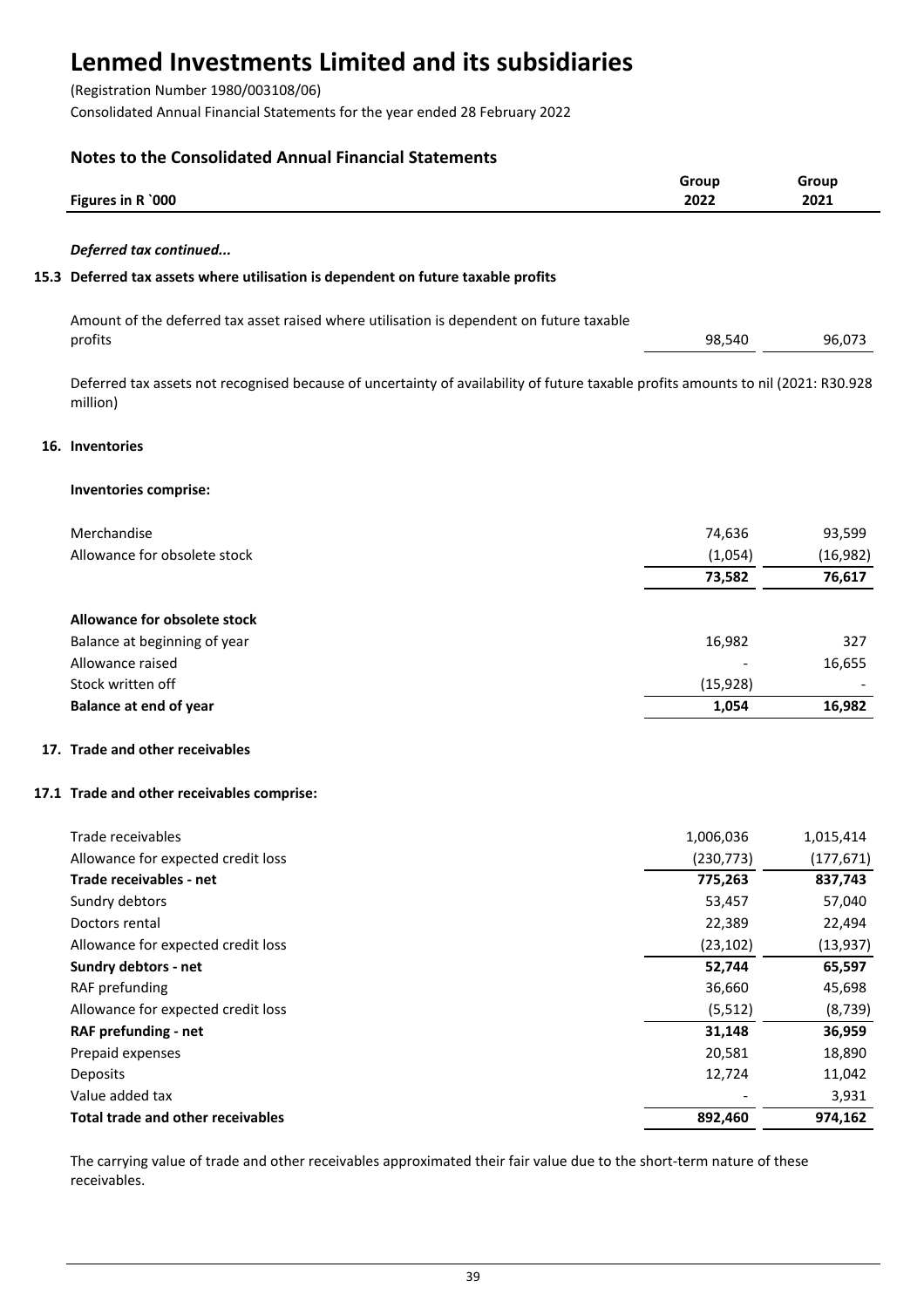# Lenmed Investments Limited and its subsidiaries

(Registration Number 1980/003108/06)

Consolidated Annual Financial Statements for the year ended 28 February 2022

## Notes to the Consolidated Annual Financial Statements

| Figures in R `000 | Group 2022 | Group 2021 |
|---|---|---|

*Deferred tax continued...*

### 15.3 Deferred tax assets where utilisation is dependent on future taxable profits

| | Group 2022 | Group 2021 |
|---|---|---|
| Amount of the deferred tax asset raised where utilisation is dependent on future taxable profits | 98,540 | 96,073 |

Deferred tax assets not recognised because of uncertainty of availability of future taxable profits amounts to nil (2021: R30.928 million)

### 16. Inventories

**Inventories comprise:**

| | Group 2022 | Group 2021 |
|---|---|---|
| Merchandise | 74,636 | 93,599 |
| Allowance for obsolete stock | (1,054) | (16,982) |
| | **73,582** | **76,617** |

| **Allowance for obsolete stock** | Group 2022 | Group 2021 |
|---|---|---|
| Balance at beginning of year | 16,982 | 327 |
| Allowance raised | - | 16,655 |
| Stock written off | (15,928) | - |
| **Balance at end of year** | **1,054** | **16,982** |

### 17. Trade and other receivables

### 17.1 Trade and other receivables comprise:

| | Group 2022 | Group 2021 |
|---|---|---|
| Trade receivables | 1,006,036 | 1,015,414 |
| Allowance for expected credit loss | (230,773) | (177,671) |
| **Trade receivables - net** | **775,263** | **837,743** |
| Sundry debtors | 53,457 | 57,040 |
| Doctors rental | 22,389 | 22,494 |
| Allowance for expected credit loss | (23,102) | (13,937) |
| **Sundry debtors - net** | **52,744** | **65,597** |
| RAF prefunding | 36,660 | 45,698 |
| Allowance for expected credit loss | (5,512) | (8,739) |
| **RAF prefunding - net** | **31,148** | **36,959** |
| Prepaid expenses | 20,581 | 18,890 |
| Deposits | 12,724 | 11,042 |
| Value added tax | - | 3,931 |
| **Total trade and other receivables** | **892,460** | **974,162** |

The carrying value of trade and other receivables approximated their fair value due to the short-term nature of these receivables.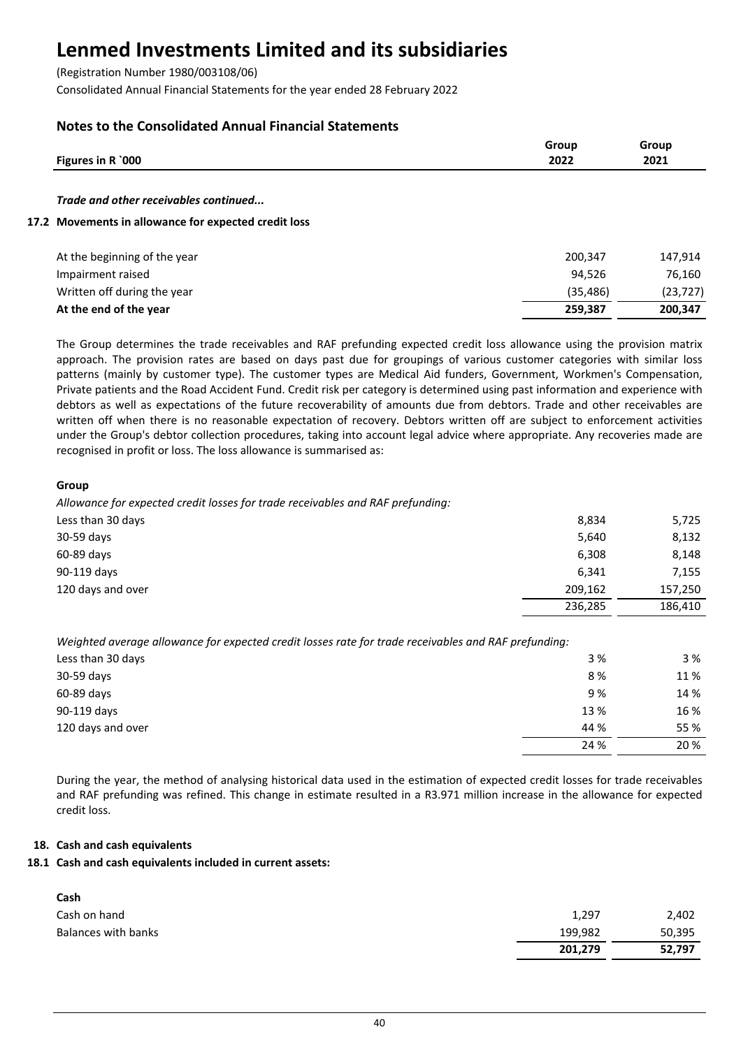# Lenmed Investments Limited and its subsidiaries

(Registration Number 1980/003108/06)

Consolidated Annual Financial Statements for the year ended 28 February 2022

## Notes to the Consolidated Annual Financial Statements

| Figures in R `000 | Group 2022 | Group 2021 |
|---|---|---|

*Trade and other receivables continued...*

### 17.2 Movements in allowance for expected credit loss

| | Group 2022 | Group 2021 |
|---|---|---|
| At the beginning of the year | 200,347 | 147,914 |
| Impairment raised | 94,526 | 76,160 |
| Written off during the year | (35,486) | (23,727) |
| **At the end of the year** | **259,387** | **200,347** |

The Group determines the trade receivables and RAF prefunding expected credit loss allowance using the provision matrix approach. The provision rates are based on days past due for groupings of various customer categories with similar loss patterns (mainly by customer type). The customer types are Medical Aid funders, Government, Workmen's Compensation, Private patients and the Road Accident Fund. Credit risk per category is determined using past information and experience with debtors as well as expectations of the future recoverability of amounts due from debtors. Trade and other receivables are written off when there is no reasonable expectation of recovery. Debtors written off are subject to enforcement activities under the Group's debtor collection procedures, taking into account legal advice where appropriate. Any recoveries made are recognised in profit or loss. The loss allowance is summarised as:

**Group**

*Allowance for expected credit losses for trade receivables and RAF prefunding:*

| | Group 2022 | Group 2021 |
|---|---|---|
| Less than 30 days | 8,834 | 5,725 |
| 30-59 days | 5,640 | 8,132 |
| 60-89 days | 6,308 | 8,148 |
| 90-119 days | 6,341 | 7,155 |
| 120 days and over | 209,162 | 157,250 |
| | 236,285 | 186,410 |

*Weighted average allowance for expected credit losses rate for trade receivables and RAF prefunding:*

| | Group 2022 | Group 2021 |
|---|---|---|
| Less than 30 days | 3 % | 3 % |
| 30-59 days | 8 % | 11 % |
| 60-89 days | 9 % | 14 % |
| 90-119 days | 13 % | 16 % |
| 120 days and over | 44 % | 55 % |
| | 24 % | 20 % |

During the year, the method of analysing historical data used in the estimation of expected credit losses for trade receivables and RAF prefunding was refined. This change in estimate resulted in a R3.971 million increase in the allowance for expected credit loss.

## 18. Cash and cash equivalents

### 18.1 Cash and cash equivalents included in current assets:

**Cash**

| | Group 2022 | Group 2021 |
|---|---|---|
| Cash on hand | 1,297 | 2,402 |
| Balances with banks | 199,982 | 50,395 |
| | **201,279** | **52,797** |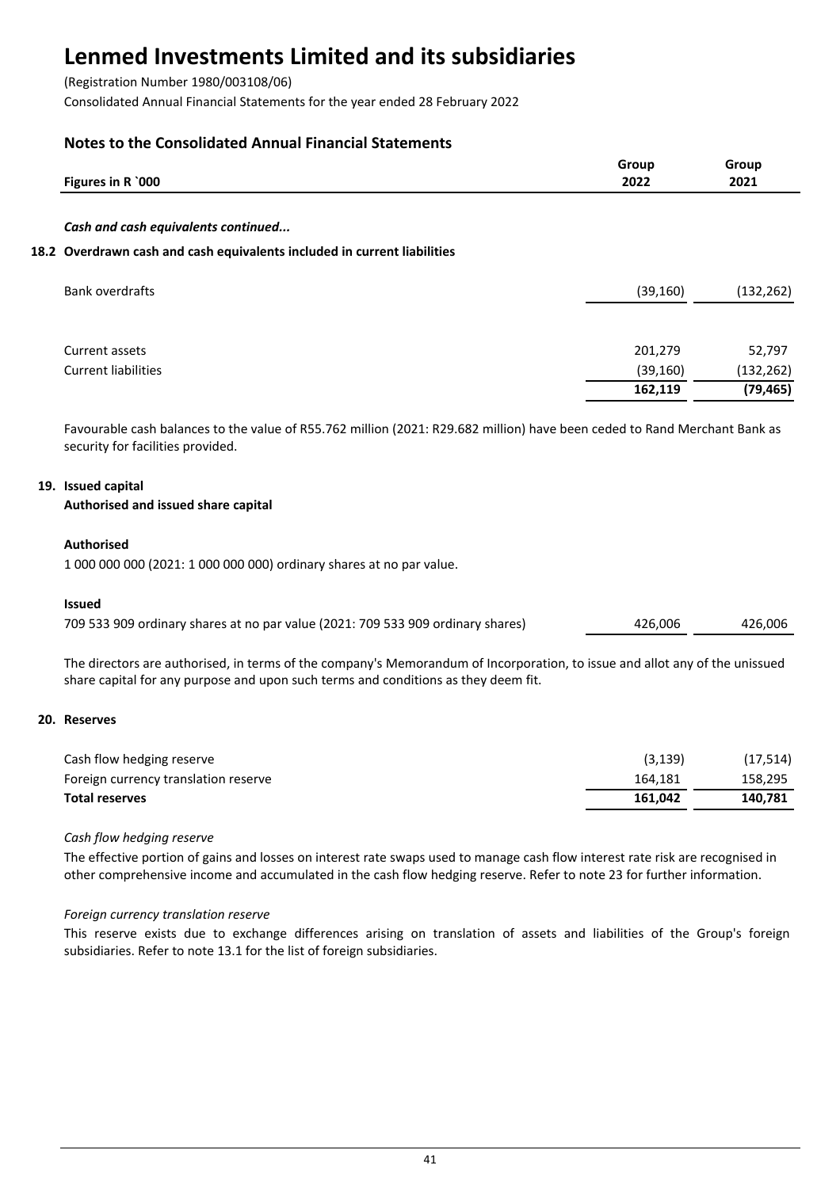## Notes to the Consolidated Annual Financial Statements

| Figures in R `000 | Group 2022 | Group 2021 |
|---|---|---|

*Cash and cash equivalents continued...*

### 18.2 Overdrawn cash and cash equivalents included in current liabilities

| | Group 2022 | Group 2021 |
|---|---|---|
| Bank overdrafts | (39,160) | (132,262) |
| | | |
| Current assets | 201,279 | 52,797 |
| Current liabilities | (39,160) | (132,262) |
| | **162,119** | **(79,465)** |

Favourable cash balances to the value of R55.762 million (2021: R29.682 million) have been ceded to Rand Merchant Bank as security for facilities provided.

### 19. Issued capital

**Authorised and issued share capital**

**Authorised**

1 000 000 000 (2021: 1 000 000 000) ordinary shares at no par value.

**Issued**

| | Group 2022 | Group 2021 |
|---|---|---|
| 709 533 909 ordinary shares at no par value (2021: 709 533 909 ordinary shares) | 426,006 | 426,006 |

The directors are authorised, in terms of the company's Memorandum of Incorporation, to issue and allot any of the unissued share capital for any purpose and upon such terms and conditions as they deem fit.

### 20. Reserves

| | Group 2022 | Group 2021 |
|---|---|---|
| Cash flow hedging reserve | (3,139) | (17,514) |
| Foreign currency translation reserve | 164,181 | 158,295 |
| **Total reserves** | **161,042** | **140,781** |

*Cash flow hedging reserve*

The effective portion of gains and losses on interest rate swaps used to manage cash flow interest rate risk are recognised in other comprehensive income and accumulated in the cash flow hedging reserve. Refer to note 23 for further information.

*Foreign currency translation reserve*

This reserve exists due to exchange differences arising on translation of assets and liabilities of the Group's foreign subsidiaries. Refer to note 13.1 for the list of foreign subsidiaries.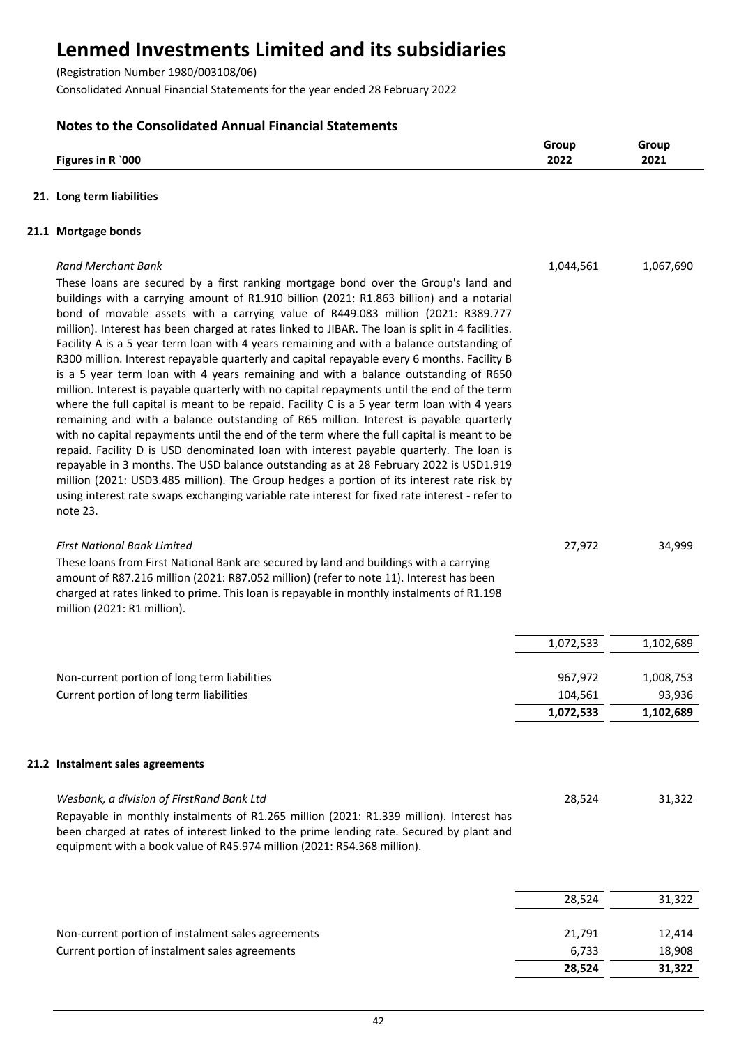# Lenmed Investments Limited and its subsidiaries

(Registration Number 1980/003108/06)

Consolidated Annual Financial Statements for the year ended 28 February 2022

## Notes to the Consolidated Annual Financial Statements

| Figures in R `000 | Group 2022 | Group 2021 |
|---|---|---|

### 21. Long term liabilities

#### 21.1 Mortgage bonds

| | Group 2022 | Group 2021 |
|---|---|---|
| *Rand Merchant Bank* | 1,044,561 | 1,067,690 |

These loans are secured by a first ranking mortgage bond over the Group's land and buildings with a carrying amount of R1.910 billion (2021: R1.863 billion) and a notarial bond of movable assets with a carrying value of R449.083 million (2021: R389.777 million). Interest has been charged at rates linked to JIBAR. The loan is split in 4 facilities. Facility A is a 5 year term loan with 4 years remaining and with a balance outstanding of R300 million. Interest repayable quarterly and capital repayable every 6 months. Facility B is a 5 year term loan with 4 years remaining and with a balance outstanding of R650 million. Interest is payable quarterly with no capital repayments until the end of the term where the full capital is meant to be repaid. Facility C is a 5 year term loan with 4 years remaining and with a balance outstanding of R65 million. Interest is payable quarterly with no capital repayments until the end of the term where the full capital is meant to be repaid. Facility D is USD denominated loan with interest payable quarterly. The loan is repayable in 3 months. The USD balance outstanding as at 28 February 2022 is USD1.919 million (2021: USD3.485 million). The Group hedges a portion of its interest rate risk by using interest rate swaps exchanging variable rate interest for fixed rate interest - refer to note 23.

| | Group 2022 | Group 2021 |
|---|---|---|
| *First National Bank Limited* | 27,972 | 34,999 |

These loans from First National Bank are secured by land and buildings with a carrying amount of R87.216 million (2021: R87.052 million) (refer to note 11). Interest has been charged at rates linked to prime. This loan is repayable in monthly instalments of R1.198 million (2021: R1 million).

| | Group 2022 | Group 2021 |
|---|---|---|
| | 1,072,533 | 1,102,689 |
| Non-current portion of long term liabilities | 967,972 | 1,008,753 |
| Current portion of long term liabilities | 104,561 | 93,936 |
| | **1,072,533** | **1,102,689** |

#### 21.2 Instalment sales agreements

| | Group 2022 | Group 2021 |
|---|---|---|
| *Wesbank, a division of FirstRand Bank Ltd* | 28,524 | 31,322 |

Repayable in monthly instalments of R1.265 million (2021: R1.339 million). Interest has been charged at rates of interest linked to the prime lending rate. Secured by plant and equipment with a book value of R45.974 million (2021: R54.368 million).

| | Group 2022 | Group 2021 |
|---|---|---|
| | 28,524 | 31,322 |
| Non-current portion of instalment sales agreements | 21,791 | 12,414 |
| Current portion of instalment sales agreements | 6,733 | 18,908 |
| | **28,524** | **31,322** |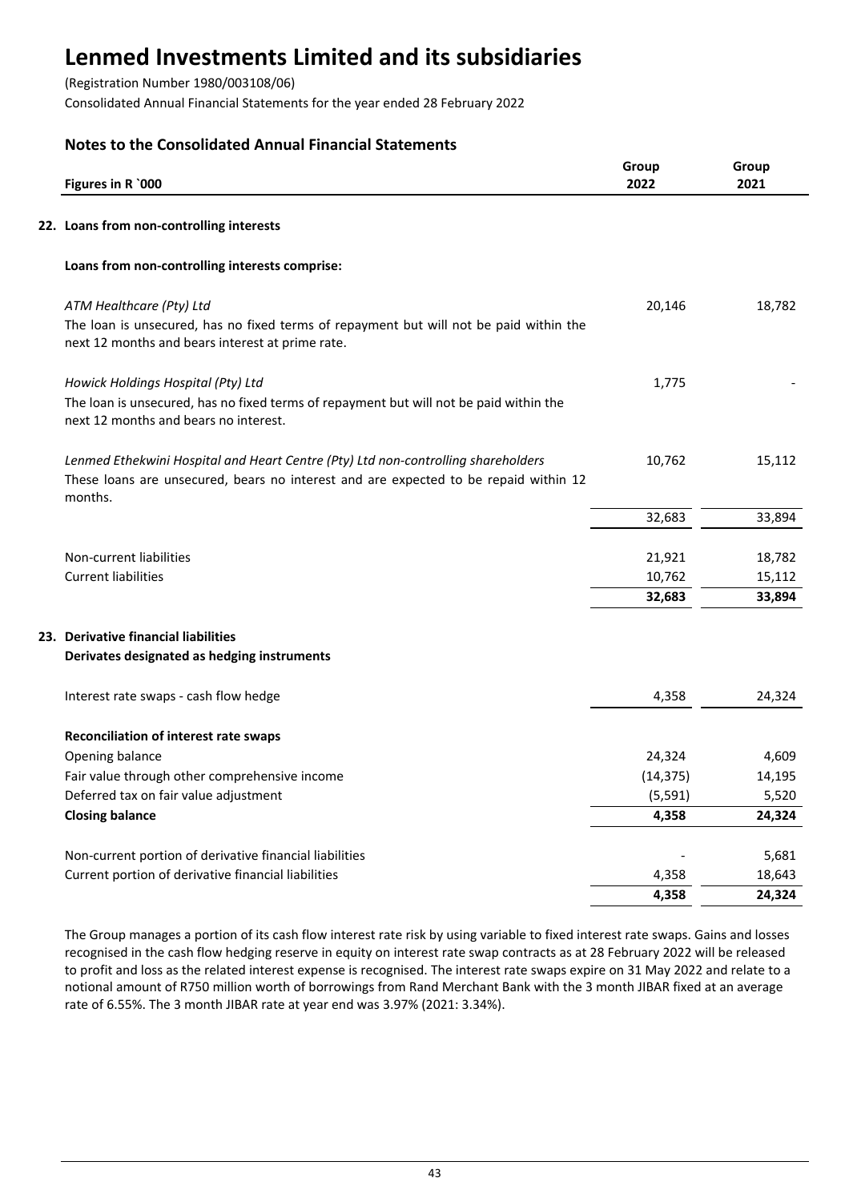# Lenmed Investments Limited and its subsidiaries

(Registration Number 1980/003108/06)

Consolidated Annual Financial Statements for the year ended 28 February 2022

## Notes to the Consolidated Annual Financial Statements

| Figures in R `000 | Group 2022 | Group 2021 |
|---|---|---|
| **22. Loans from non-controlling interests** | | |
| **Loans from non-controlling interests comprise:** | | |
| *ATM Healthcare (Pty) Ltd* | 20,146 | 18,782 |
| The loan is unsecured, has no fixed terms of repayment but will not be paid within the next 12 months and bears interest at prime rate. | | |
| *Howick Holdings Hospital (Pty) Ltd* | 1,775 | - |
| The loan is unsecured, has no fixed terms of repayment but will not be paid within the next 12 months and bears no interest. | | |
| *Lenmed Ethekwini Hospital and Heart Centre (Pty) Ltd non-controlling shareholders* | 10,762 | 15,112 |
| These loans are unsecured, bears no interest and are expected to be repaid within 12 months. | | |
| | 32,683 | 33,894 |
| Non-current liabilities | 21,921 | 18,782 |
| Current liabilities | 10,762 | 15,112 |
| | **32,683** | **33,894** |

## 23. Derivative financial liabilities

**Derivates designated as hedging instruments**

| | Group 2022 | Group 2021 |
|---|---|---|
| Interest rate swaps - cash flow hedge | 4,358 | 24,324 |
| **Reconciliation of interest rate swaps** | | |
| Opening balance | 24,324 | 4,609 |
| Fair value through other comprehensive income | (14,375) | 14,195 |
| Deferred tax on fair value adjustment | (5,591) | 5,520 |
| **Closing balance** | **4,358** | **24,324** |
| Non-current portion of derivative financial liabilities | - | 5,681 |
| Current portion of derivative financial liabilities | 4,358 | 18,643 |
| | **4,358** | **24,324** |

The Group manages a portion of its cash flow interest rate risk by using variable to fixed interest rate swaps. Gains and losses recognised in the cash flow hedging reserve in equity on interest rate swap contracts as at 28 February 2022 will be released to profit and loss as the related interest expense is recognised. The interest rate swaps expire on 31 May 2022 and relate to a notional amount of R750 million worth of borrowings from Rand Merchant Bank with the 3 month JIBAR fixed at an average rate of 6.55%. The 3 month JIBAR rate at year end was 3.97% (2021: 3.34%).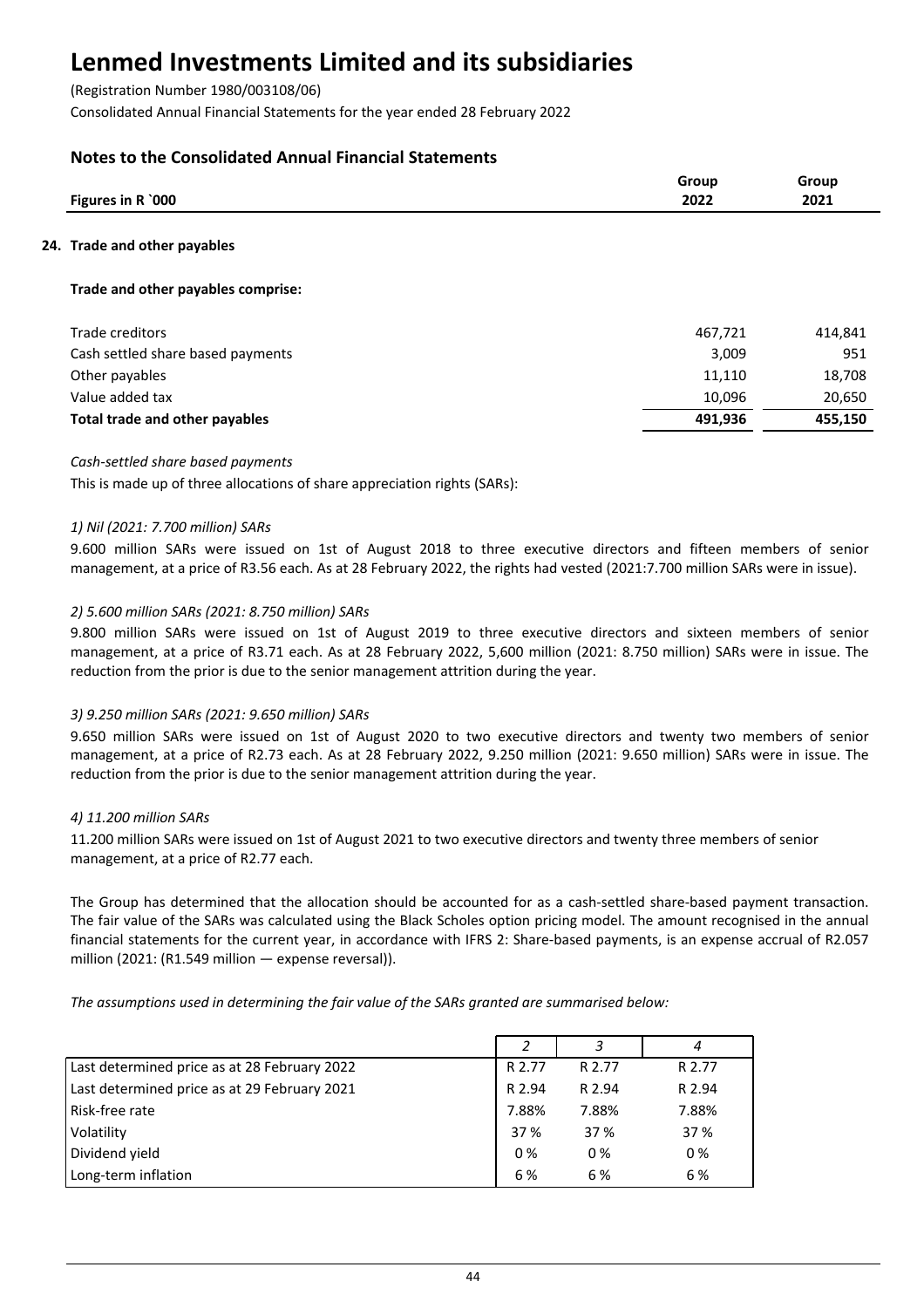# Lenmed Investments Limited and its subsidiaries

(Registration Number 1980/003108/06)

Consolidated Annual Financial Statements for the year ended 28 February 2022

## Notes to the Consolidated Annual Financial Statements

| Figures in R `000 | Group 2022 | Group 2021 |
|---|---|---|

### 24. Trade and other payables

**Trade and other payables comprise:**

| | Group 2022 | Group 2021 |
|---|---|---|
| Trade creditors | 467,721 | 414,841 |
| Cash settled share based payments | 3,009 | 951 |
| Other payables | 11,110 | 18,708 |
| Value added tax | 10,096 | 20,650 |
| **Total trade and other payables** | **491,936** | **455,150** |

*Cash-settled share based payments*

This is made up of three allocations of share appreciation rights (SARs):

*1) Nil (2021: 7.700 million) SARs*

9.600 million SARs were issued on 1st of August 2018 to three executive directors and fifteen members of senior management, at a price of R3.56 each. As at 28 February 2022, the rights had vested (2021:7.700 million SARs were in issue).

*2) 5.600 million SARs (2021: 8.750 million) SARs*

9.800 million SARs were issued on 1st of August 2019 to three executive directors and sixteen members of senior management, at a price of R3.71 each. As at 28 February 2022, 5,600 million (2021: 8.750 million) SARs were in issue. The reduction from the prior is due to the senior management attrition during the year.

*3) 9.250 million SARs (2021: 9.650 million) SARs*

9.650 million SARs were issued on 1st of August 2020 to two executive directors and twenty two members of senior management, at a price of R2.73 each. As at 28 February 2022, 9.250 million (2021: 9.650 million) SARs were in issue. The reduction from the prior is due to the senior management attrition during the year.

*4) 11.200 million SARs*

11.200 million SARs were issued on 1st of August 2021 to two executive directors and twenty three members of senior management, at a price of R2.77 each.

The Group has determined that the allocation should be accounted for as a cash-settled share-based payment transaction. The fair value of the SARs was calculated using the Black Scholes option pricing model. The amount recognised in the annual financial statements for the current year, in accordance with IFRS 2: Share-based payments, is an expense accrual of R2.057 million (2021: (R1.549 million — expense reversal)).

*The assumptions used in determining the fair value of the SARs granted are summarised below:*

| | *2* | *3* | *4* |
|---|---|---|---|
| Last determined price as at 28 February 2022 | R 2.77 | R 2.77 | R 2.77 |
| Last determined price as at 29 February 2021 | R 2.94 | R 2.94 | R 2.94 |
| Risk-free rate | 7.88% | 7.88% | 7.88% |
| Volatility | 37 % | 37 % | 37 % |
| Dividend yield | 0 % | 0 % | 0 % |
| Long-term inflation | 6 % | 6 % | 6 % |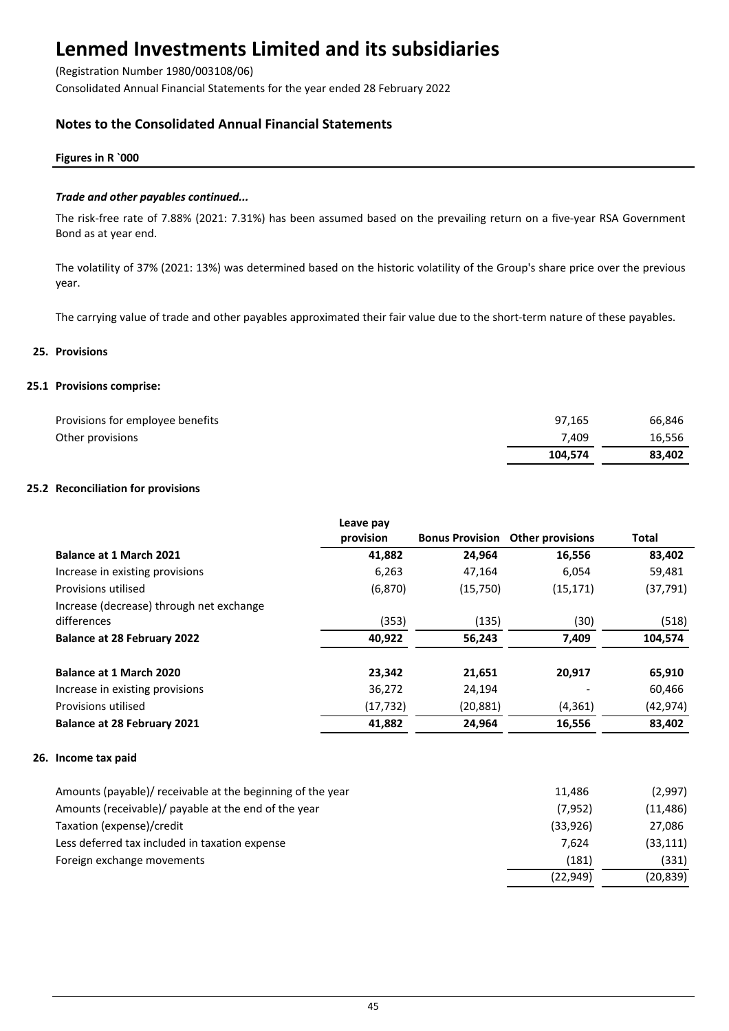**Figures in R `000**

***Trade and other payables continued...***

The risk-free rate of 7.88% (2021: 7.31%) has been assumed based on the prevailing return on a five-year RSA Government Bond as at year end.

The volatility of 37% (2021: 13%) was determined based on the historic volatility of the Group's share price over the previous year.

The carrying value of trade and other payables approximated their fair value due to the short-term nature of these payables.

## 25. Provisions

### 25.1 Provisions comprise:

| | | |
|---|---|---|
| Provisions for employee benefits | 97,165 | 66,846 |
| Other provisions | 7,409 | 16,556 |
| | **104,574** | **83,402** |

### 25.2 Reconciliation for provisions

| | Leave pay provision | Bonus Provision | Other provisions | Total |
|---|---|---|---|---|
| **Balance at 1 March 2021** | **41,882** | **24,964** | **16,556** | **83,402** |
| Increase in existing provisions | 6,263 | 47,164 | 6,054 | 59,481 |
| Provisions utilised | (6,870) | (15,750) | (15,171) | (37,791) |
| Increase (decrease) through net exchange differences | (353) | (135) | (30) | (518) |
| **Balance at 28 February 2022** | **40,922** | **56,243** | **7,409** | **104,574** |
| | | | | |
| **Balance at 1 March 2020** | **23,342** | **21,651** | **20,917** | **65,910** |
| Increase in existing provisions | 36,272 | 24,194 | - | 60,466 |
| Provisions utilised | (17,732) | (20,881) | (4,361) | (42,974) |
| **Balance at 28 February 2021** | **41,882** | **24,964** | **16,556** | **83,402** |

## 26. Income tax paid

| | | |
|---|---|---|
| Amounts (payable)/ receivable at the beginning of the year | 11,486 | (2,997) |
| Amounts (receivable)/ payable at the end of the year | (7,952) | (11,486) |
| Taxation (expense)/credit | (33,926) | 27,086 |
| Less deferred tax included in taxation expense | 7,624 | (33,111) |
| Foreign exchange movements | (181) | (331) |
| | (22,949) | (20,839) |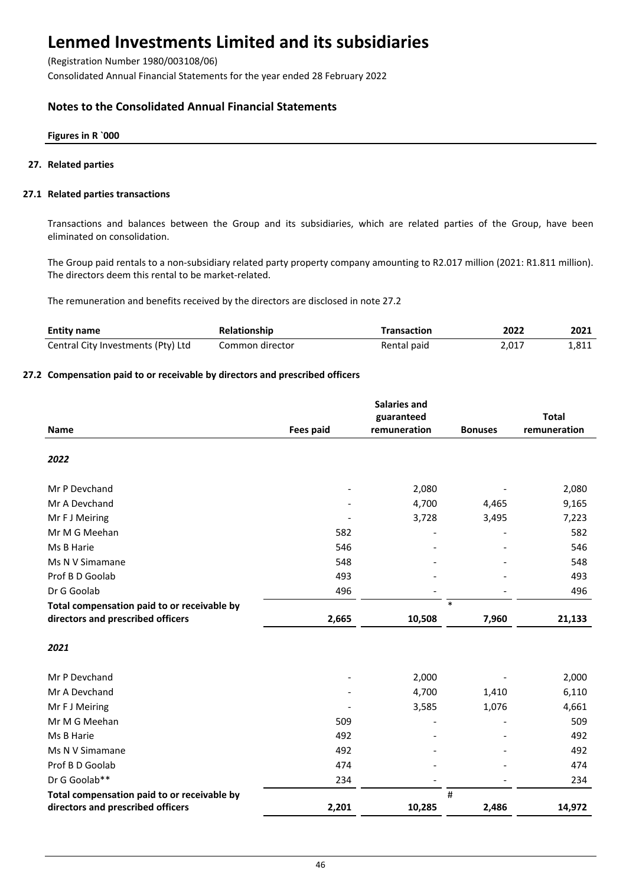# Lenmed Investments Limited and its subsidiaries

(Registration Number 1980/003108/06)

Consolidated Annual Financial Statements for the year ended 28 February 2022

## Notes to the Consolidated Annual Financial Statements

**Figures in R `000**

### 27. Related parties

#### 27.1 Related parties transactions

Transactions and balances between the Group and its subsidiaries, which are related parties of the Group, have been eliminated on consolidation.

The Group paid rentals to a non-subsidiary related party property company amounting to R2.017 million (2021: R1.811 million). The directors deem this rental to be market-related.

The remuneration and benefits received by the directors are disclosed in note 27.2

| Entity name | Relationship | Transaction | 2022 | 2021 |
|---|---|---|---|---|
| Central City Investments (Pty) Ltd | Common director | Rental paid | 2,017 | 1,811 |

#### 27.2 Compensation paid to or receivable by directors and prescribed officers

| Name | Fees paid | Salaries and guaranteed remuneration | Bonuses | Total remuneration |
|---|---|---|---|---|
| ***2022*** | | | | |
| Mr P Devchand | - | 2,080 | - | 2,080 |
| Mr A Devchand | - | 4,700 | 4,465 | 9,165 |
| Mr F J Meiring | - | 3,728 | 3,495 | 7,223 |
| Mr M G Meehan | 582 | - | - | 582 |
| Ms B Harie | 546 | - | - | 546 |
| Ms N V Simamane | 548 | - | - | 548 |
| Prof B D Goolab | 493 | - | - | 493 |
| Dr G Goolab | 496 | - | - | 496 |
| **Total compensation paid to or receivable by directors and prescribed officers** | **2,665** | **10,508** | * **7,960** | **21,133** |
| ***2021*** | | | | |
| Mr P Devchand | - | 2,000 | - | 2,000 |
| Mr A Devchand | - | 4,700 | 1,410 | 6,110 |
| Mr F J Meiring | - | 3,585 | 1,076 | 4,661 |
| Mr M G Meehan | 509 | - | - | 509 |
| Ms B Harie | 492 | - | - | 492 |
| Ms N V Simamane | 492 | - | - | 492 |
| Prof B D Goolab | 474 | - | - | 474 |
| Dr G Goolab** | 234 | - | - | 234 |
| **Total compensation paid to or receivable by directors and prescribed officers** | **2,201** | **10,285** | # **2,486** | **14,972** |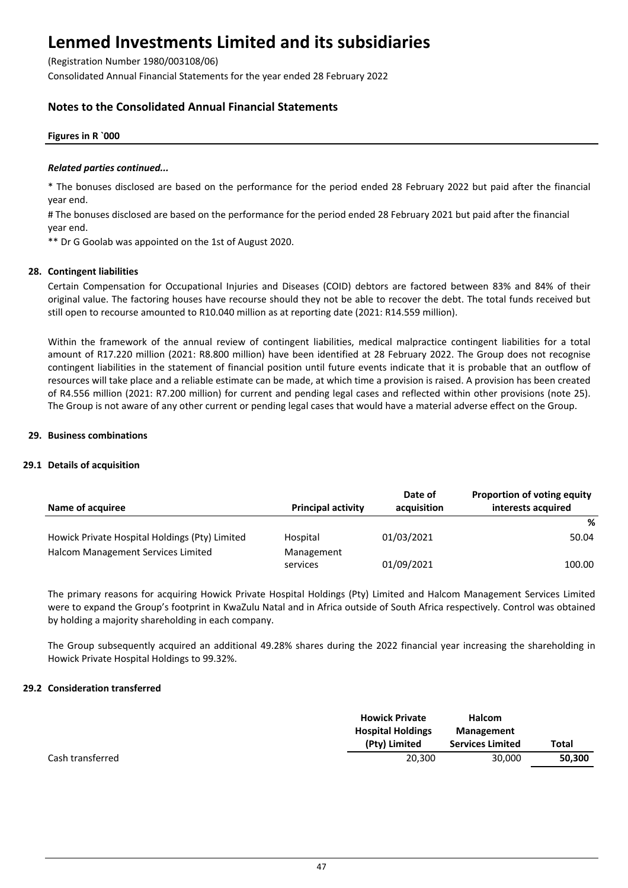**Figures in R `000**

***Related parties continued...***

\* The bonuses disclosed are based on the performance for the period ended 28 February 2022 but paid after the financial year end.

# The bonuses disclosed are based on the performance for the period ended 28 February 2021 but paid after the financial year end.

\*\* Dr G Goolab was appointed on the 1st of August 2020.

## 28. Contingent liabilities

Certain Compensation for Occupational Injuries and Diseases (COID) debtors are factored between 83% and 84% of their original value. The factoring houses have recourse should they not be able to recover the debt. The total funds received but still open to recourse amounted to R10.040 million as at reporting date (2021: R14.559 million).

Within the framework of the annual review of contingent liabilities, medical malpractice contingent liabilities for a total amount of R17.220 million (2021: R8.800 million) have been identified at 28 February 2022. The Group does not recognise contingent liabilities in the statement of financial position until future events indicate that it is probable that an outflow of resources will take place and a reliable estimate can be made, at which time a provision is raised. A provision has been created of R4.556 million (2021: R7.200 million) for current and pending legal cases and reflected within other provisions (note 25). The Group is not aware of any other current or pending legal cases that would have a material adverse effect on the Group.

## 29. Business combinations

### 29.1 Details of acquisition

| Name of acquiree | Principal activity | Date of acquisition | Proportion of voting equity interests acquired |
|---|---|---|---|
| | | | % |
| Howick Private Hospital Holdings (Pty) Limited | Hospital | 01/03/2021 | 50.04 |
| Halcom Management Services Limited | Management services | 01/09/2021 | 100.00 |

The primary reasons for acquiring Howick Private Hospital Holdings (Pty) Limited and Halcom Management Services Limited were to expand the Group's footprint in KwaZulu Natal and in Africa outside of South Africa respectively. Control was obtained by holding a majority shareholding in each company.

The Group subsequently acquired an additional 49.28% shares during the 2022 financial year increasing the shareholding in Howick Private Hospital Holdings to 99.32%.

### 29.2 Consideration transferred

| | Howick Private Hospital Holdings (Pty) Limited | Halcom Management Services Limited | Total |
|---|---|---|---|
| Cash transferred | 20,300 | 30,000 | **50,300** |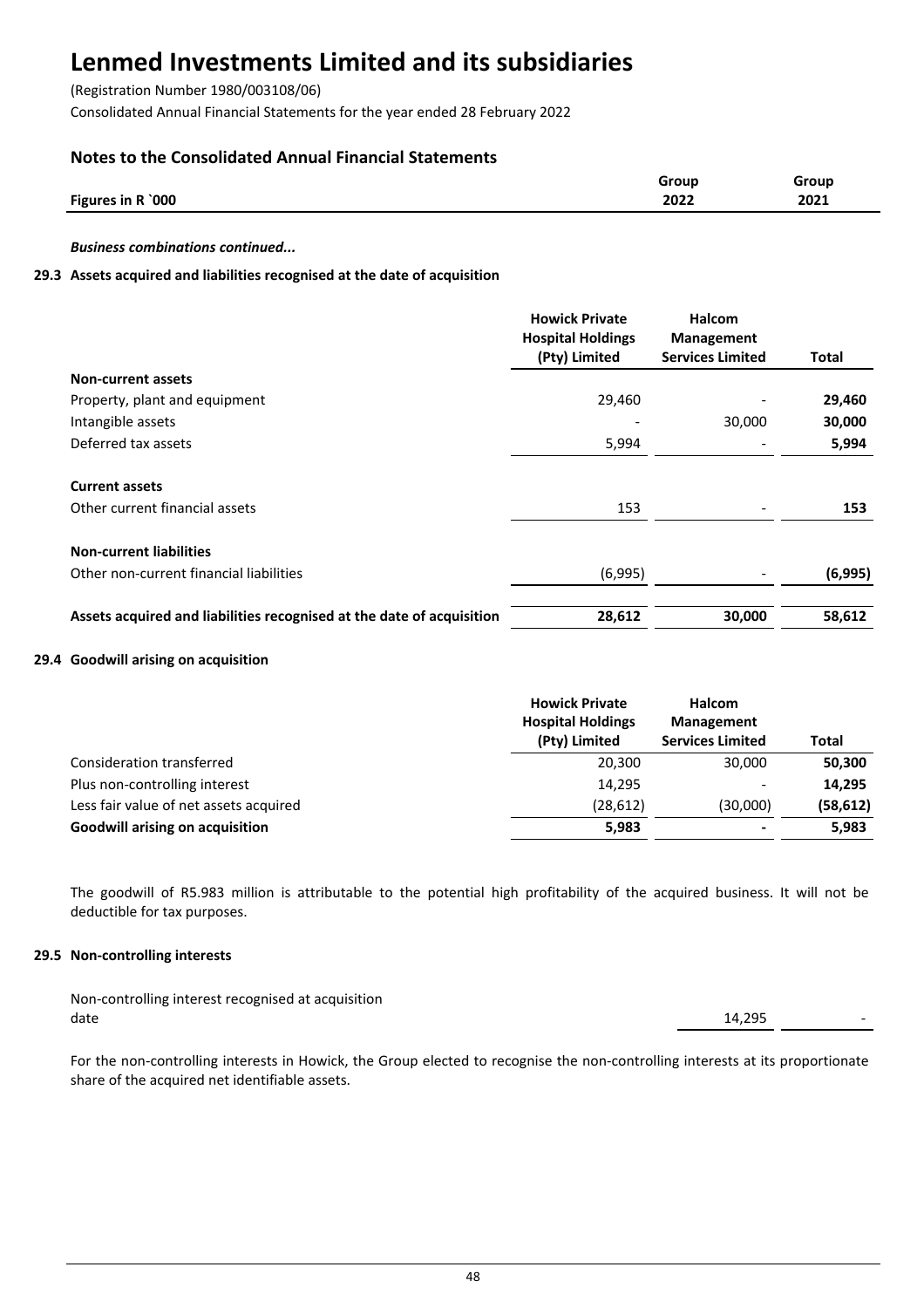# Lenmed Investments Limited and its subsidiaries

(Registration Number 1980/003108/06)
Consolidated Annual Financial Statements for the year ended 28 February 2022

## Notes to the Consolidated Annual Financial Statements

| Figures in R `000 | Group 2022 | Group 2021 |
|---|---|---|

*Business combinations continued...*

### 29.3 Assets acquired and liabilities recognised at the date of acquisition

| | Howick Private Hospital Holdings (Pty) Limited | Halcom Management Services Limited | Total |
|---|---|---|---|
| **Non-current assets** | | | |
| Property, plant and equipment | 29,460 | - | **29,460** |
| Intangible assets | - | 30,000 | **30,000** |
| Deferred tax assets | 5,994 | - | **5,994** |
| **Current assets** | | | |
| Other current financial assets | 153 | - | **153** |
| **Non-current liabilities** | | | |
| Other non-current financial liabilities | (6,995) | - | **(6,995)** |
| **Assets acquired and liabilities recognised at the date of acquisition** | **28,612** | **30,000** | **58,612** |

### 29.4 Goodwill arising on acquisition

| | Howick Private Hospital Holdings (Pty) Limited | Halcom Management Services Limited | Total |
|---|---|---|---|
| Consideration transferred | 20,300 | 30,000 | **50,300** |
| Plus non-controlling interest | 14,295 | - | **14,295** |
| Less fair value of net assets acquired | (28,612) | (30,000) | **(58,612)** |
| **Goodwill arising on acquisition** | **5,983** | **-** | **5,983** |

The goodwill of R5.983 million is attributable to the potential high profitability of the acquired business. It will not be deductible for tax purposes.

### 29.5 Non-controlling interests

| | Group 2022 | Group 2021 |
|---|---|---|
| Non-controlling interest recognised at acquisition date | 14,295 | - |

For the non-controlling interests in Howick, the Group elected to recognise the non-controlling interests at its proportionate share of the acquired net identifiable assets.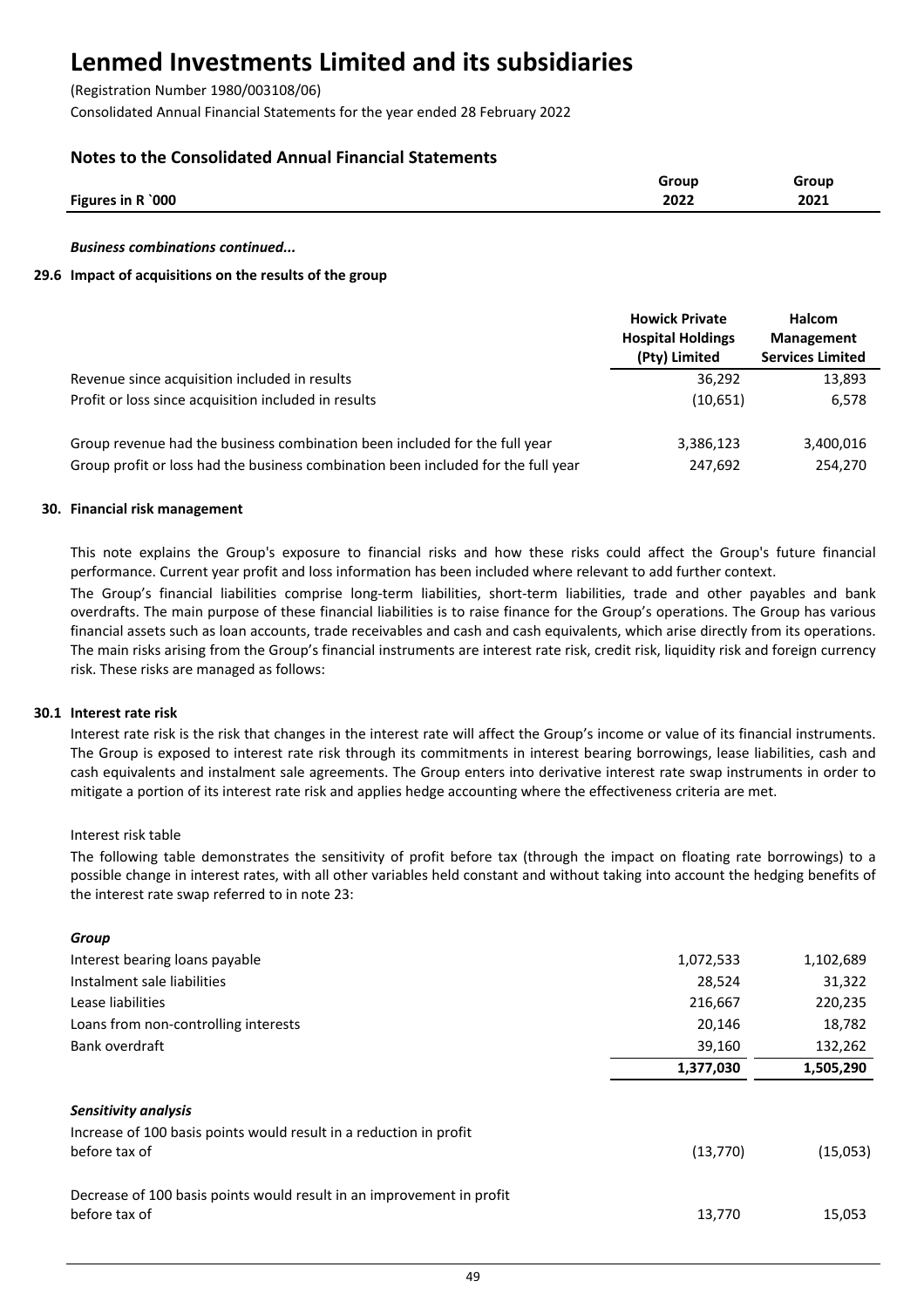# Lenmed Investments Limited and its subsidiaries

(Registration Number 1980/003108/06)

Consolidated Annual Financial Statements for the year ended 28 February 2022

## Notes to the Consolidated Annual Financial Statements

| Figures in R `000 | Group 2022 | Group 2021 |
|---|---|---|

*Business combinations continued...*

### 29.6 Impact of acquisitions on the results of the group

| | Howick Private Hospital Holdings (Pty) Limited | Halcom Management Services Limited |
|---|---|---|
| Revenue since acquisition included in results | 36,292 | 13,893 |
| Profit or loss since acquisition included in results | (10,651) | 6,578 |
| Group revenue had the business combination been included for the full year | 3,386,123 | 3,400,016 |
| Group profit or loss had the business combination been included for the full year | 247,692 | 254,270 |

### 30. Financial risk management

This note explains the Group's exposure to financial risks and how these risks could affect the Group's future financial performance. Current year profit and loss information has been included where relevant to add further context.

The Group's financial liabilities comprise long-term liabilities, short-term liabilities, trade and other payables and bank overdrafts. The main purpose of these financial liabilities is to raise finance for the Group's operations. The Group has various financial assets such as loan accounts, trade receivables and cash and cash equivalents, which arise directly from its operations. The main risks arising from the Group's financial instruments are interest rate risk, credit risk, liquidity risk and foreign currency risk. These risks are managed as follows:

### 30.1 Interest rate risk

Interest rate risk is the risk that changes in the interest rate will affect the Group's income or value of its financial instruments. The Group is exposed to interest rate risk through its commitments in interest bearing borrowings, lease liabilities, cash and cash equivalents and instalment sale agreements. The Group enters into derivative interest rate swap instruments in order to mitigate a portion of its interest rate risk and applies hedge accounting where the effectiveness criteria are met.

Interest risk table

The following table demonstrates the sensitivity of profit before tax (through the impact on floating rate borrowings) to a possible change in interest rates, with all other variables held constant and without taking into account the hedging benefits of the interest rate swap referred to in note 23:

| *Group* | 2022 | 2021 |
|---|---|---|
| Interest bearing loans payable | 1,072,533 | 1,102,689 |
| Instalment sale liabilities | 28,524 | 31,322 |
| Lease liabilities | 216,667 | 220,235 |
| Loans from non-controlling interests | 20,146 | 18,782 |
| Bank overdraft | 39,160 | 132,262 |
| | **1,377,030** | **1,505,290** |

| *Sensitivity analysis* | 2022 | 2021 |
|---|---|---|
| Increase of 100 basis points would result in a reduction in profit before tax of | (13,770) | (15,053) |
| Decrease of 100 basis points would result in an improvement in profit before tax of | 13,770 | 15,053 |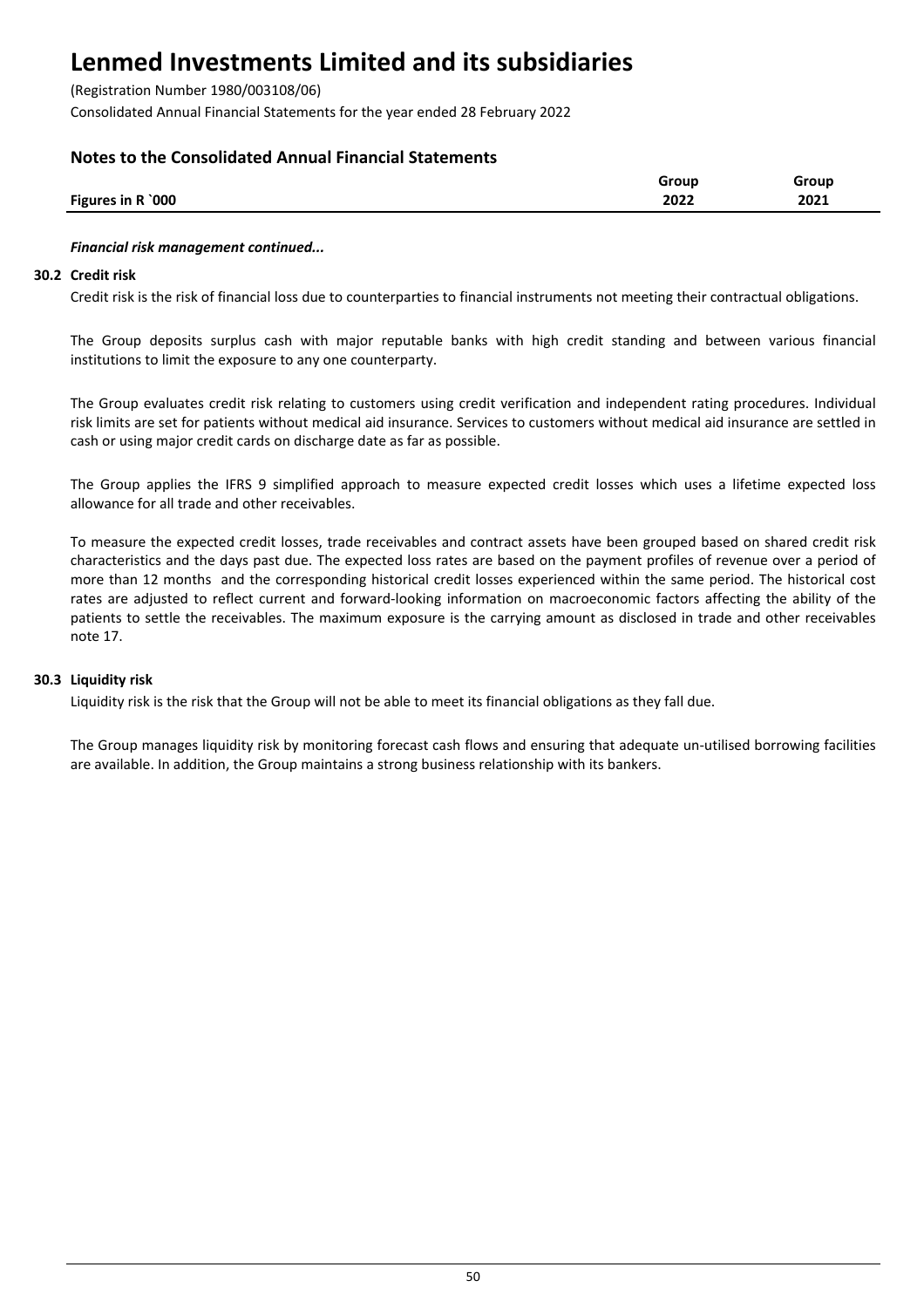# Lenmed Investments Limited and its subsidiaries

(Registration Number 1980/003108/06)

Consolidated Annual Financial Statements for the year ended 28 February 2022

## Notes to the Consolidated Annual Financial Statements

| Figures in R `000 | Group 2022 | Group 2021 |
|---|---|---|

***Financial risk management continued...***

### 30.2 Credit risk

Credit risk is the risk of financial loss due to counterparties to financial instruments not meeting their contractual obligations.

The Group deposits surplus cash with major reputable banks with high credit standing and between various financial institutions to limit the exposure to any one counterparty.

The Group evaluates credit risk relating to customers using credit verification and independent rating procedures. Individual risk limits are set for patients without medical aid insurance. Services to customers without medical aid insurance are settled in cash or using major credit cards on discharge date as far as possible.

The Group applies the IFRS 9 simplified approach to measure expected credit losses which uses a lifetime expected loss allowance for all trade and other receivables.

To measure the expected credit losses, trade receivables and contract assets have been grouped based on shared credit risk characteristics and the days past due. The expected loss rates are based on the payment profiles of revenue over a period of more than 12 months and the corresponding historical credit losses experienced within the same period. The historical cost rates are adjusted to reflect current and forward-looking information on macroeconomic factors affecting the ability of the patients to settle the receivables. The maximum exposure is the carrying amount as disclosed in trade and other receivables note 17.

### 30.3 Liquidity risk

Liquidity risk is the risk that the Group will not be able to meet its financial obligations as they fall due.

The Group manages liquidity risk by monitoring forecast cash flows and ensuring that adequate un-utilised borrowing facilities are available. In addition, the Group maintains a strong business relationship with its bankers.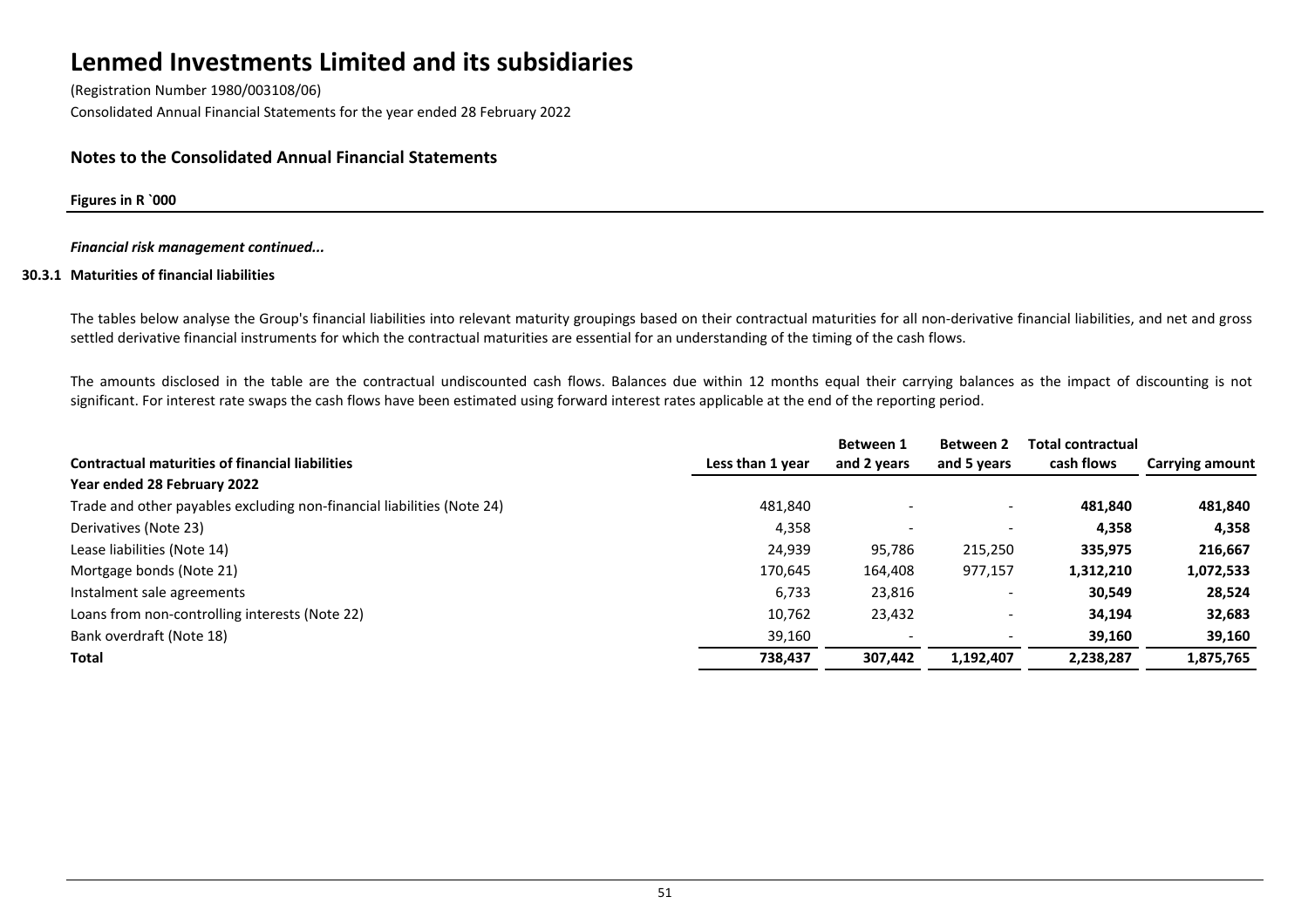# Lenmed Investments Limited and its subsidiaries

(Registration Number 1980/003108/06)

Consolidated Annual Financial Statements for the year ended 28 February 2022

## Notes to the Consolidated Annual Financial Statements

**Figures in R `000**

***Financial risk management continued...***

### 30.3.1 Maturities of financial liabilities

The tables below analyse the Group's financial liabilities into relevant maturity groupings based on their contractual maturities for all non-derivative financial liabilities, and net and gross settled derivative financial instruments for which the contractual maturities are essential for an understanding of the timing of the cash flows.

The amounts disclosed in the table are the contractual undiscounted cash flows. Balances due within 12 months equal their carrying balances as the impact of discounting is not significant. For interest rate swaps the cash flows have been estimated using forward interest rates applicable at the end of the reporting period.

| Contractual maturities of financial liabilities | Less than 1 year | Between 1 and 2 years | Between 2 and 5 years | Total contractual cash flows | Carrying amount |
|---|---|---|---|---|---|
| **Year ended 28 February 2022** | | | | | |
| Trade and other payables excluding non-financial liabilities (Note 24) | 481,840 | - | - | **481,840** | **481,840** |
| Derivatives (Note 23) | 4,358 | - | - | **4,358** | **4,358** |
| Lease liabilities (Note 14) | 24,939 | 95,786 | 215,250 | **335,975** | **216,667** |
| Mortgage bonds (Note 21) | 170,645 | 164,408 | 977,157 | **1,312,210** | **1,072,533** |
| Instalment sale agreements | 6,733 | 23,816 | - | **30,549** | **28,524** |
| Loans from non-controlling interests (Note 22) | 10,762 | 23,432 | - | **34,194** | **32,683** |
| Bank overdraft (Note 18) | 39,160 | - | - | **39,160** | **39,160** |
| **Total** | **738,437** | **307,442** | **1,192,407** | **2,238,287** | **1,875,765** |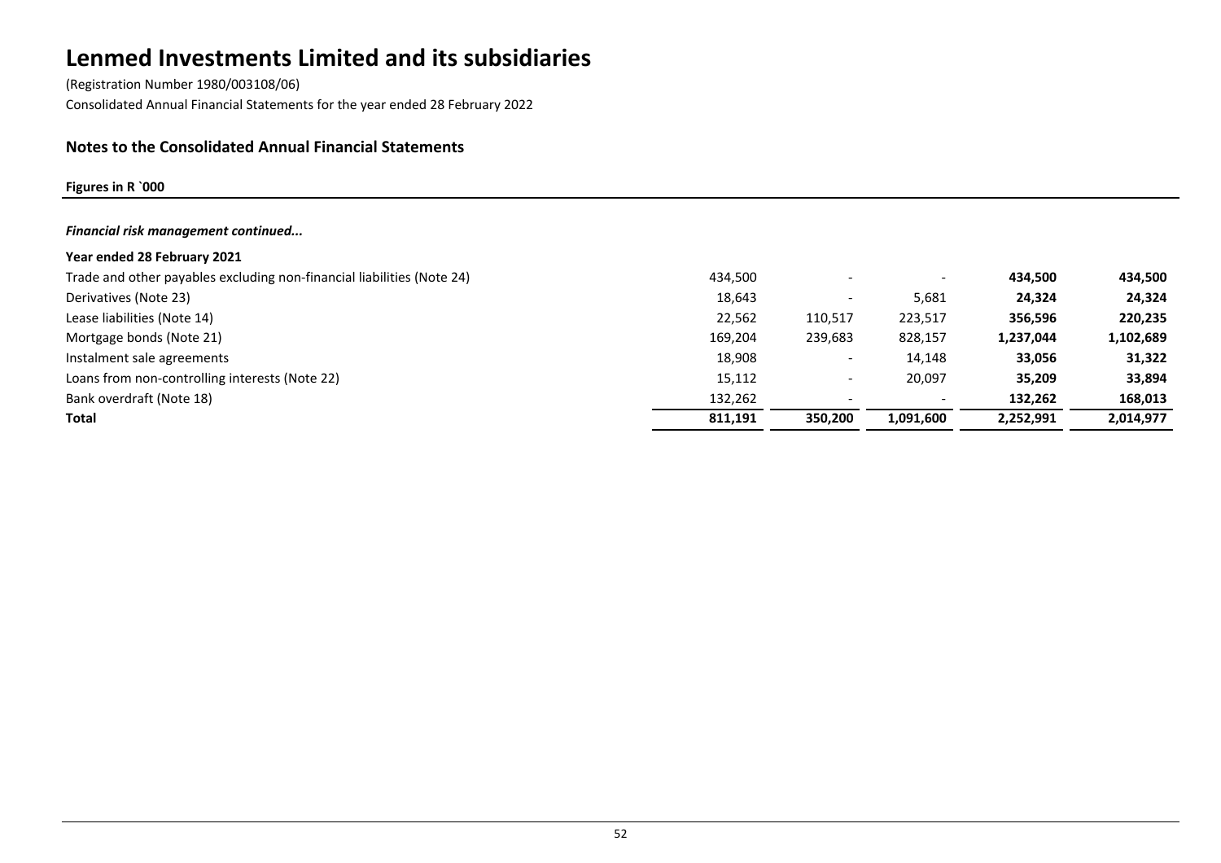# Lenmed Investments Limited and its subsidiaries

(Registration Number 1980/003108/06)

Consolidated Annual Financial Statements for the year ended 28 February 2022

## Notes to the Consolidated Annual Financial Statements

**Figures in R `000**

***Financial risk management continued...***

| **Year ended 28 February 2021** | | | | | |
|---|---|---|---|---|---|
| Trade and other payables excluding non-financial liabilities (Note 24) | 434,500 | - | - | **434,500** | **434,500** |
| Derivatives (Note 23) | 18,643 | - | 5,681 | **24,324** | **24,324** |
| Lease liabilities (Note 14) | 22,562 | 110,517 | 223,517 | **356,596** | **220,235** |
| Mortgage bonds (Note 21) | 169,204 | 239,683 | 828,157 | **1,237,044** | **1,102,689** |
| Instalment sale agreements | 18,908 | - | 14,148 | **33,056** | **31,322** |
| Loans from non-controlling interests (Note 22) | 15,112 | - | 20,097 | **35,209** | **33,894** |
| Bank overdraft (Note 18) | 132,262 | - | - | **132,262** | **168,013** |
| **Total** | **811,191** | **350,200** | **1,091,600** | **2,252,991** | **2,014,977** |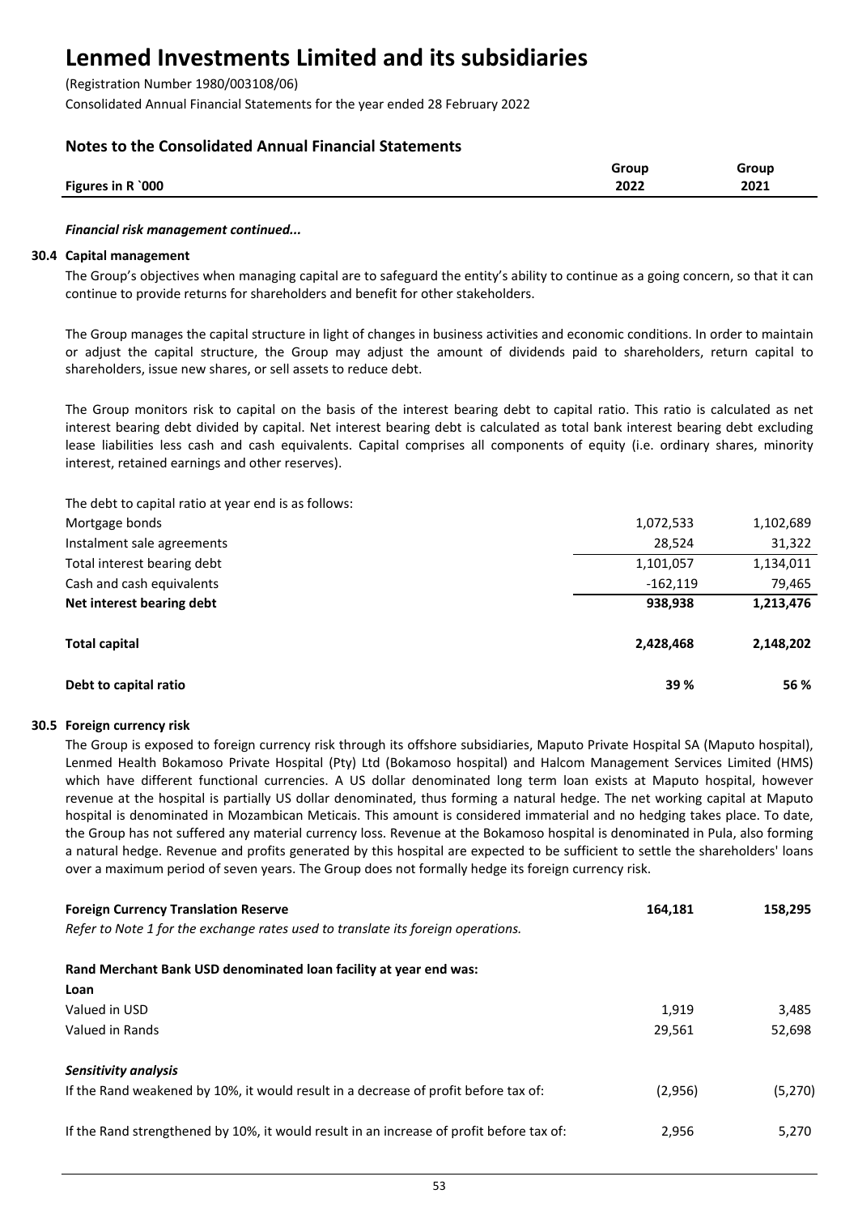# Lenmed Investments Limited and its subsidiaries

(Registration Number 1980/003108/06)
Consolidated Annual Financial Statements for the year ended 28 February 2022

## Notes to the Consolidated Annual Financial Statements

| Figures in R `000 | Group 2022 | Group 2021 |
|---|---|---|

*Financial risk management continued...*

### 30.4 Capital management

The Group's objectives when managing capital are to safeguard the entity's ability to continue as a going concern, so that it can continue to provide returns for shareholders and benefit for other stakeholders.

The Group manages the capital structure in light of changes in business activities and economic conditions. In order to maintain or adjust the capital structure, the Group may adjust the amount of dividends paid to shareholders, return capital to shareholders, issue new shares, or sell assets to reduce debt.

The Group monitors risk to capital on the basis of the interest bearing debt to capital ratio. This ratio is calculated as net interest bearing debt divided by capital. Net interest bearing debt is calculated as total bank interest bearing debt excluding lease liabilities less cash and cash equivalents. Capital comprises all components of equity (i.e. ordinary shares, minority interest, retained earnings and other reserves).

The debt to capital ratio at year end is as follows:

| | Group 2022 | Group 2021 |
|---|---|---|
| Mortgage bonds | 1,072,533 | 1,102,689 |
| Instalment sale agreements | 28,524 | 31,322 |
| Total interest bearing debt | 1,101,057 | 1,134,011 |
| Cash and cash equivalents | -162,119 | 79,465 |
| **Net interest bearing debt** | **938,938** | **1,213,476** |
| **Total capital** | **2,428,468** | **2,148,202** |
| **Debt to capital ratio** | **39 %** | **56 %** |

### 30.5 Foreign currency risk

The Group is exposed to foreign currency risk through its offshore subsidiaries, Maputo Private Hospital SA (Maputo hospital), Lenmed Health Bokamoso Private Hospital (Pty) Ltd (Bokamoso hospital) and Halcom Management Services Limited (HMS) which have different functional currencies. A US dollar denominated long term loan exists at Maputo hospital, however revenue at the hospital is partially US dollar denominated, thus forming a natural hedge. The net working capital at Maputo hospital is denominated in Mozambican Meticais. This amount is considered immaterial and no hedging takes place. To date, the Group has not suffered any material currency loss. Revenue at the Bokamoso hospital is denominated in Pula, also forming a natural hedge. Revenue and profits generated by this hospital are expected to be sufficient to settle the shareholders' loans over a maximum period of seven years. The Group does not formally hedge its foreign currency risk.

| | Group 2022 | Group 2021 |
|---|---|---|
| **Foreign Currency Translation Reserve** | **164,181** | **158,295** |
| *Refer to Note 1 for the exchange rates used to translate its foreign operations.* | | |
| **Rand Merchant Bank USD denominated loan facility at year end was:** | | |
| **Loan** | | |
| Valued in USD | 1,919 | 3,485 |
| Valued in Rands | 29,561 | 52,698 |
| ***Sensitivity analysis*** | | |
| If the Rand weakened by 10%, it would result in a decrease of profit before tax of: | (2,956) | (5,270) |
| If the Rand strengthened by 10%, it would result in an increase of profit before tax of: | 2,956 | 5,270 |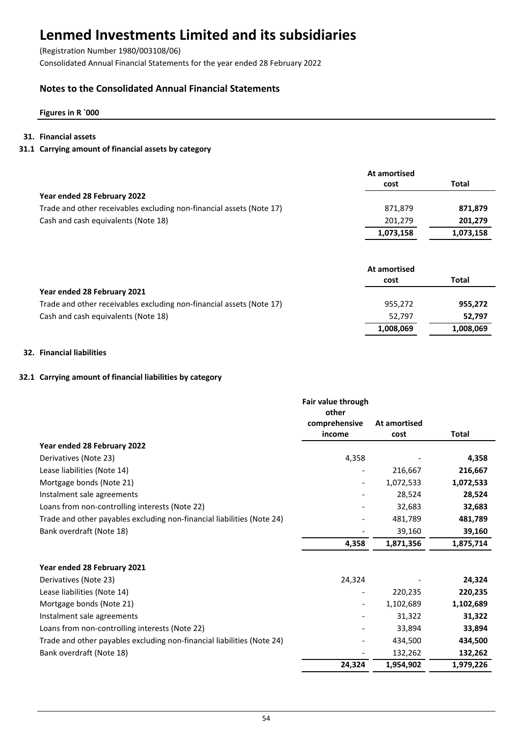# Lenmed Investments Limited and its subsidiaries

(Registration Number 1980/003108/06)

Consolidated Annual Financial Statements for the year ended 28 February 2022

## Notes to the Consolidated Annual Financial Statements

**Figures in R `000**

### 31. Financial assets

#### 31.1 Carrying amount of financial assets by category

| | At amortised cost | Total |
|---|---|---|
| **Year ended 28 February 2022** | | |
| Trade and other receivables excluding non-financial assets (Note 17) | 871,879 | **871,879** |
| Cash and cash equivalents (Note 18) | 201,279 | **201,279** |
| | **1,073,158** | **1,073,158** |

| | At amortised cost | Total |
|---|---|---|
| **Year ended 28 February 2021** | | |
| Trade and other receivables excluding non-financial assets (Note 17) | 955,272 | **955,272** |
| Cash and cash equivalents (Note 18) | 52,797 | **52,797** |
| | **1,008,069** | **1,008,069** |

### 32. Financial liabilities

#### 32.1 Carrying amount of financial liabilities by category

| | Fair value through other comprehensive income | At amortised cost | Total |
|---|---|---|---|
| **Year ended 28 February 2022** | | | |
| Derivatives (Note 23) | 4,358 | - | **4,358** |
| Lease liabilities (Note 14) | - | 216,667 | **216,667** |
| Mortgage bonds (Note 21) | - | 1,072,533 | **1,072,533** |
| Instalment sale agreements | - | 28,524 | **28,524** |
| Loans from non-controlling interests (Note 22) | - | 32,683 | **32,683** |
| Trade and other payables excluding non-financial liabilities (Note 24) | - | 481,789 | **481,789** |
| Bank overdraft (Note 18) | - | 39,160 | **39,160** |
| | **4,358** | **1,871,356** | **1,875,714** |
| **Year ended 28 February 2021** | | | |
| Derivatives (Note 23) | 24,324 | - | **24,324** |
| Lease liabilities (Note 14) | - | 220,235 | **220,235** |
| Mortgage bonds (Note 21) | - | 1,102,689 | **1,102,689** |
| Instalment sale agreements | - | 31,322 | **31,322** |
| Loans from non-controlling interests (Note 22) | - | 33,894 | **33,894** |
| Trade and other payables excluding non-financial liabilities (Note 24) | - | 434,500 | **434,500** |
| Bank overdraft (Note 18) | - | 132,262 | **132,262** |
| | **24,324** | **1,954,902** | **1,979,226** |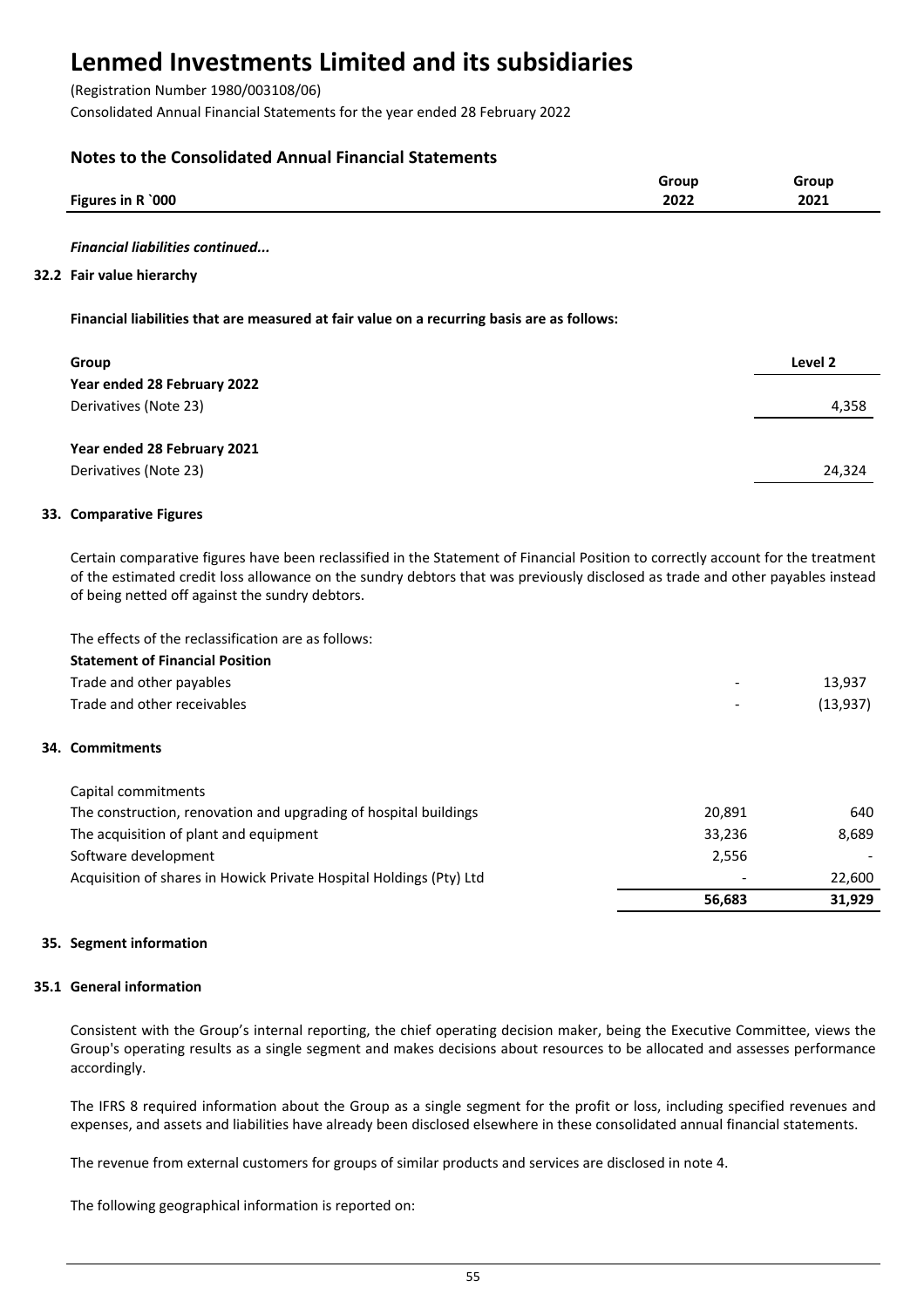# Lenmed Investments Limited and its subsidiaries

(Registration Number 1980/003108/06)

Consolidated Annual Financial Statements for the year ended 28 February 2022

## Notes to the Consolidated Annual Financial Statements

| Figures in R `000 | Group 2022 | Group 2021 |
|---|---|---|

*Financial liabilities continued...*

### 32.2 Fair value hierarchy

**Financial liabilities that are measured at fair value on a recurring basis are as follows:**

| Group | Level 2 |
|---|---|
| **Year ended 28 February 2022** | |
| Derivatives (Note 23) | 4,358 |
| **Year ended 28 February 2021** | |
| Derivatives (Note 23) | 24,324 |

### 33. Comparative Figures

Certain comparative figures have been reclassified in the Statement of Financial Position to correctly account for the treatment of the estimated credit loss allowance on the sundry debtors that was previously disclosed as trade and other payables instead of being netted off against the sundry debtors.

The effects of the reclassification are as follows:

| **Statement of Financial Position** | 2022 | 2021 |
|---|---|---|
| Trade and other payables | - | 13,937 |
| Trade and other receivables | - | (13,937) |

### 34. Commitments

| Capital commitments | 2022 | 2021 |
|---|---|---|
| The construction, renovation and upgrading of hospital buildings | 20,891 | 640 |
| The acquisition of plant and equipment | 33,236 | 8,689 |
| Software development | 2,556 | - |
| Acquisition of shares in Howick Private Hospital Holdings (Pty) Ltd | - | 22,600 |
| | **56,683** | **31,929** |

### 35. Segment information

### 35.1 General information

Consistent with the Group's internal reporting, the chief operating decision maker, being the Executive Committee, views the Group's operating results as a single segment and makes decisions about resources to be allocated and assesses performance accordingly.

The IFRS 8 required information about the Group as a single segment for the profit or loss, including specified revenues and expenses, and assets and liabilities have already been disclosed elsewhere in these consolidated annual financial statements.

The revenue from external customers for groups of similar products and services are disclosed in note 4.

The following geographical information is reported on: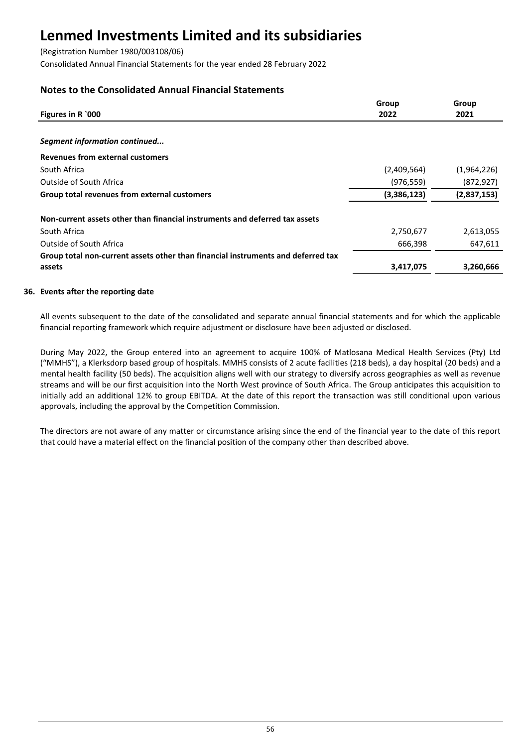# Lenmed Investments Limited and its subsidiaries

(Registration Number 1980/003108/06)

Consolidated Annual Financial Statements for the year ended 28 February 2022

## Notes to the Consolidated Annual Financial Statements

| Figures in R `000 | Group 2022 | Group 2021 |
|---|---|---|
| ***Segment information continued...*** | | |
| **Revenues from external customers** | | |
| South Africa | (2,409,564) | (1,964,226) |
| Outside of South Africa | (976,559) | (872,927) |
| **Group total revenues from external customers** | **(3,386,123)** | **(2,837,153)** |
| **Non-current assets other than financial instruments and deferred tax assets** | | |
| South Africa | 2,750,677 | 2,613,055 |
| Outside of South Africa | 666,398 | 647,611 |
| **Group total non-current assets other than financial instruments and deferred tax assets** | **3,417,075** | **3,260,666** |

### 36. Events after the reporting date

All events subsequent to the date of the consolidated and separate annual financial statements and for which the applicable financial reporting framework which require adjustment or disclosure have been adjusted or disclosed.

During May 2022, the Group entered into an agreement to acquire 100% of Matlosana Medical Health Services (Pty) Ltd ("MMHS"), a Klerksdorp based group of hospitals. MMHS consists of 2 acute facilities (218 beds), a day hospital (20 beds) and a mental health facility (50 beds). The acquisition aligns well with our strategy to diversify across geographies as well as revenue streams and will be our first acquisition into the North West province of South Africa. The Group anticipates this acquisition to initially add an additional 12% to group EBITDA. At the date of this report the transaction was still conditional upon various approvals, including the approval by the Competition Commission.

The directors are not aware of any matter or circumstance arising since the end of the financial year to the date of this report that could have a material effect on the financial position of the company other than described above.